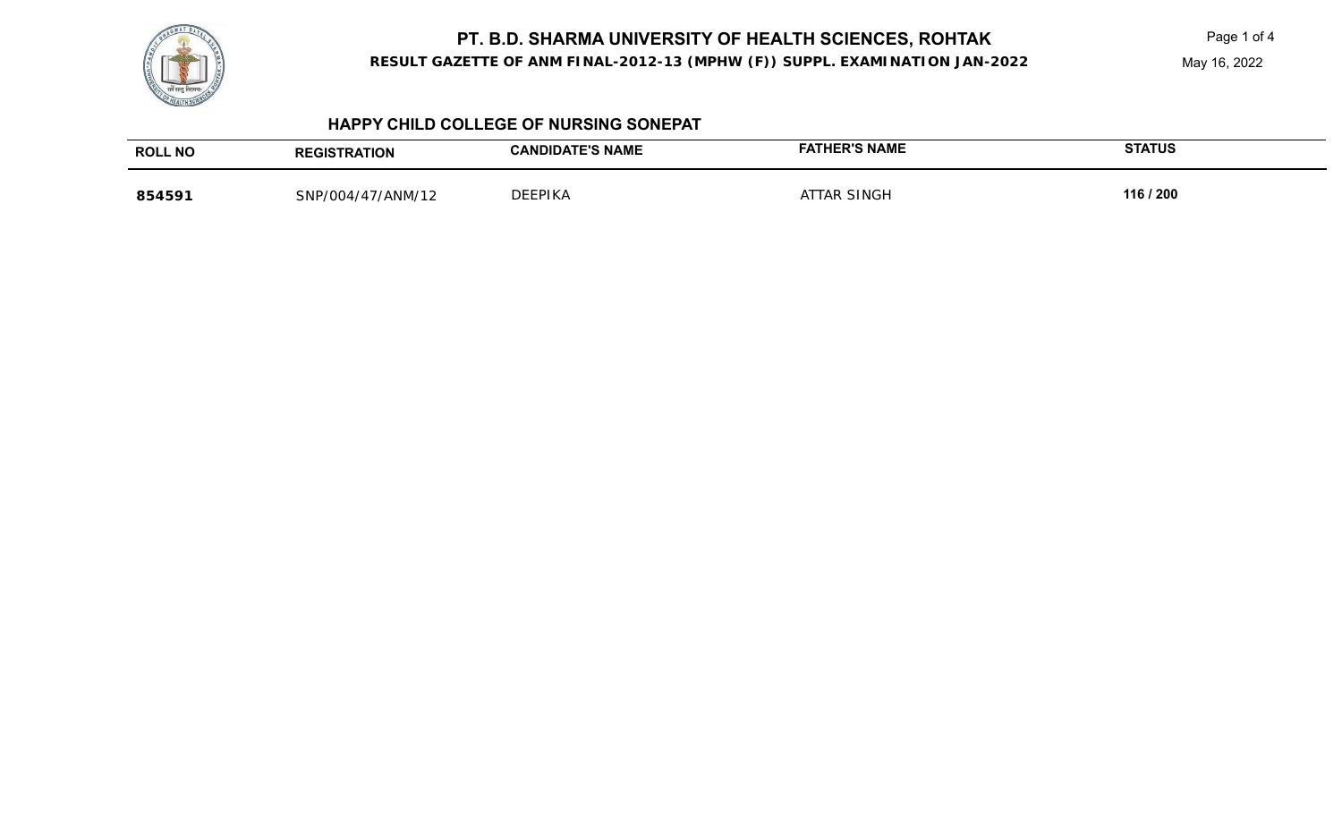# PT. B.D. SHARMA UNIVERSITY OF HEALTH SCIENCES, ROHTAK

**RESULT GAZETTE OF ANM FINAL-2012-13 (MPHW (F)) SUPPL. EXAMINATION JAN-2022**

May 16, 2022

## HAPPY CHILD COLLEGE OF NURSING SONEPAT

| ROLL NO | REGISTRATION | CANDIDATE'S NAME | FATHER'S NAME | STATUS |
|---|---|---|---|---|
| **854591** | SNP/004/47/ANM/12 | DEEPIKA | ATTAR SINGH | **116 / 200** |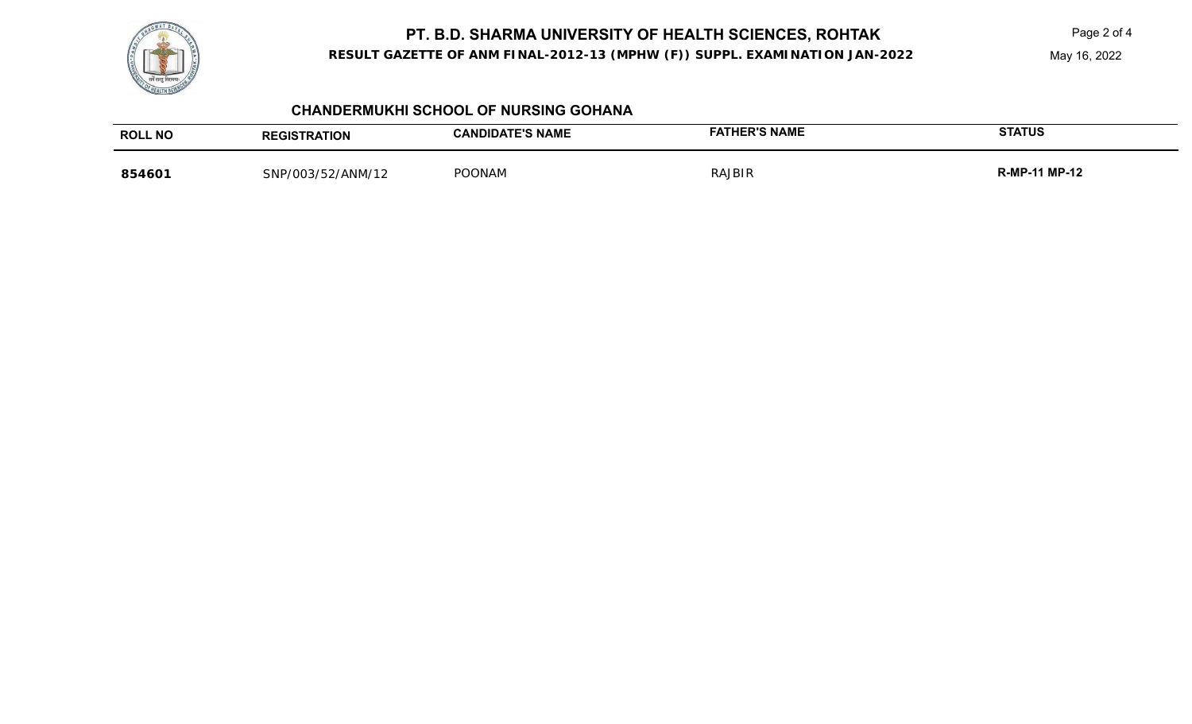# PT. B.D. SHARMA UNIVERSITY OF HEALTH SCIENCES, ROHTAK

**RESULT GAZETTE OF ANM FINAL-2012-13 (MPHW (F)) SUPPL. EXAMINATION JAN-2022**

May 16, 2022

## CHANDERMUKHI SCHOOL OF NURSING GOHANA

| ROLL NO | REGISTRATION | CANDIDATE'S NAME | FATHER'S NAME | STATUS |
|---|---|---|---|---|
| **854601** | SNP/003/52/ANM/12 | POONAM | RAJBIR | **R-MP-11 MP-12** |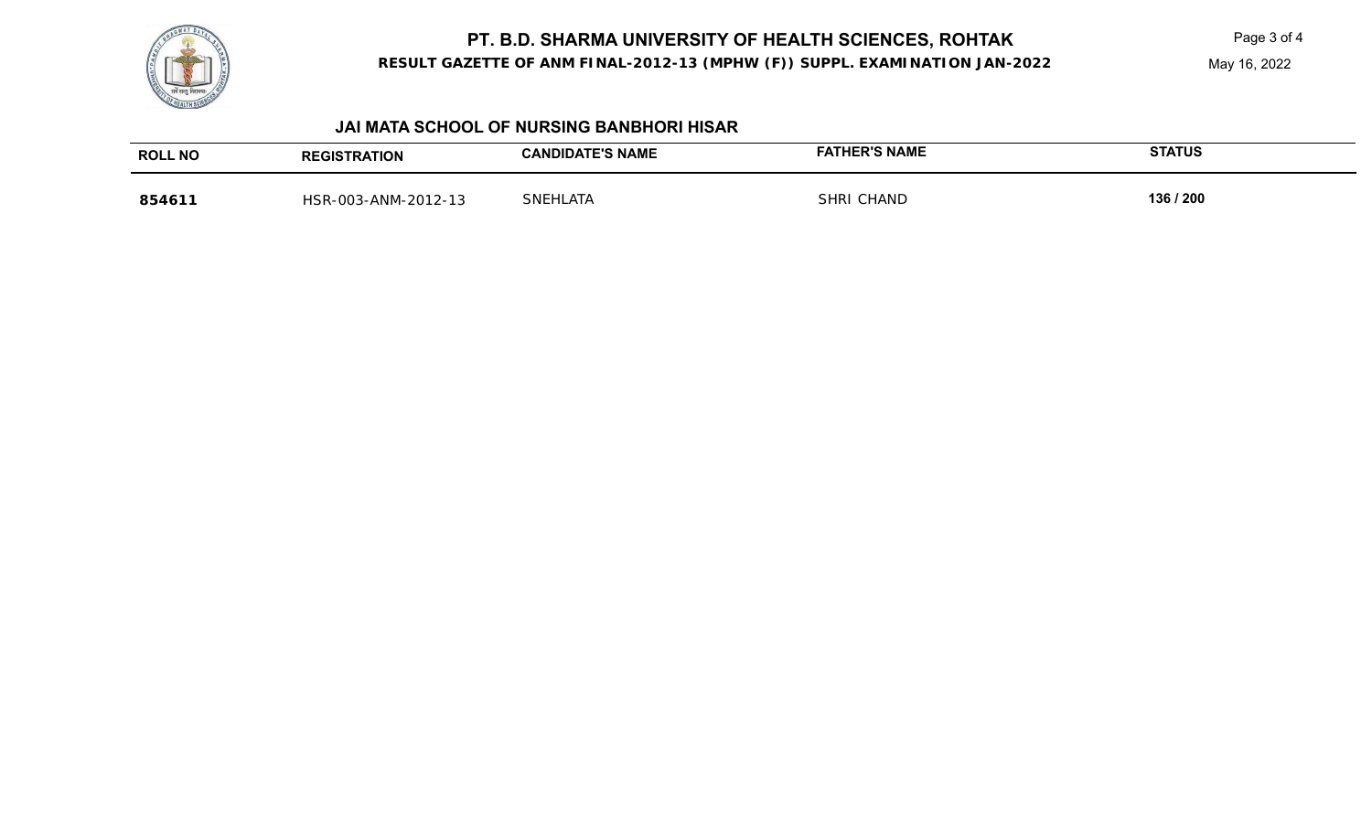## JAI MATA SCHOOL OF NURSING BANBHORI HISAR

| ROLL NO | REGISTRATION | CANDIDATE'S NAME | FATHER'S NAME | STATUS |
|---|---|---|---|---|
| 854611 | HSR-003-ANM-2012-13 | SNEHLATA | SHRI CHAND | 136 / 200 |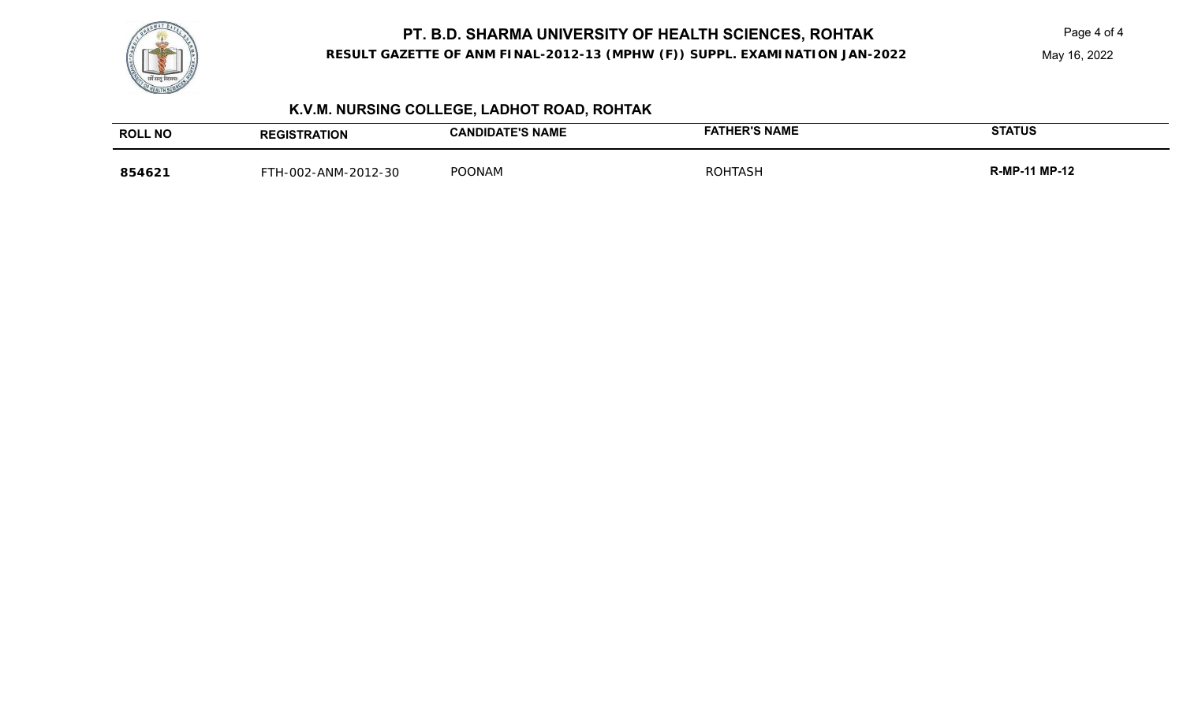# PT. B.D. SHARMA UNIVERSITY OF HEALTH SCIENCES, ROHTAK

**RESULT GAZETTE OF ANM FINAL-2012-13 (MPHW (F)) SUPPL. EXAMINATION JAN-2022**

May 16, 2022

## K.V.M. NURSING COLLEGE, LADHOT ROAD, ROHTAK

| ROLL NO | REGISTRATION | CANDIDATE'S NAME | FATHER'S NAME | STATUS |
|---|---|---|---|---|
| **854621** | FTH-002-ANM-2012-30 | POONAM | ROHTASH | **R-MP-11 MP-12** |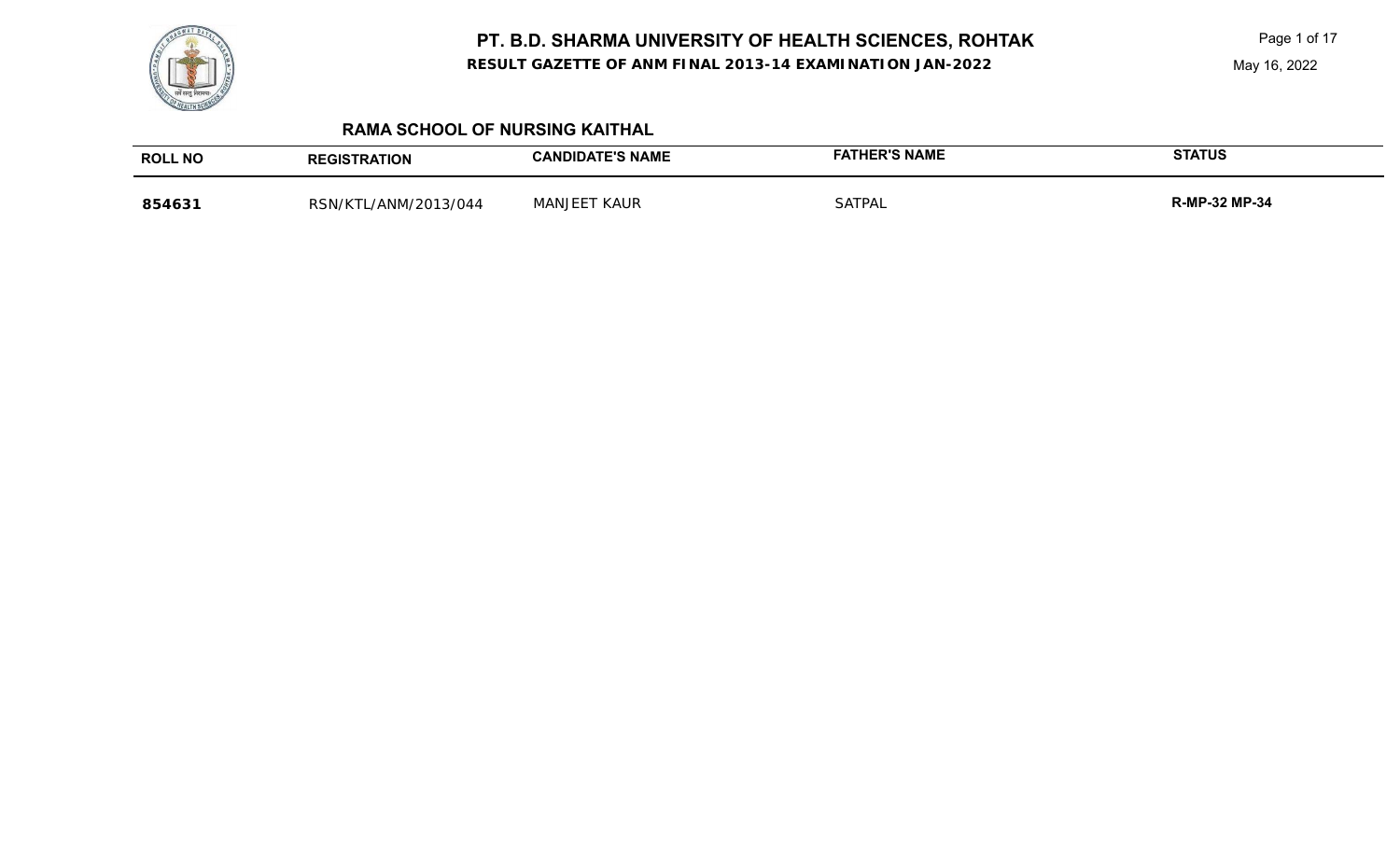# PT. B.D. SHARMA UNIVERSITY OF HEALTH SCIENCES, ROHTAK

**RESULT GAZETTE OF ANM FINAL 2013-14 EXAMINATION JAN-2022**

May 16, 2022

## RAMA SCHOOL OF NURSING KAITHAL

| ROLL NO | REGISTRATION | CANDIDATE'S NAME | FATHER'S NAME | STATUS |
|---|---|---|---|---|
| **854631** | RSN/KTL/ANM/2013/044 | MANJEET KAUR | SATPAL | **R-MP-32 MP-34** |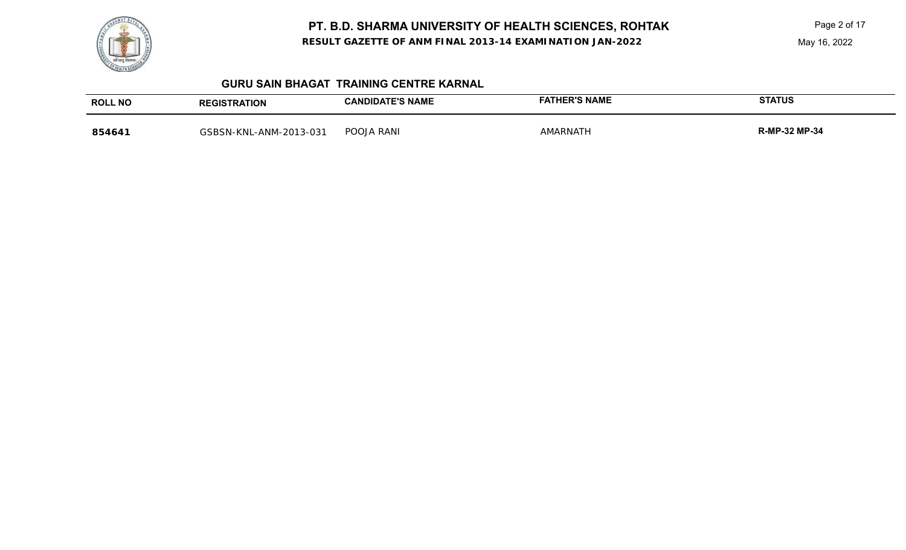# PT. B.D. SHARMA UNIVERSITY OF HEALTH SCIENCES, ROHTAK

**RESULT GAZETTE OF ANM FINAL 2013-14 EXAMINATION JAN-2022**

May 16, 2022

### GURU SAIN BHAGAT TRAINING CENTRE KARNAL

| ROLL NO | REGISTRATION | CANDIDATE'S NAME | FATHER'S NAME | STATUS |
|---|---|---|---|---|
| **854641** | GSBSN-KNL-ANM-2013-031 | POOJA RANI | AMARNATH | **R-MP-32 MP-34** |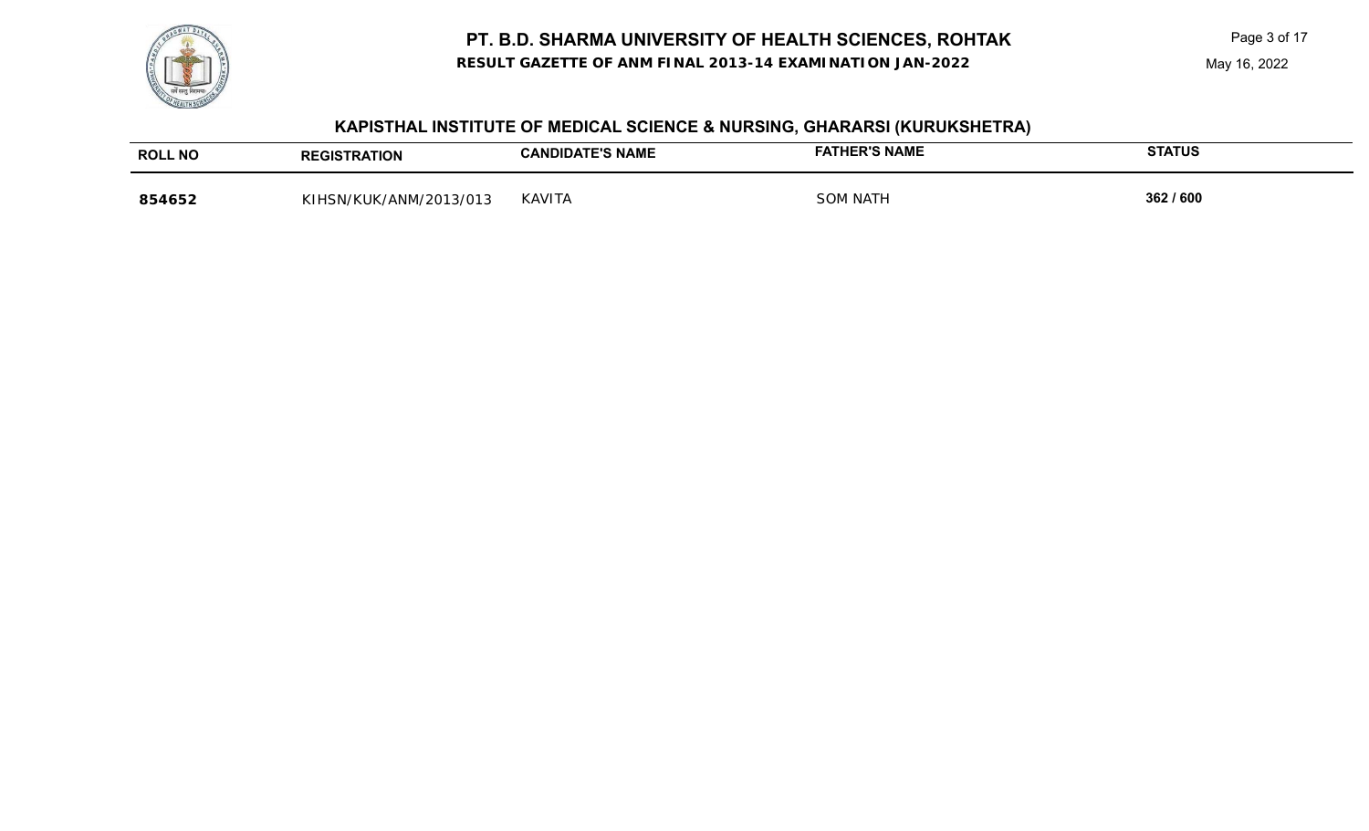# PT. B.D. SHARMA UNIVERSITY OF HEALTH SCIENCES, ROHTAK

**RESULT GAZETTE OF ANM FINAL 2013-14 EXAMINATION JAN-2022**

May 16, 2022

## KAPISTHAL INSTITUTE OF MEDICAL SCIENCE & NURSING, GHARARSI (KURUKSHETRA)

| ROLL NO | REGISTRATION | CANDIDATE'S NAME | FATHER'S NAME | STATUS |
|---|---|---|---|---|
| **854652** | KIHSN/KUK/ANM/2013/013 | KAVITA | SOM NATH | **362 / 600** |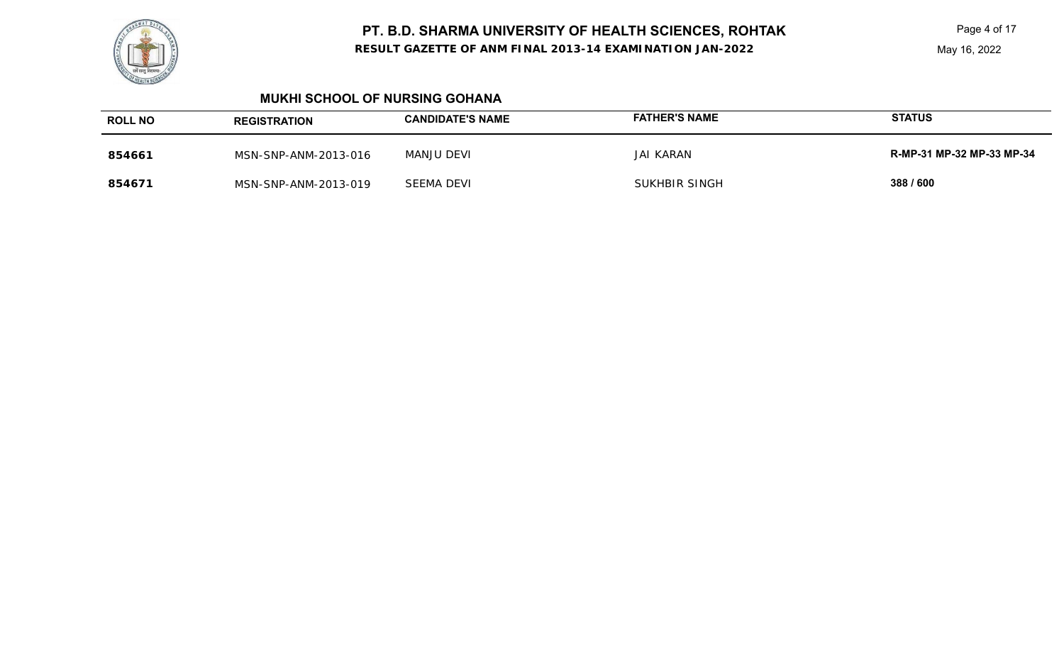# PT. B.D. SHARMA UNIVERSITY OF HEALTH SCIENCES, ROHTAK

**RESULT GAZETTE OF ANM FINAL 2013-14 EXAMINATION JAN-2022**

May 16, 2022

## MUKHI SCHOOL OF NURSING GOHANA

| ROLL NO | REGISTRATION | CANDIDATE'S NAME | FATHER'S NAME | STATUS |
|---|---|---|---|---|
| **854661** | MSN-SNP-ANM-2013-016 | MANJU DEVI | JAI KARAN | **R-MP-31 MP-32 MP-33 MP-34** |
| **854671** | MSN-SNP-ANM-2013-019 | SEEMA DEVI | SUKHBIR SINGH | **388 / 600** |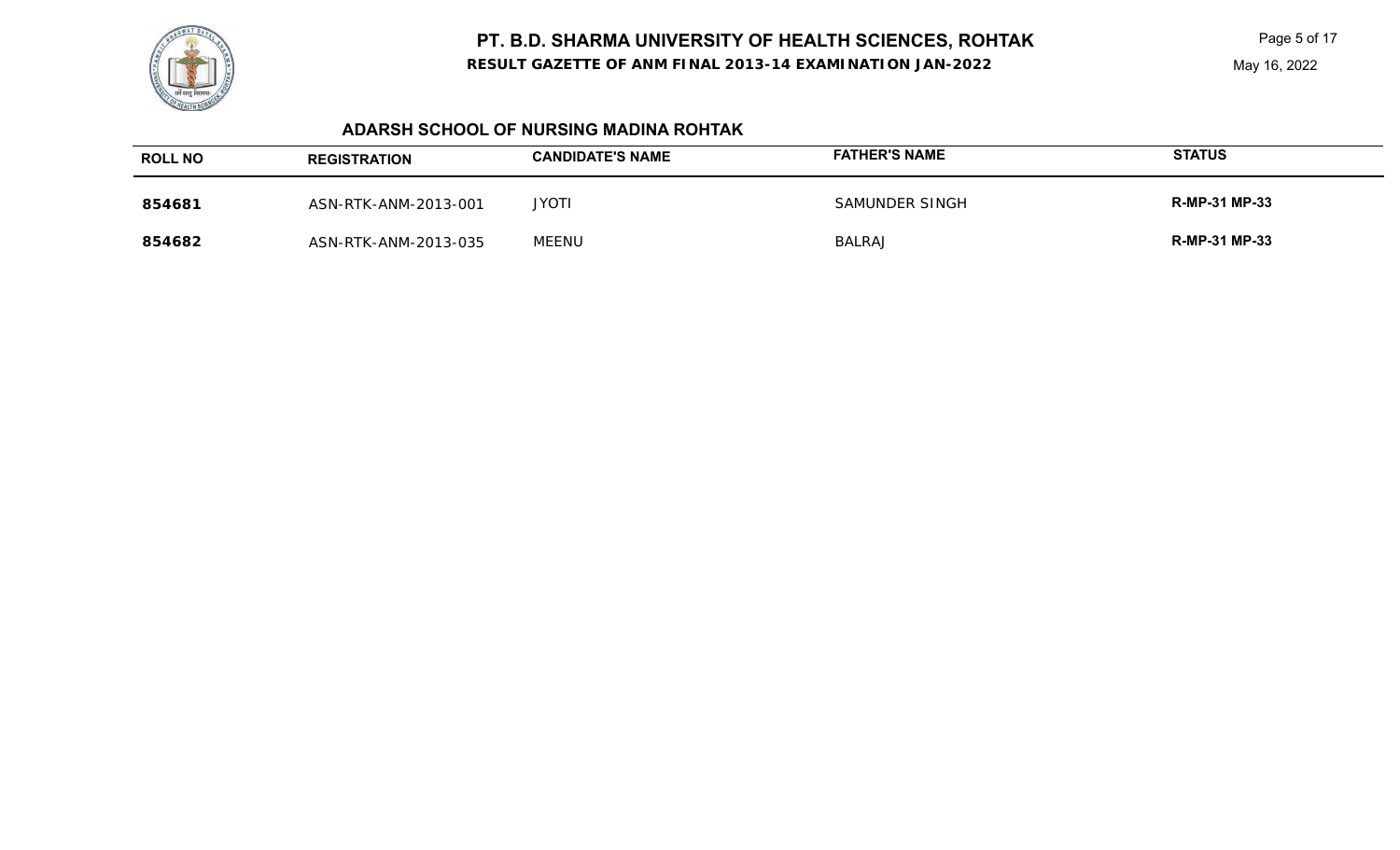# PT. B.D. SHARMA UNIVERSITY OF HEALTH SCIENCES, ROHTAK

**RESULT GAZETTE OF ANM FINAL 2013-14 EXAMINATION JAN-2022**

May 16, 2022

## ADARSH SCHOOL OF NURSING MADINA ROHTAK

| ROLL NO | REGISTRATION | CANDIDATE'S NAME | FATHER'S NAME | STATUS |
|---|---|---|---|---|
| **854681** | ASN-RTK-ANM-2013-001 | JYOTI | SAMUNDER SINGH | **R-MP-31 MP-33** |
| **854682** | ASN-RTK-ANM-2013-035 | MEENU | BALRAJ | **R-MP-31 MP-33** |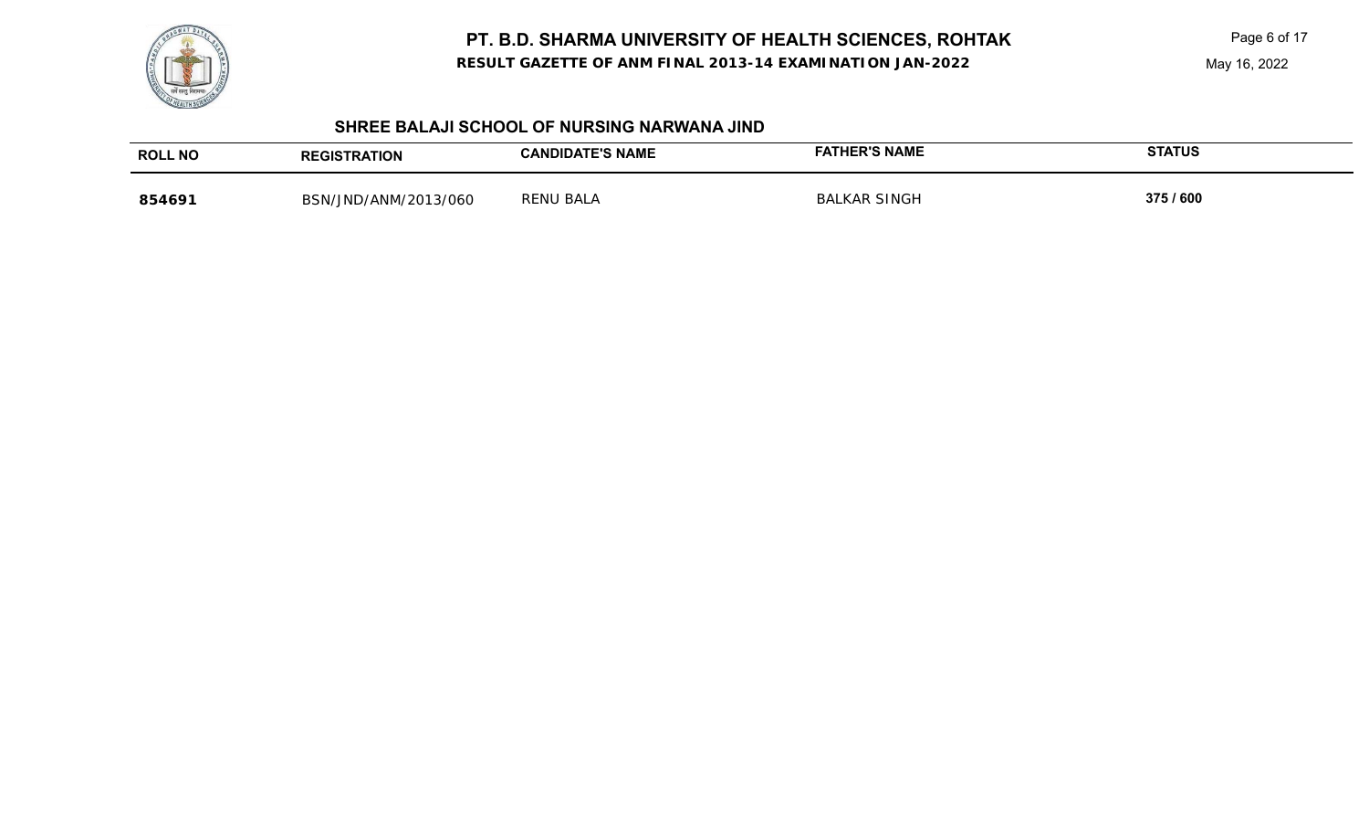# PT. B.D. SHARMA UNIVERSITY OF HEALTH SCIENCES, ROHTAK

**RESULT GAZETTE OF ANM FINAL 2013-14 EXAMINATION JAN-2022**

May 16, 2022

## SHREE BALAJI SCHOOL OF NURSING NARWANA JIND

| ROLL NO | REGISTRATION | CANDIDATE'S NAME | FATHER'S NAME | STATUS |
|---|---|---|---|---|
| **854691** | BSN/JND/ANM/2013/060 | RENU BALA | BALKAR SINGH | **375 / 600** |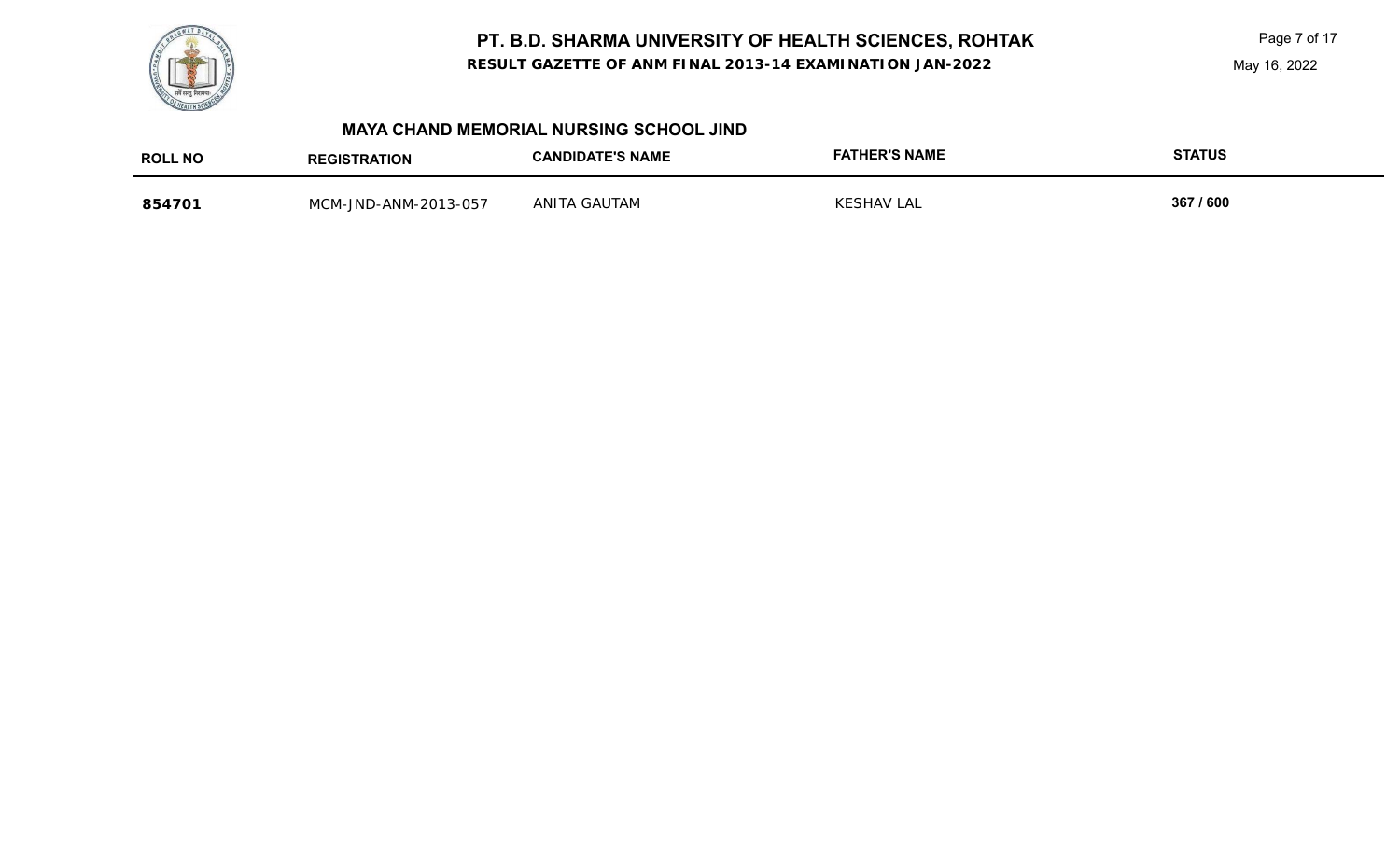# PT. B.D. SHARMA UNIVERSITY OF HEALTH SCIENCES, ROHTAK

**RESULT GAZETTE OF ANM FINAL 2013-14 EXAMINATION JAN-2022**

May 16, 2022

### MAYA CHAND MEMORIAL NURSING SCHOOL JIND

| ROLL NO | REGISTRATION | CANDIDATE'S NAME | FATHER'S NAME | STATUS |
|---|---|---|---|---|
| **854701** | MCM-JND-ANM-2013-057 | ANITA GAUTAM | KESHAV LAL | **367 / 600** |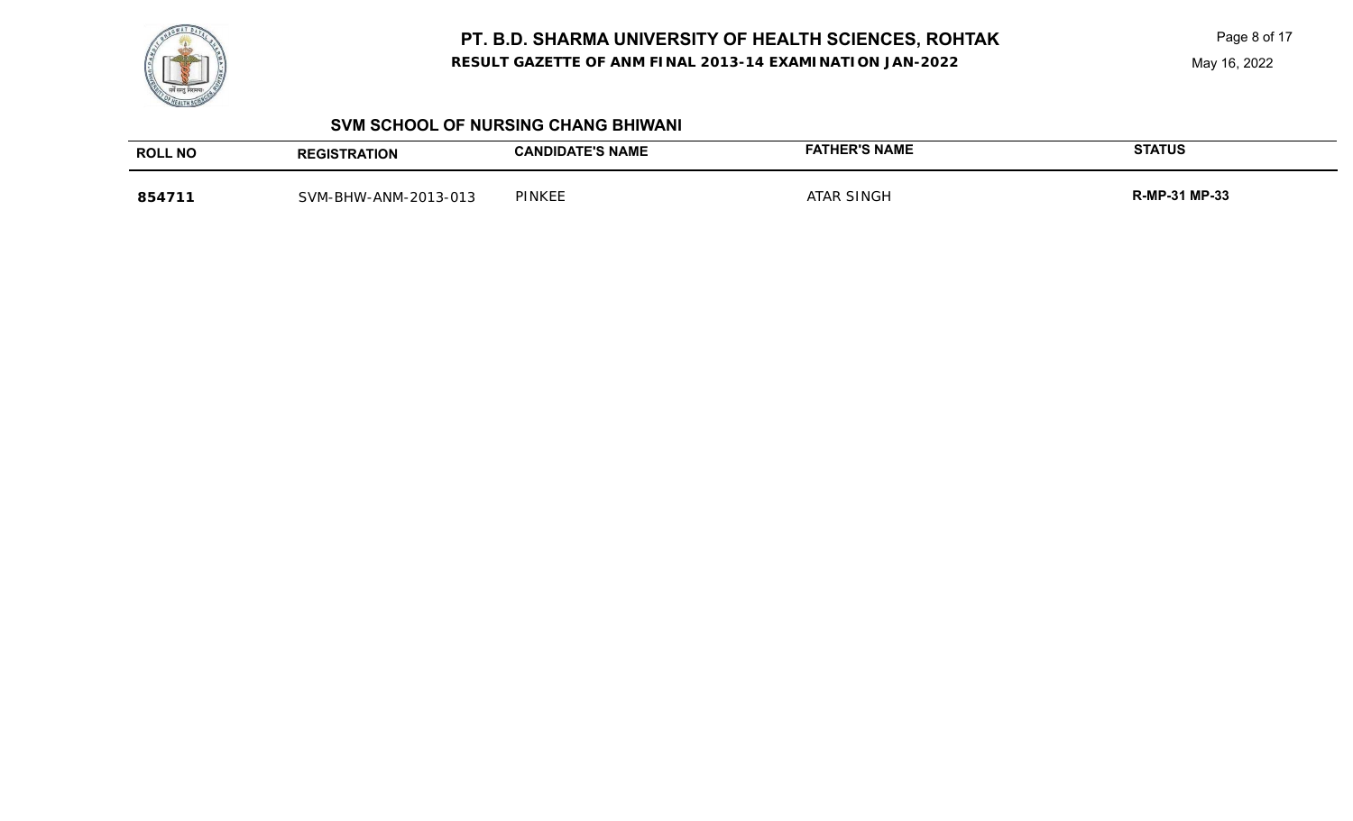# PT. B.D. SHARMA UNIVERSITY OF HEALTH SCIENCES, ROHTAK

**RESULT GAZETTE OF ANM FINAL 2013-14 EXAMINATION JAN-2022**

May 16, 2022

## SVM SCHOOL OF NURSING CHANG BHIWANI

| ROLL NO | REGISTRATION | CANDIDATE'S NAME | FATHER'S NAME | STATUS |
|---|---|---|---|---|
| **854711** | SVM-BHW-ANM-2013-013 | PINKEE | ATAR SINGH | **R-MP-31 MP-33** |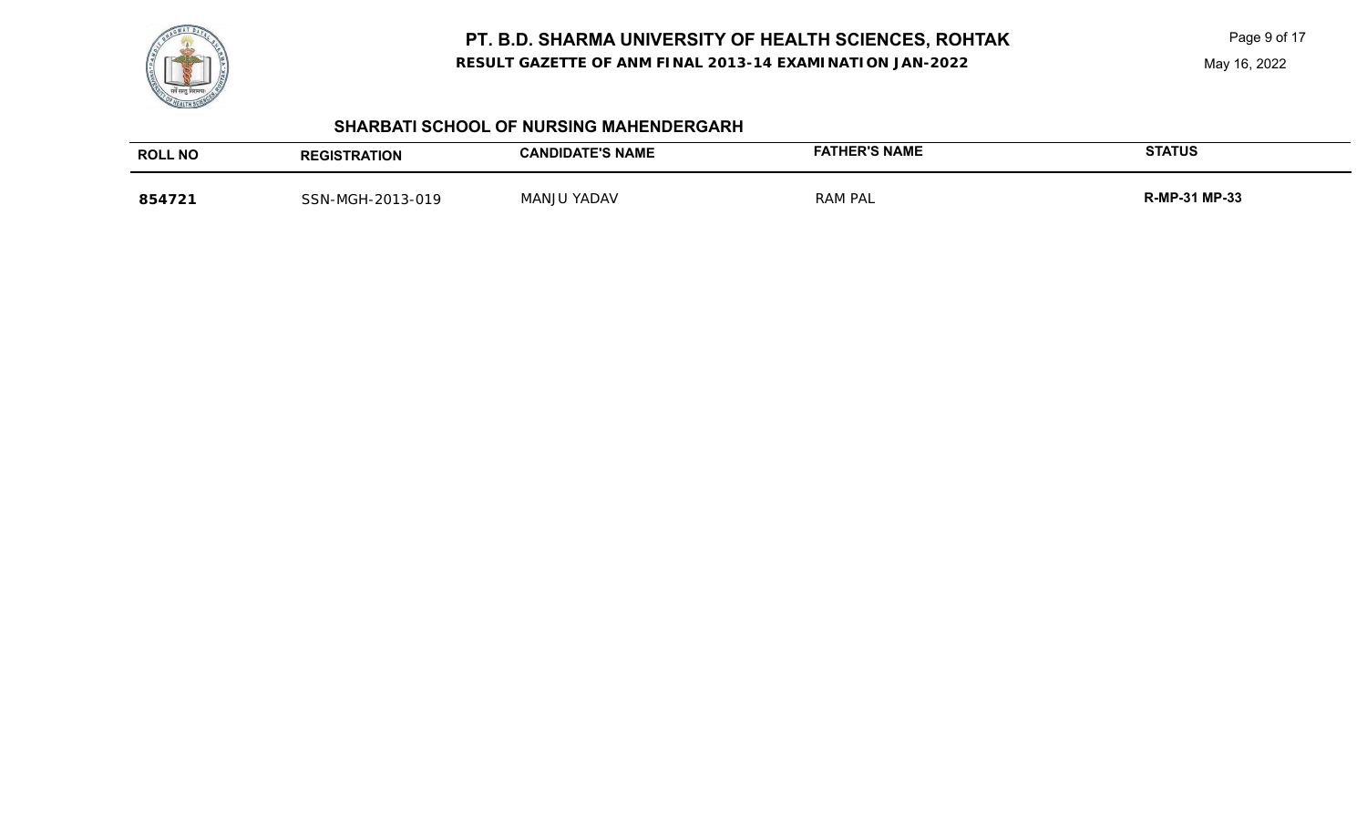# PT. B.D. SHARMA UNIVERSITY OF HEALTH SCIENCES, ROHTAK

**RESULT GAZETTE OF ANM FINAL 2013-14 EXAMINATION JAN-2022**

May 16, 2022

### SHARBATI SCHOOL OF NURSING MAHENDERGARH

| ROLL NO | REGISTRATION | CANDIDATE'S NAME | FATHER'S NAME | STATUS |
|---|---|---|---|---|
| **854721** | SSN-MGH-2013-019 | MANJU YADAV | RAM PAL | **R-MP-31 MP-33** |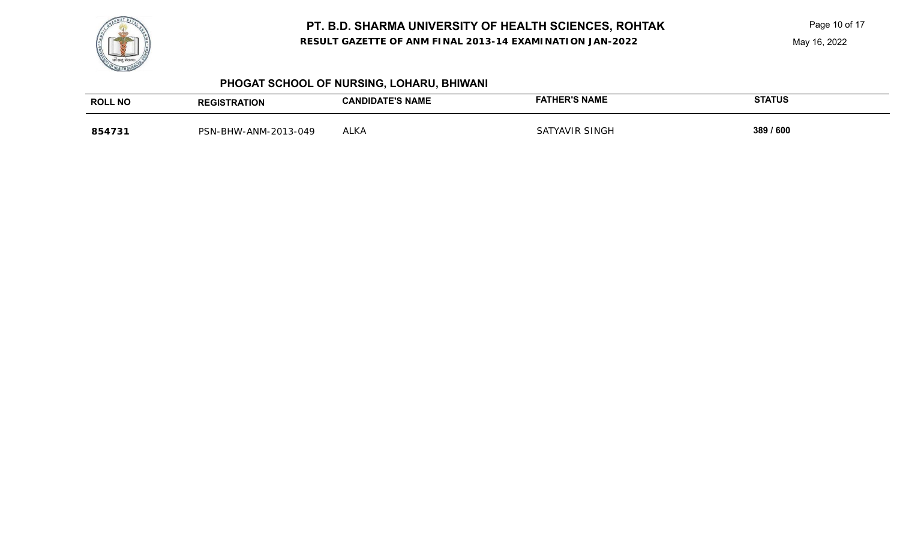# PT. B.D. SHARMA UNIVERSITY OF HEALTH SCIENCES, ROHTAK

**RESULT GAZETTE OF ANM FINAL 2013-14 EXAMINATION JAN-2022**

May 16, 2022

## PHOGAT SCHOOL OF NURSING, LOHARU, BHIWANI

| ROLL NO | REGISTRATION | CANDIDATE'S NAME | FATHER'S NAME | STATUS |
| --- | --- | --- | --- | --- |
| **854731** | PSN-BHW-ANM-2013-049 | ALKA | SATYAVIR SINGH | **389 / 600** |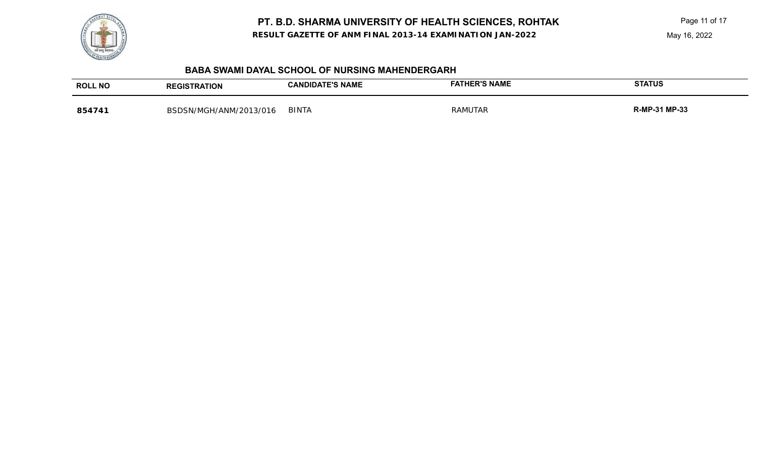# PT. B.D. SHARMA UNIVERSITY OF HEALTH SCIENCES, ROHTAK

**RESULT GAZETTE OF ANM FINAL 2013-14 EXAMINATION JAN-2022**

May 16, 2022

### BABA SWAMI DAYAL SCHOOL OF NURSING MAHENDERGARH

| ROLL NO | REGISTRATION | CANDIDATE'S NAME | FATHER'S NAME | STATUS |
|---|---|---|---|---|
| **854741** | BSDSN/MGH/ANM/2013/016 | BINTA | RAMUTAR | **R-MP-31 MP-33** |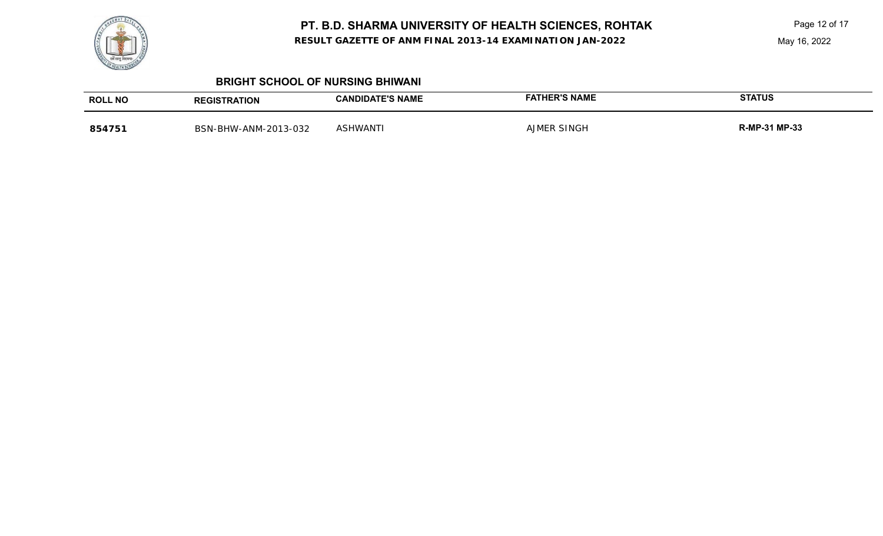# PT. B.D. SHARMA UNIVERSITY OF HEALTH SCIENCES, ROHTAK

**RESULT GAZETTE OF ANM FINAL 2013-14 EXAMINATION JAN-2022**

May 16, 2022

## BRIGHT SCHOOL OF NURSING BHIWANI

| ROLL NO | REGISTRATION | CANDIDATE'S NAME | FATHER'S NAME | STATUS |
|---|---|---|---|---|
| **854751** | BSN-BHW-ANM-2013-032 | ASHWANTI | AJMER SINGH | **R-MP-31 MP-33** |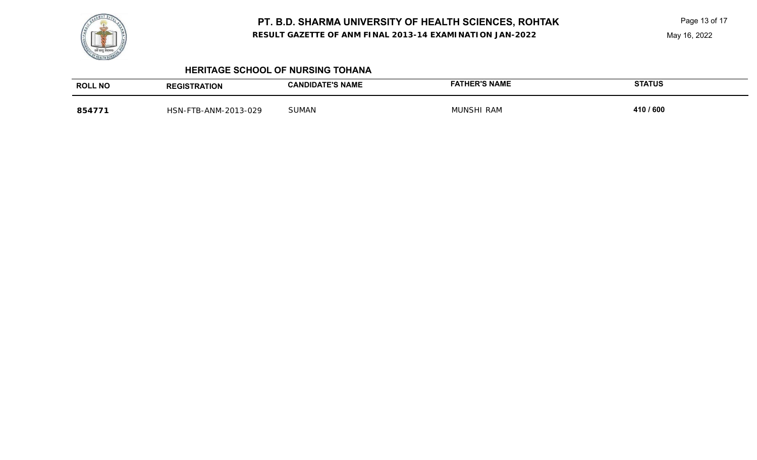# PT. B.D. SHARMA UNIVERSITY OF HEALTH SCIENCES, ROHTAK

**RESULT GAZETTE OF ANM FINAL 2013-14 EXAMINATION JAN-2022**

May 16, 2022

## HERITAGE SCHOOL OF NURSING TOHANA

| ROLL NO | REGISTRATION | CANDIDATE'S NAME | FATHER'S NAME | STATUS |
|---|---|---|---|---|
| **854771** | HSN-FTB-ANM-2013-029 | SUMAN | MUNSHI RAM | **410 / 600** |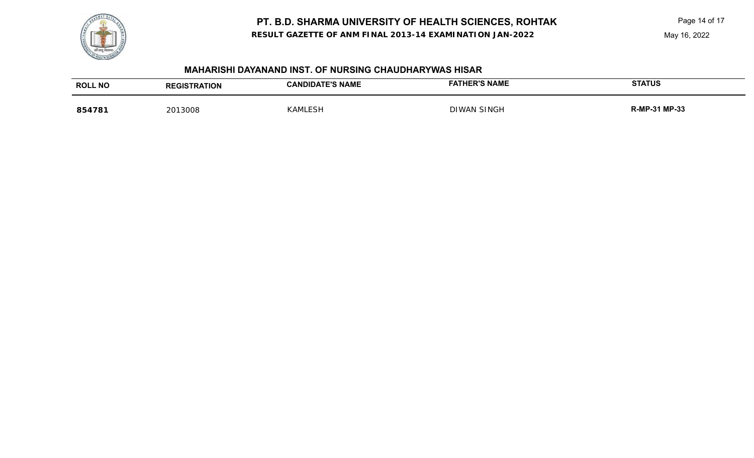# PT. B.D. SHARMA UNIVERSITY OF HEALTH SCIENCES, ROHTAK

**RESULT GAZETTE OF ANM FINAL 2013-14 EXAMINATION JAN-2022**

May 16, 2022

### MAHARISHI DAYANAND INST. OF NURSING CHAUDHARYWAS HISAR

| ROLL NO | REGISTRATION | CANDIDATE'S NAME | FATHER'S NAME | STATUS |
|---|---|---|---|---|
| **854781** | 2013008 | KAMLESH | DIWAN SINGH | **R-MP-31 MP-33** |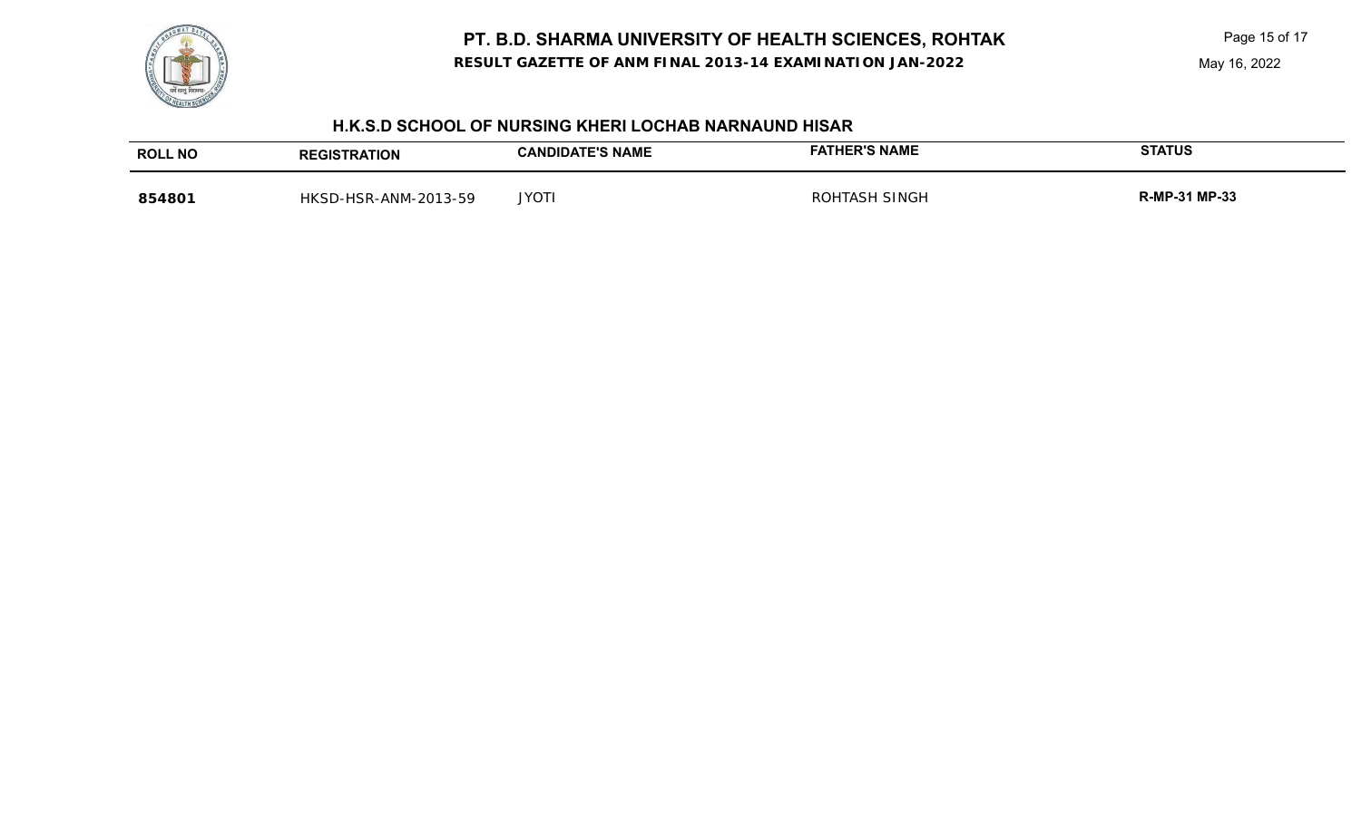# PT. B.D. SHARMA UNIVERSITY OF HEALTH SCIENCES, ROHTAK

**RESULT GAZETTE OF ANM FINAL 2013-14 EXAMINATION JAN-2022**

May 16, 2022

## H.K.S.D SCHOOL OF NURSING KHERI LOCHAB NARNAUND HISAR

| ROLL NO | REGISTRATION | CANDIDATE'S NAME | FATHER'S NAME | STATUS |
|---|---|---|---|---|
| **854801** | HKSD-HSR-ANM-2013-59 | JYOTI | ROHTASH SINGH | **R-MP-31 MP-33** |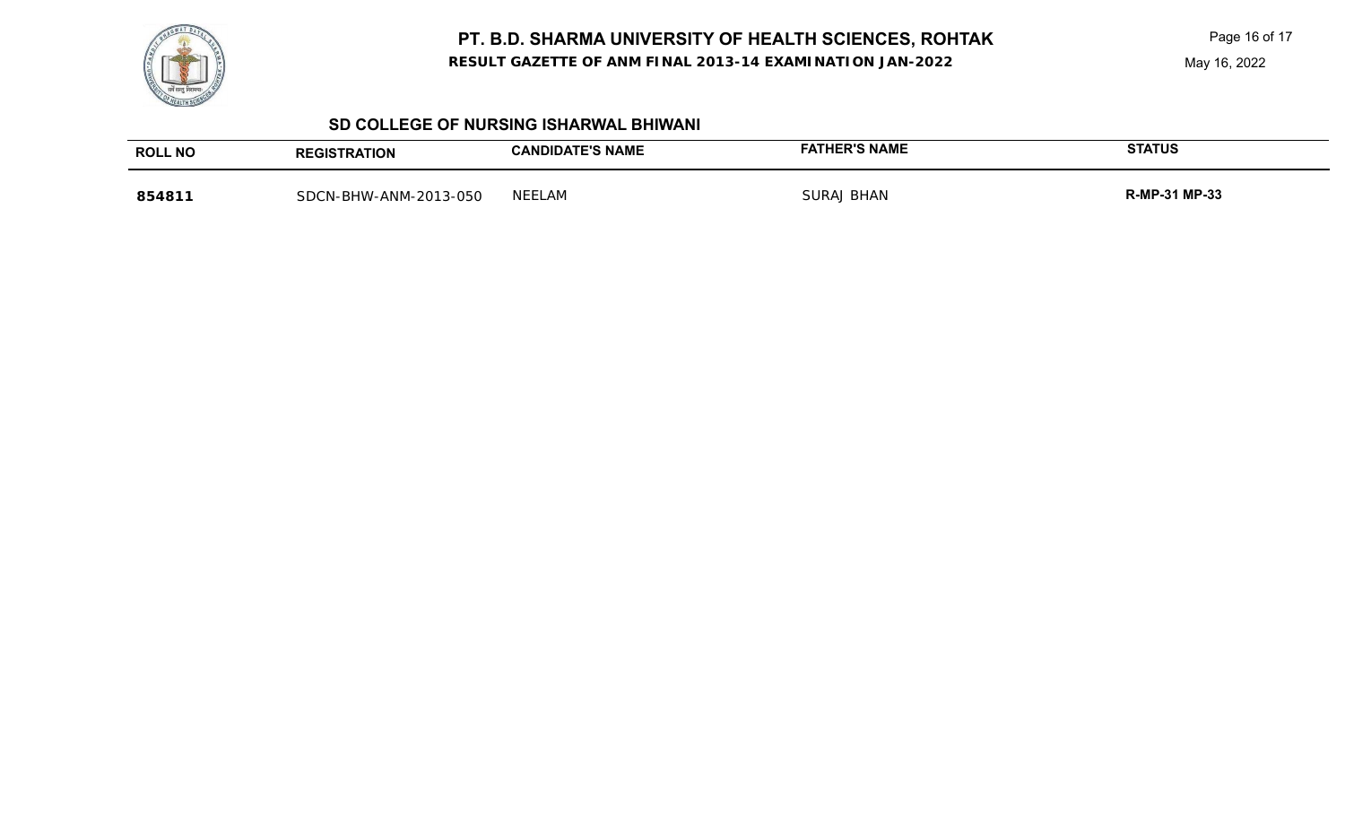# PT. B.D. SHARMA UNIVERSITY OF HEALTH SCIENCES, ROHTAK

**RESULT GAZETTE OF ANM FINAL 2013-14 EXAMINATION JAN-2022**

May 16, 2022

## SD COLLEGE OF NURSING ISHARWAL BHIWANI

| ROLL NO | REGISTRATION | CANDIDATE'S NAME | FATHER'S NAME | STATUS |
|---|---|---|---|---|
| **854811** | SDCN-BHW-ANM-2013-050 | NEELAM | SURAJ BHAN | **R-MP-31 MP-33** |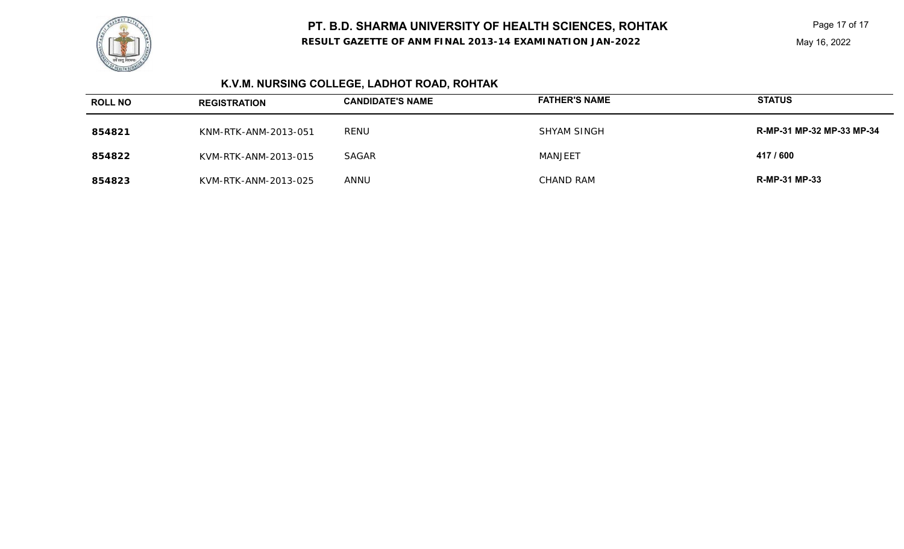# PT. B.D. SHARMA UNIVERSITY OF HEALTH SCIENCES, ROHTAK

**RESULT GAZETTE OF ANM FINAL 2013-14 EXAMINATION JAN-2022**

May 16, 2022

## K.V.M. NURSING COLLEGE, LADHOT ROAD, ROHTAK

| ROLL NO | REGISTRATION | CANDIDATE'S NAME | FATHER'S NAME | STATUS |
|---|---|---|---|---|
| **854821** | KNM-RTK-ANM-2013-051 | RENU | SHYAM SINGH | **R-MP-31 MP-32 MP-33 MP-34** |
| **854822** | KVM-RTK-ANM-2013-015 | SAGAR | MANJEET | **417 / 600** |
| **854823** | KVM-RTK-ANM-2013-025 | ANNU | CHAND RAM | **R-MP-31 MP-33** |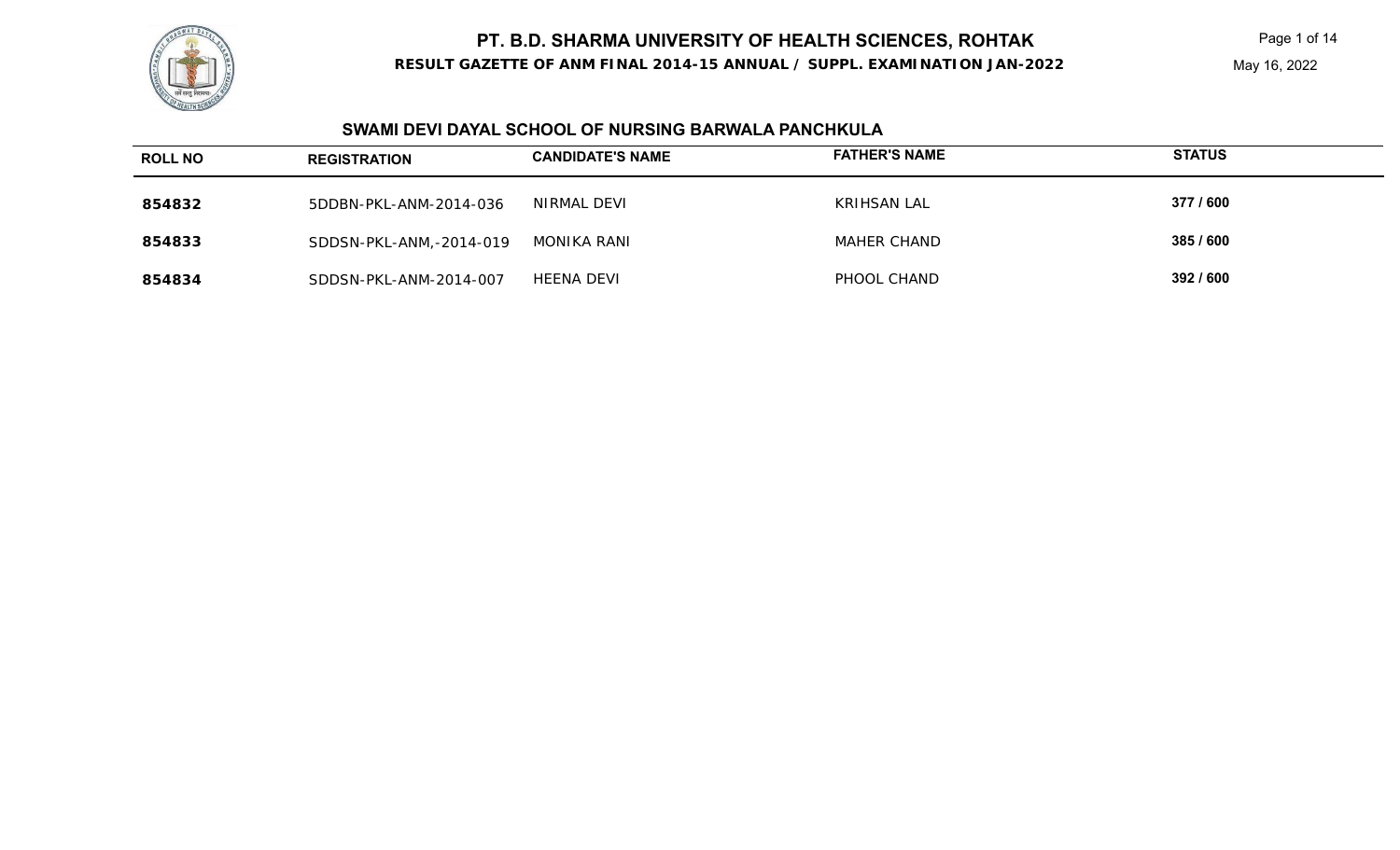# PT. B.D. SHARMA UNIVERSITY OF HEALTH SCIENCES, ROHTAK

**RESULT GAZETTE OF ANM FINAL 2014-15 ANNUAL / SUPPL. EXAMINATION JAN-2022**

May 16, 2022

## SWAMI DEVI DAYAL SCHOOL OF NURSING BARWALA PANCHKULA

| ROLL NO | REGISTRATION | CANDIDATE'S NAME | FATHER'S NAME | STATUS |
|---|---|---|---|---|
| **854832** | 5DDBN-PKL-ANM-2014-036 | NIRMAL DEVI | KRIHSAN LAL | **377 / 600** |
| **854833** | SDDSN-PKL-ANM,-2014-019 | MONIKA RANI | MAHER CHAND | **385 / 600** |
| **854834** | SDDSN-PKL-ANM-2014-007 | HEENA DEVI | PHOOL CHAND | **392 / 600** |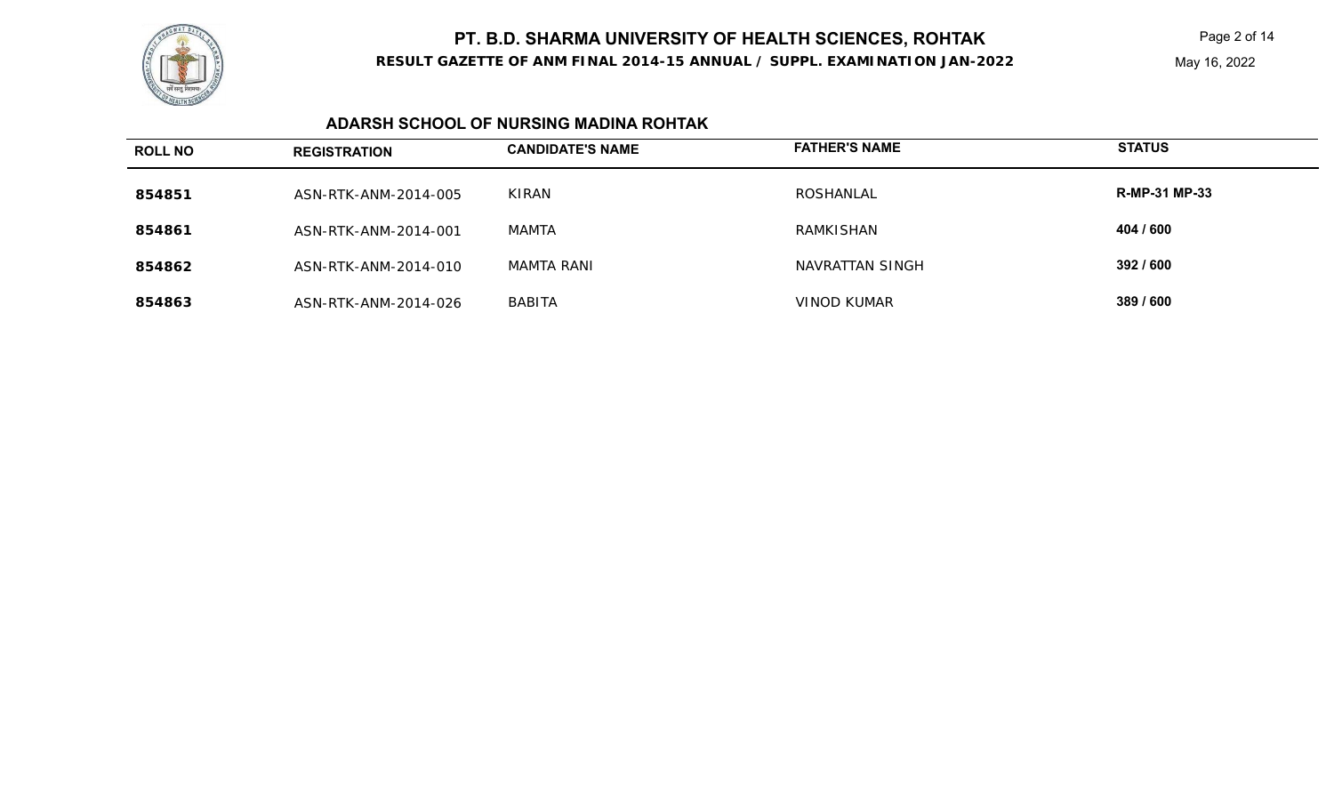# PT. B.D. SHARMA UNIVERSITY OF HEALTH SCIENCES, ROHTAK

**RESULT GAZETTE OF ANM FINAL 2014-15 ANNUAL / SUPPL. EXAMINATION JAN-2022**

May 16, 2022

## ADARSH SCHOOL OF NURSING MADINA ROHTAK

| ROLL NO | REGISTRATION | CANDIDATE'S NAME | FATHER'S NAME | STATUS |
|---|---|---|---|---|
| **854851** | ASN-RTK-ANM-2014-005 | KIRAN | ROSHANLAL | **R-MP-31 MP-33** |
| **854861** | ASN-RTK-ANM-2014-001 | MAMTA | RAMKISHAN | **404 / 600** |
| **854862** | ASN-RTK-ANM-2014-010 | MAMTA RANI | NAVRATTAN SINGH | **392 / 600** |
| **854863** | ASN-RTK-ANM-2014-026 | BABITA | VINOD KUMAR | **389 / 600** |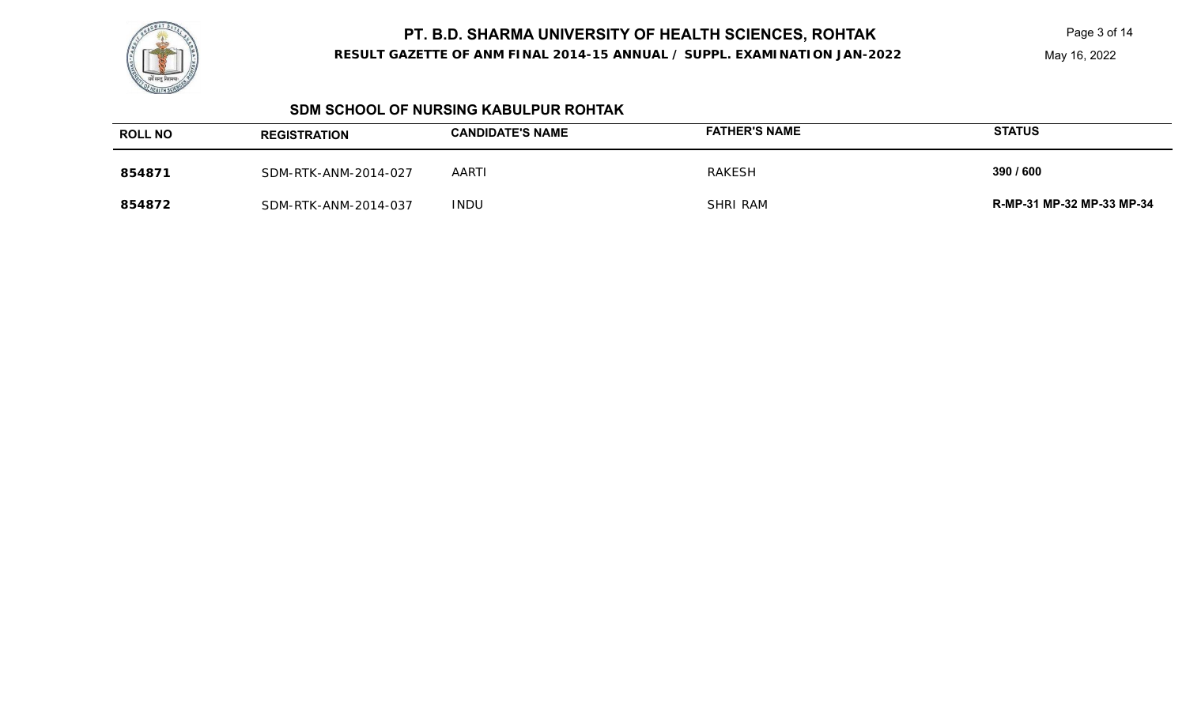# PT. B.D. SHARMA UNIVERSITY OF HEALTH SCIENCES, ROHTAK

**RESULT GAZETTE OF ANM FINAL 2014-15 ANNUAL / SUPPL. EXAMINATION JAN-2022**

May 16, 2022

## SDM SCHOOL OF NURSING KABULPUR ROHTAK

| ROLL NO | REGISTRATION | CANDIDATE'S NAME | FATHER'S NAME | STATUS |
|---|---|---|---|---|
| **854871** | SDM-RTK-ANM-2014-027 | AARTI | RAKESH | **390 / 600** |
| **854872** | SDM-RTK-ANM-2014-037 | INDU | SHRI RAM | **R-MP-31 MP-32 MP-33 MP-34** |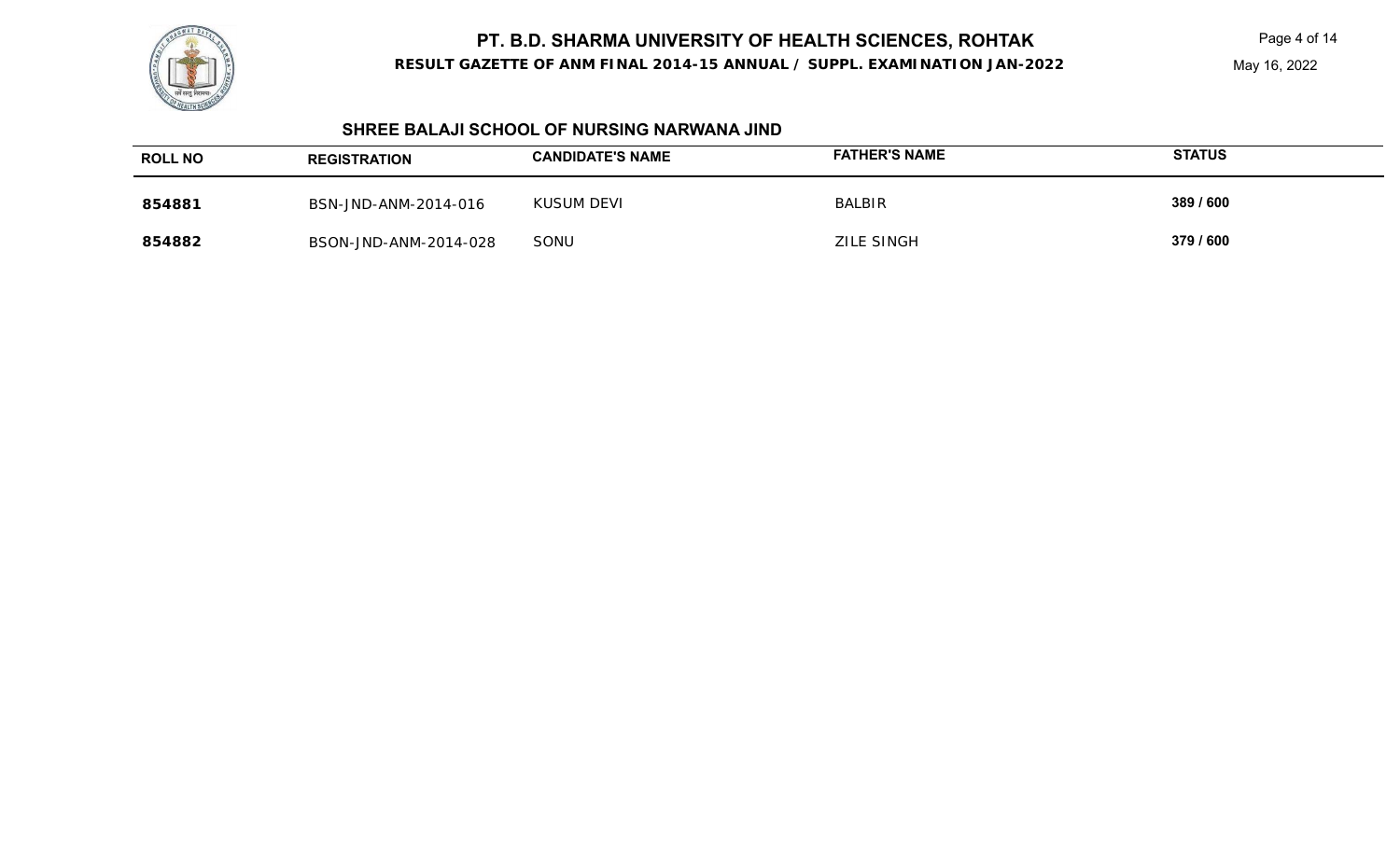# PT. B.D. SHARMA UNIVERSITY OF HEALTH SCIENCES, ROHTAK

**RESULT GAZETTE OF ANM FINAL 2014-15 ANNUAL / SUPPL. EXAMINATION JAN-2022**

May 16, 2022

## SHREE BALAJI SCHOOL OF NURSING NARWANA JIND

| ROLL NO | REGISTRATION | CANDIDATE'S NAME | FATHER'S NAME | STATUS |
|---|---|---|---|---|
| **854881** | BSN-JND-ANM-2014-016 | KUSUM DEVI | BALBIR | **389 / 600** |
| **854882** | BSON-JND-ANM-2014-028 | SONU | ZILE SINGH | **379 / 600** |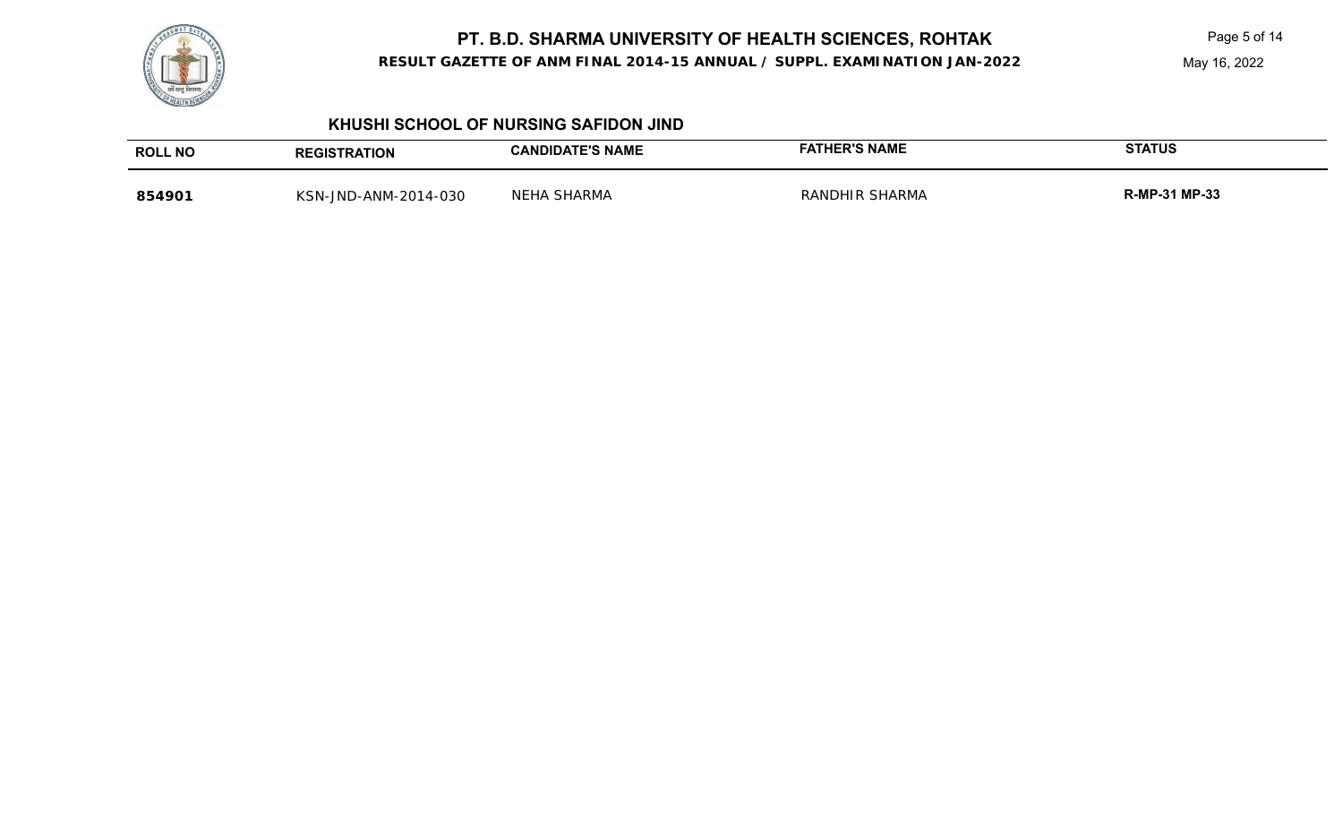# PT. B.D. SHARMA UNIVERSITY OF HEALTH SCIENCES, ROHTAK

**RESULT GAZETTE OF ANM FINAL 2014-15 ANNUAL / SUPPL. EXAMINATION JAN-2022**

May 16, 2022

## KHUSHI SCHOOL OF NURSING SAFIDON JIND

| ROLL NO | REGISTRATION | CANDIDATE'S NAME | FATHER'S NAME | STATUS |
|---|---|---|---|---|
| **854901** | KSN-JND-ANM-2014-030 | NEHA SHARMA | RANDHIR SHARMA | **R-MP-31 MP-33** |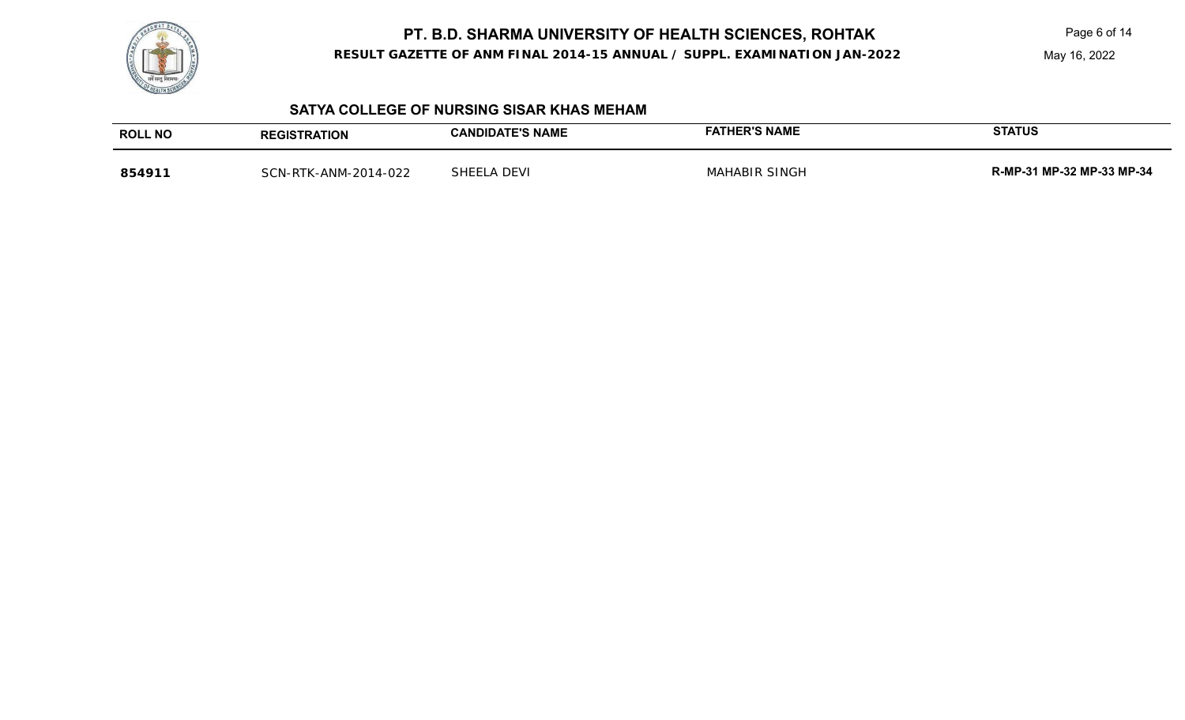# PT. B.D. SHARMA UNIVERSITY OF HEALTH SCIENCES, ROHTAK

**RESULT GAZETTE OF ANM FINAL 2014-15 ANNUAL / SUPPL. EXAMINATION JAN-2022**

May 16, 2022

## SATYA COLLEGE OF NURSING SISAR KHAS MEHAM

| ROLL NO | REGISTRATION | CANDIDATE'S NAME | FATHER'S NAME | STATUS |
|---|---|---|---|---|
| **854911** | SCN-RTK-ANM-2014-022 | SHEELA DEVI | MAHABIR SINGH | **R-MP-31 MP-32 MP-33 MP-34** |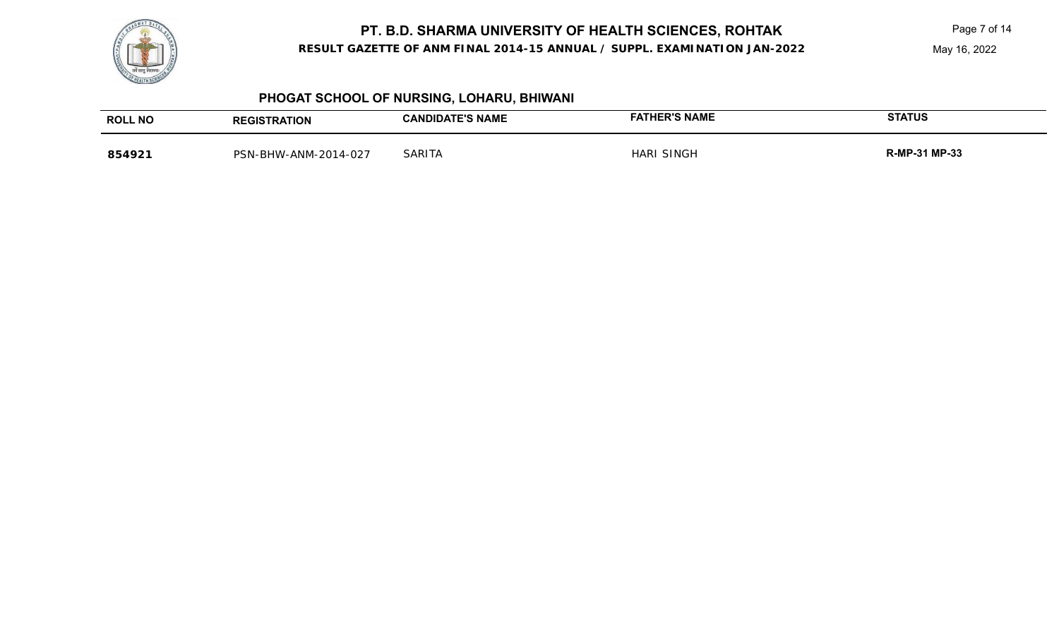# PT. B.D. SHARMA UNIVERSITY OF HEALTH SCIENCES, ROHTAK

**RESULT GAZETTE OF ANM FINAL 2014-15 ANNUAL / SUPPL. EXAMINATION JAN-2022**

May 16, 2022

## PHOGAT SCHOOL OF NURSING, LOHARU, BHIWANI

| ROLL NO | REGISTRATION | CANDIDATE'S NAME | FATHER'S NAME | STATUS |
|---|---|---|---|---|
| **854921** | PSN-BHW-ANM-2014-027 | SARITA | HARI SINGH | **R-MP-31 MP-33** |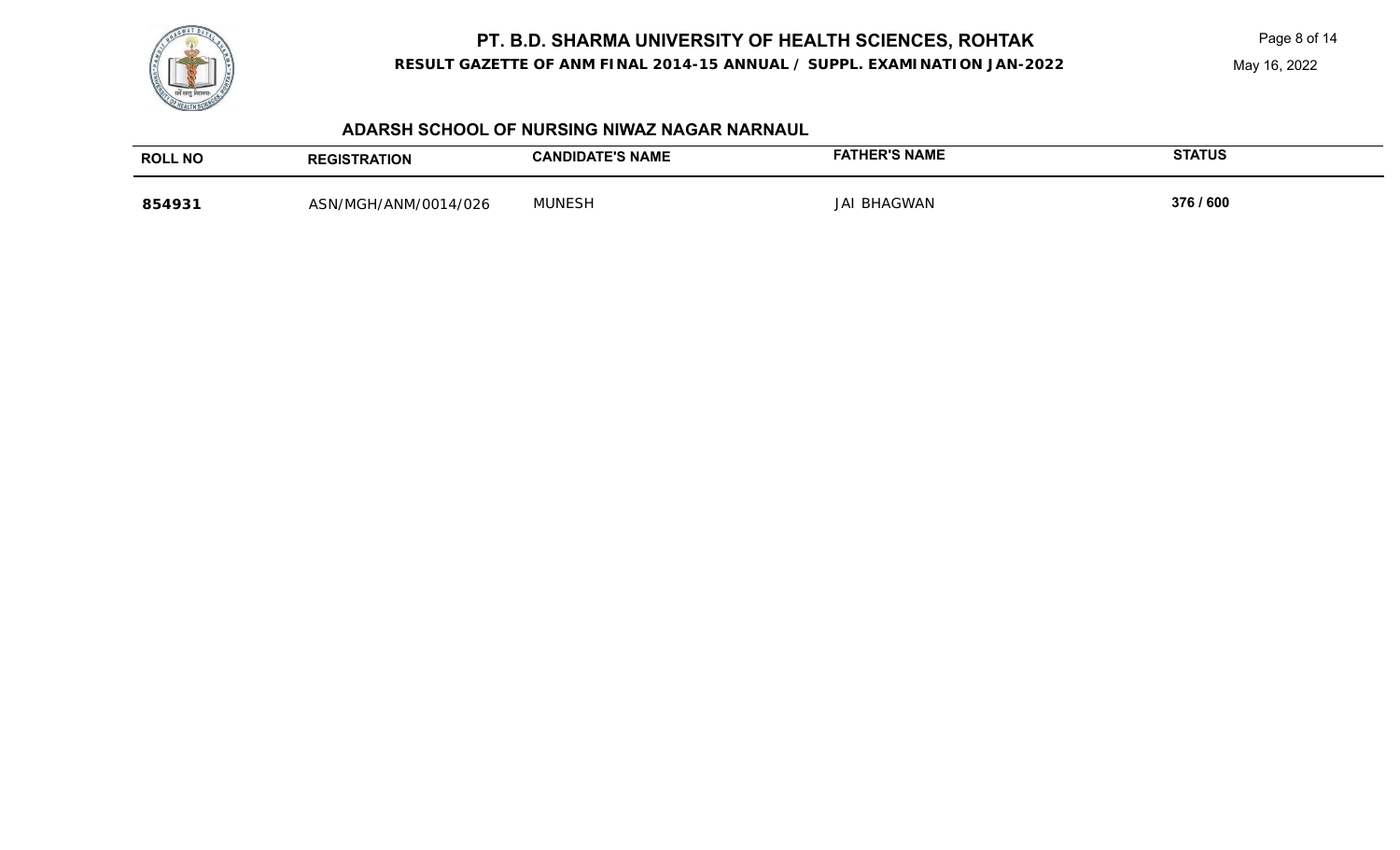# PT. B.D. SHARMA UNIVERSITY OF HEALTH SCIENCES, ROHTAK

**RESULT GAZETTE OF ANM FINAL 2014-15 ANNUAL / SUPPL. EXAMINATION JAN-2022**

May 16, 2022

## ADARSH SCHOOL OF NURSING NIWAZ NAGAR NARNAUL

| ROLL NO | REGISTRATION | CANDIDATE'S NAME | FATHER'S NAME | STATUS |
|---|---|---|---|---|
| **854931** | ASN/MGH/ANM/0014/026 | MUNESH | JAI BHAGWAN | **376 / 600** |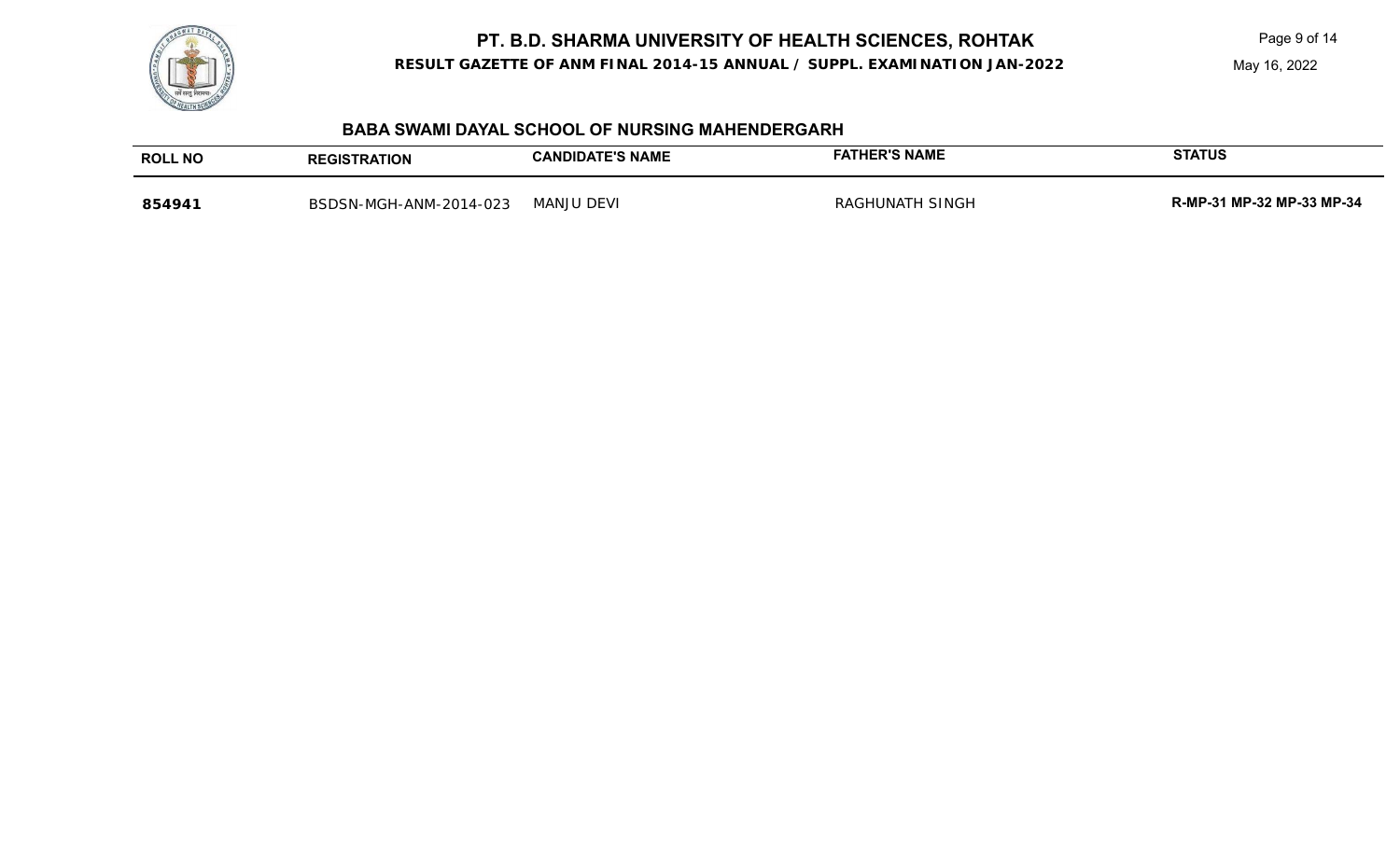# PT. B.D. SHARMA UNIVERSITY OF HEALTH SCIENCES, ROHTAK

**RESULT GAZETTE OF ANM FINAL 2014-15 ANNUAL / SUPPL. EXAMINATION JAN-2022**

May 16, 2022

## BABA SWAMI DAYAL SCHOOL OF NURSING MAHENDERGARH

| ROLL NO | REGISTRATION | CANDIDATE'S NAME | FATHER'S NAME | STATUS |
|---|---|---|---|---|
| **854941** | BSDSN-MGH-ANM-2014-023 | MANJU DEVI | RAGHUNATH SINGH | **R-MP-31 MP-32 MP-33 MP-34** |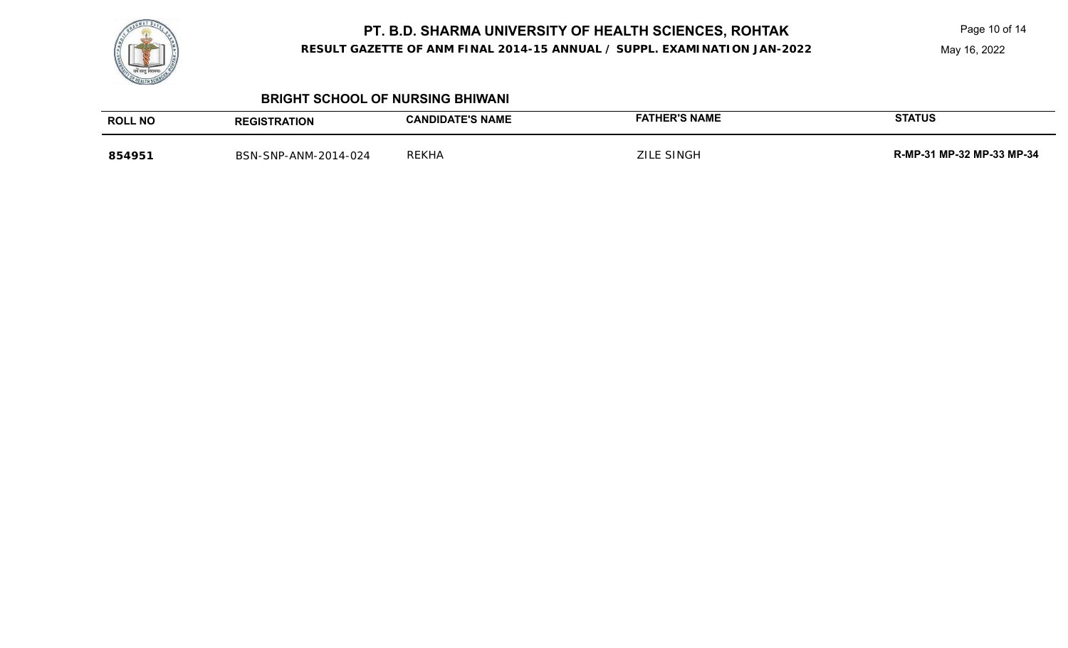# PT. B.D. SHARMA UNIVERSITY OF HEALTH SCIENCES, ROHTAK

**RESULT GAZETTE OF ANM FINAL 2014-15 ANNUAL / SUPPL. EXAMINATION JAN-2022**

May 16, 2022

## BRIGHT SCHOOL OF NURSING BHIWANI

| ROLL NO | REGISTRATION | CANDIDATE'S NAME | FATHER'S NAME | STATUS |
|---|---|---|---|---|
| **854951** | BSN-SNP-ANM-2014-024 | REKHA | ZILE SINGH | **R-MP-31 MP-32 MP-33 MP-34** |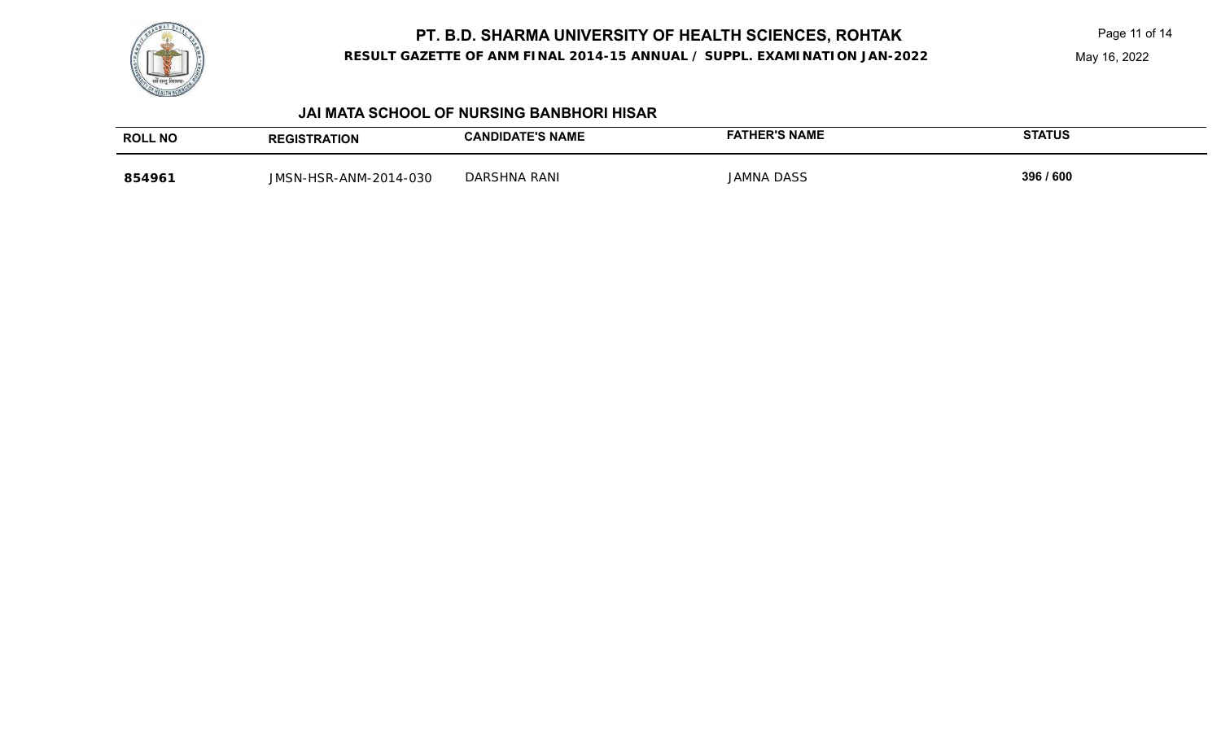# PT. B.D. SHARMA UNIVERSITY OF HEALTH SCIENCES, ROHTAK

**RESULT GAZETTE OF ANM FINAL 2014-15 ANNUAL / SUPPL. EXAMINATION JAN-2022**

May 16, 2022

### JAI MATA SCHOOL OF NURSING BANBHORI HISAR

| ROLL NO | REGISTRATION | CANDIDATE'S NAME | FATHER'S NAME | STATUS |
|---|---|---|---|---|
| **854961** | JMSN-HSR-ANM-2014-030 | DARSHNA RANI | JAMNA DASS | **396 / 600** |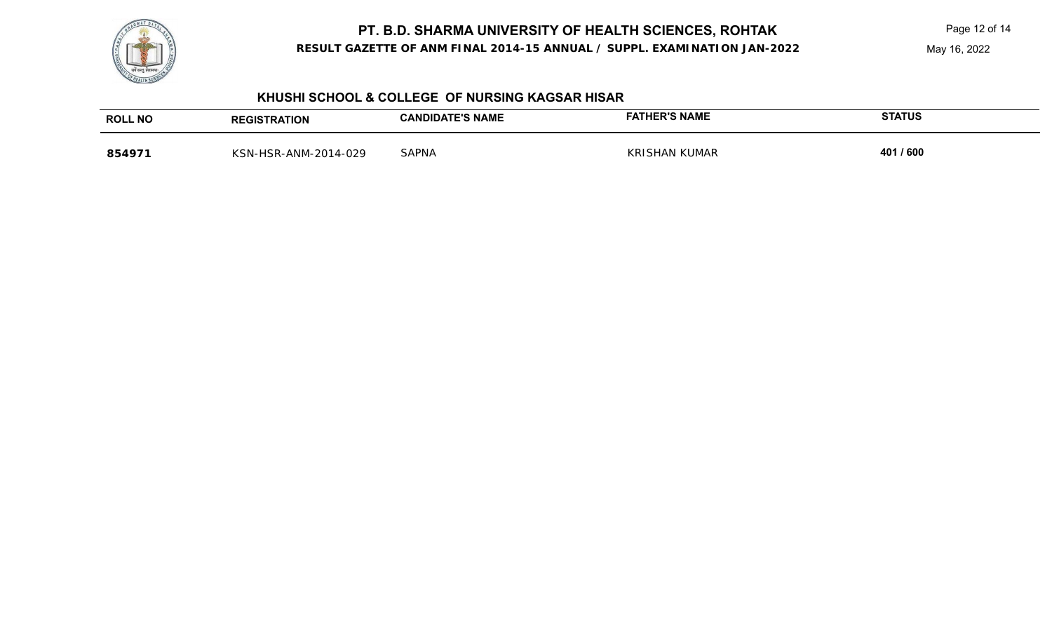# PT. B.D. SHARMA UNIVERSITY OF HEALTH SCIENCES, ROHTAK

**RESULT GAZETTE OF ANM FINAL 2014-15 ANNUAL / SUPPL. EXAMINATION JAN-2022**

May 16, 2022

## KHUSHI SCHOOL & COLLEGE OF NURSING KAGSAR HISAR

| ROLL NO | REGISTRATION | CANDIDATE'S NAME | FATHER'S NAME | STATUS |
|---|---|---|---|---|
| **854971** | KSN-HSR-ANM-2014-029 | SAPNA | KRISHAN KUMAR | **401 / 600** |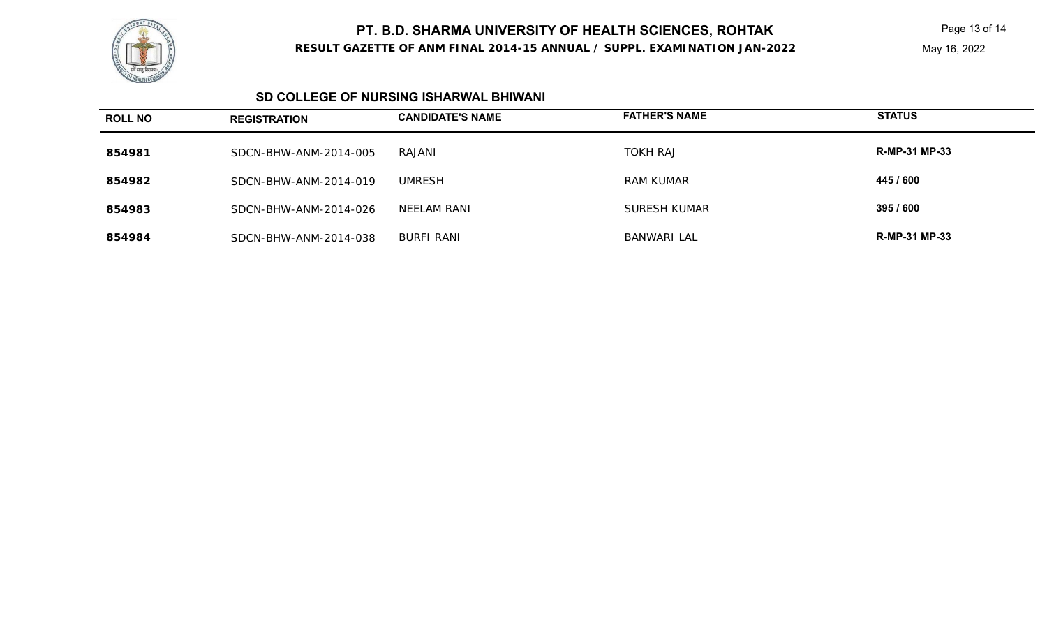# PT. B.D. SHARMA UNIVERSITY OF HEALTH SCIENCES, ROHTAK

**RESULT GAZETTE OF ANM FINAL 2014-15 ANNUAL / SUPPL. EXAMINATION JAN-2022**

May 16, 2022

## SD COLLEGE OF NURSING ISHARWAL BHIWANI

| ROLL NO | REGISTRATION | CANDIDATE'S NAME | FATHER'S NAME | STATUS |
|---|---|---|---|---|
| **854981** | SDCN-BHW-ANM-2014-005 | RAJANI | TOKH RAJ | **R-MP-31 MP-33** |
| **854982** | SDCN-BHW-ANM-2014-019 | UMRESH | RAM KUMAR | **445 / 600** |
| **854983** | SDCN-BHW-ANM-2014-026 | NEELAM RANI | SURESH KUMAR | **395 / 600** |
| **854984** | SDCN-BHW-ANM-2014-038 | BURFI RANI | BANWARI LAL | **R-MP-31 MP-33** |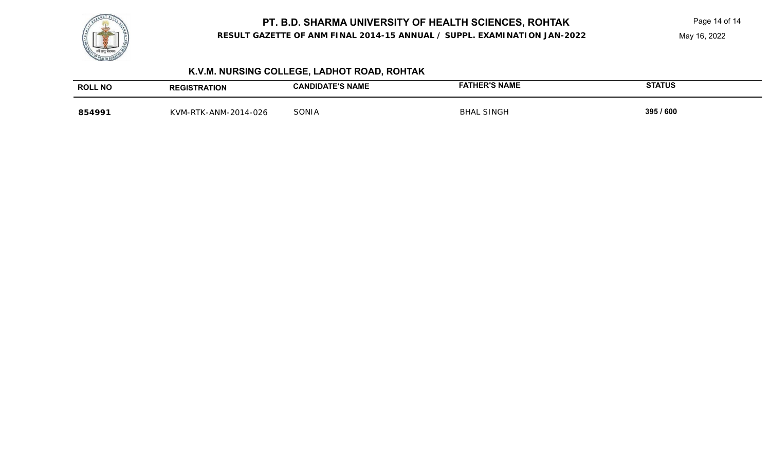# PT. B.D. SHARMA UNIVERSITY OF HEALTH SCIENCES, ROHTAK

**RESULT GAZETTE OF ANM FINAL 2014-15 ANNUAL / SUPPL. EXAMINATION JAN-2022**

May 16, 2022

## K.V.M. NURSING COLLEGE, LADHOT ROAD, ROHTAK

| ROLL NO | REGISTRATION | CANDIDATE'S NAME | FATHER'S NAME | STATUS |
|---|---|---|---|---|
| **854991** | KVM-RTK-ANM-2014-026 | SONIA | BHAL SINGH | **395 / 600** |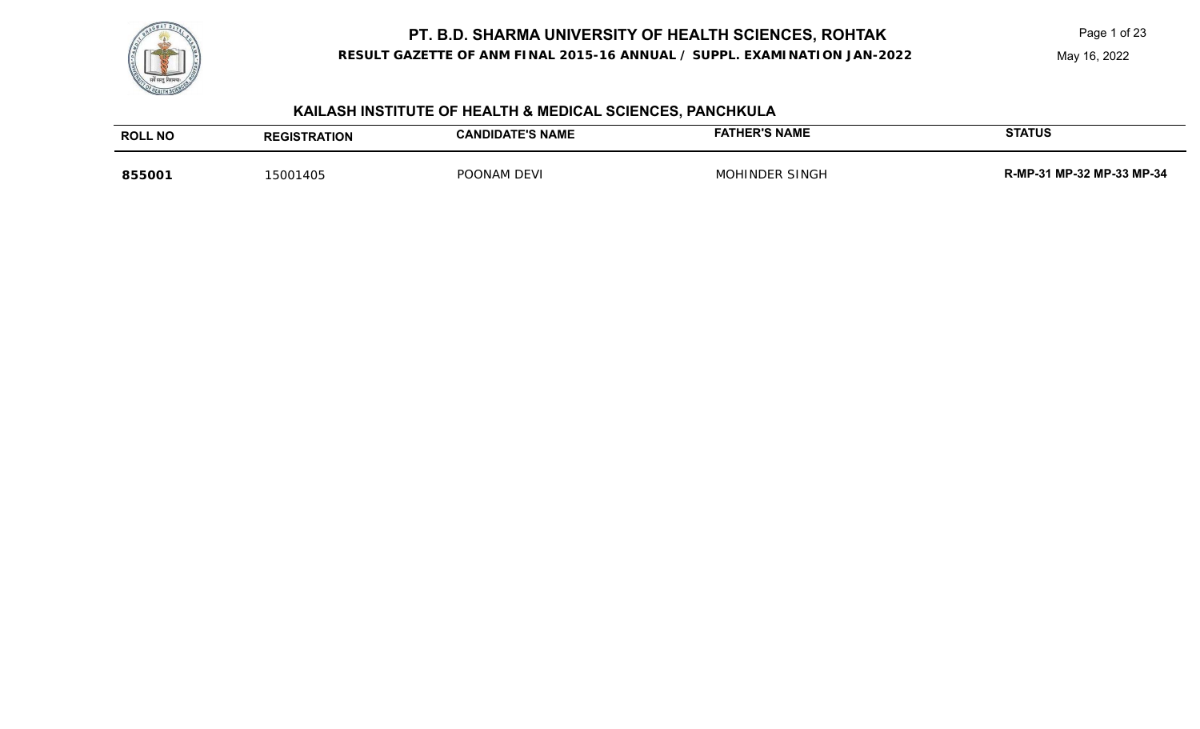# PT. B.D. SHARMA UNIVERSITY OF HEALTH SCIENCES, ROHTAK

**RESULT GAZETTE OF ANM FINAL 2015-16 ANNUAL / SUPPL. EXAMINATION JAN-2022**

May 16, 2022

## KAILASH INSTITUTE OF HEALTH & MEDICAL SCIENCES, PANCHKULA

| ROLL NO | REGISTRATION | CANDIDATE'S NAME | FATHER'S NAME | STATUS |
|---|---|---|---|---|
| **855001** | 15001405 | POONAM DEVI | MOHINDER SINGH | **R-MP-31 MP-32 MP-33 MP-34** |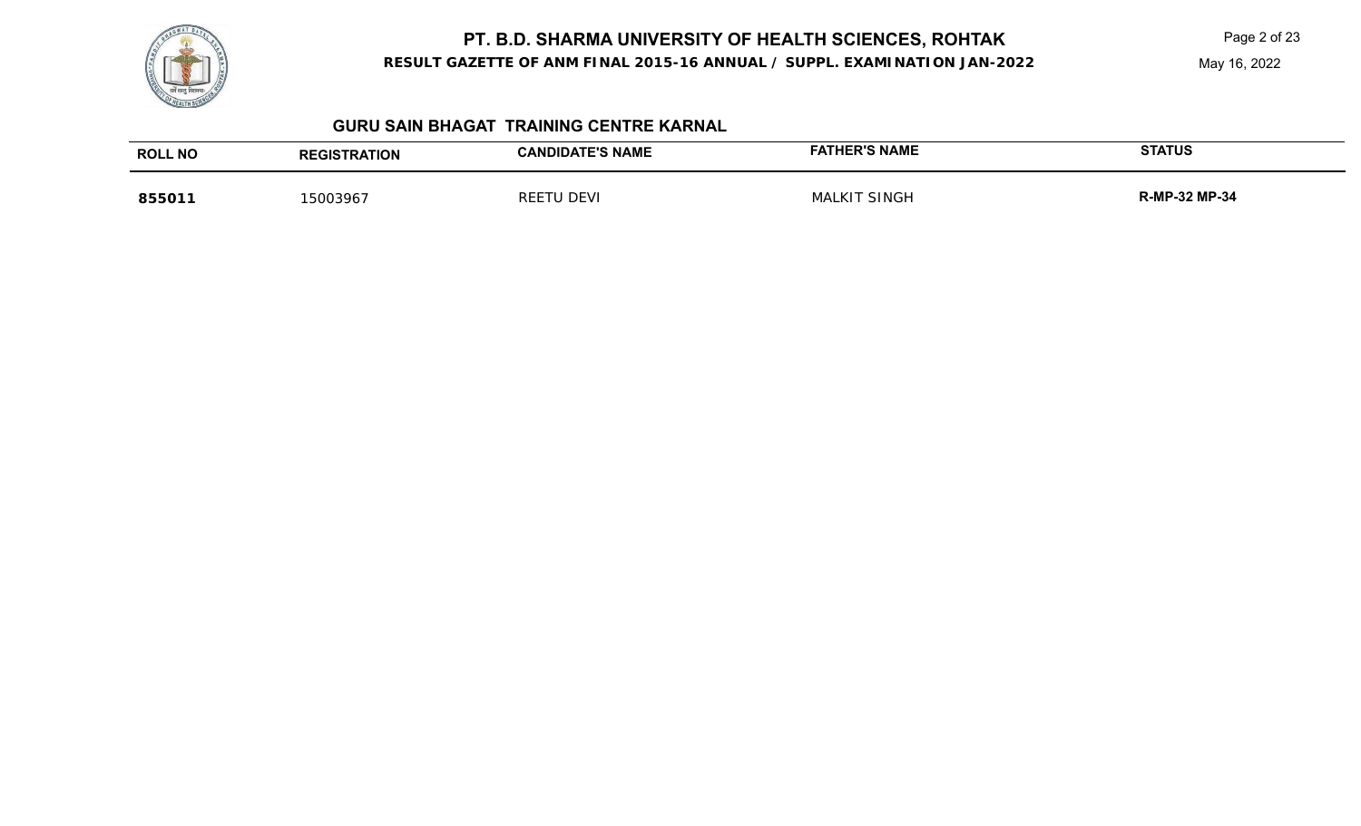## GURU SAIN BHAGAT TRAINING CENTRE KARNAL

| ROLL NO | REGISTRATION | CANDIDATE'S NAME | FATHER'S NAME | STATUS |
|---|---|---|---|---|
| **855011** | 15003967 | REETU DEVI | MALKIT SINGH | **R-MP-32 MP-34** |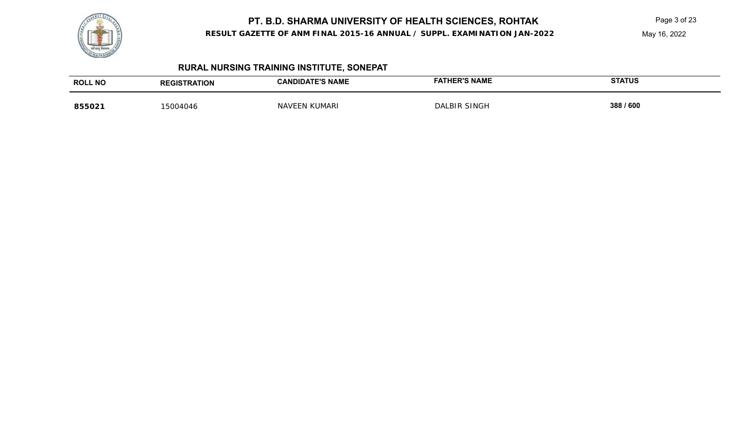# PT. B.D. SHARMA UNIVERSITY OF HEALTH SCIENCES, ROHTAK

**RESULT GAZETTE OF ANM FINAL 2015-16 ANNUAL / SUPPL. EXAMINATION JAN-2022**

May 16, 2022

## RURAL NURSING TRAINING INSTITUTE, SONEPAT

| ROLL NO | REGISTRATION | CANDIDATE'S NAME | FATHER'S NAME | STATUS |
|---|---|---|---|---|
| **855021** | 15004046 | NAVEEN KUMARI | DALBIR SINGH | **388 / 600** |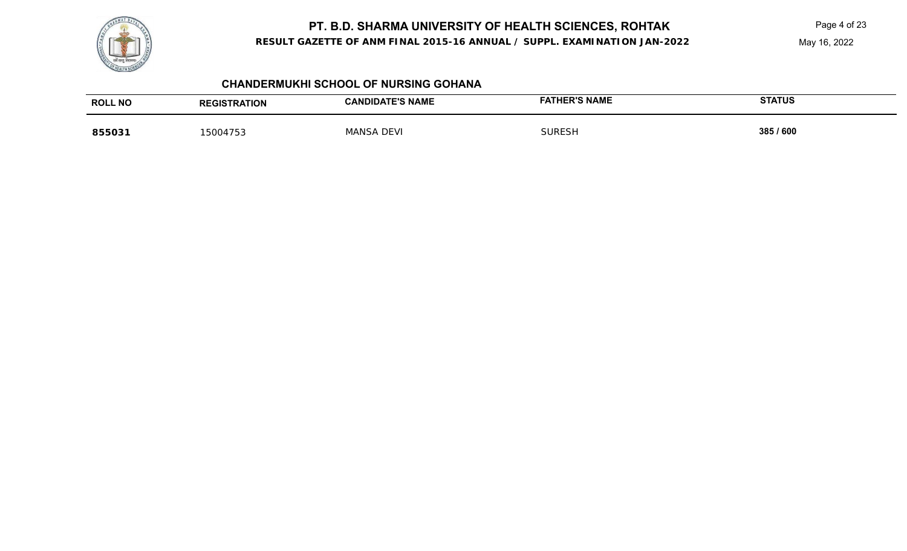# PT. B.D. SHARMA UNIVERSITY OF HEALTH SCIENCES, ROHTAK

**RESULT GAZETTE OF ANM FINAL 2015-16 ANNUAL / SUPPL. EXAMINATION JAN-2022**

May 16, 2022

## CHANDERMUKHI SCHOOL OF NURSING GOHANA

| ROLL NO | REGISTRATION | CANDIDATE'S NAME | FATHER'S NAME | STATUS |
|---|---|---|---|---|
| **855031** | 15004753 | MANSA DEVI | SURESH | **385 / 600** |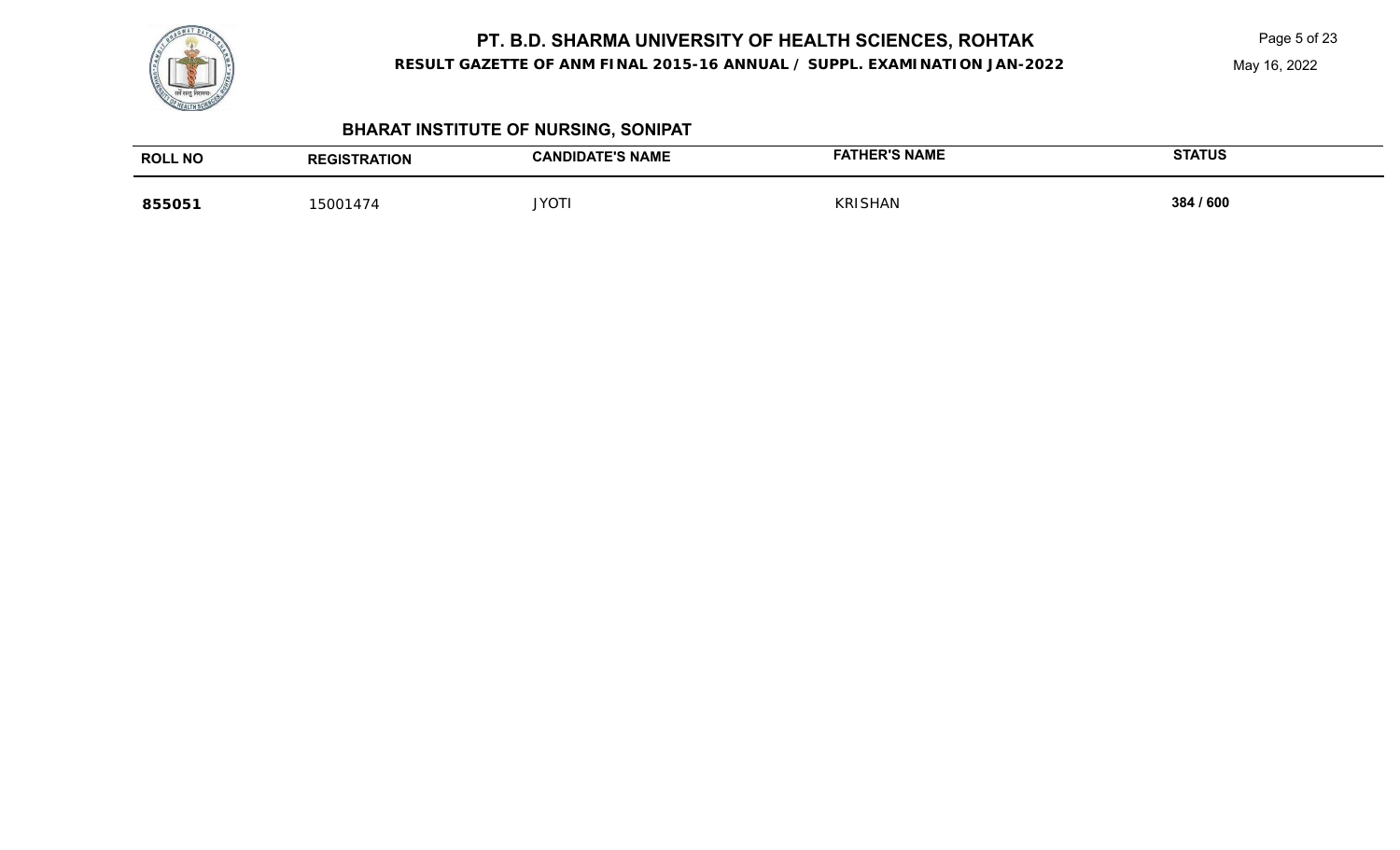# PT. B.D. SHARMA UNIVERSITY OF HEALTH SCIENCES, ROHTAK

**RESULT GAZETTE OF ANM FINAL 2015-16 ANNUAL / SUPPL. EXAMINATION JAN-2022**

May 16, 2022

## BHARAT INSTITUTE OF NURSING, SONIPAT

| ROLL NO | REGISTRATION | CANDIDATE'S NAME | FATHER'S NAME | STATUS |
|---|---|---|---|---|
| **855051** | 15001474 | JYOTI | KRISHAN | **384 / 600** |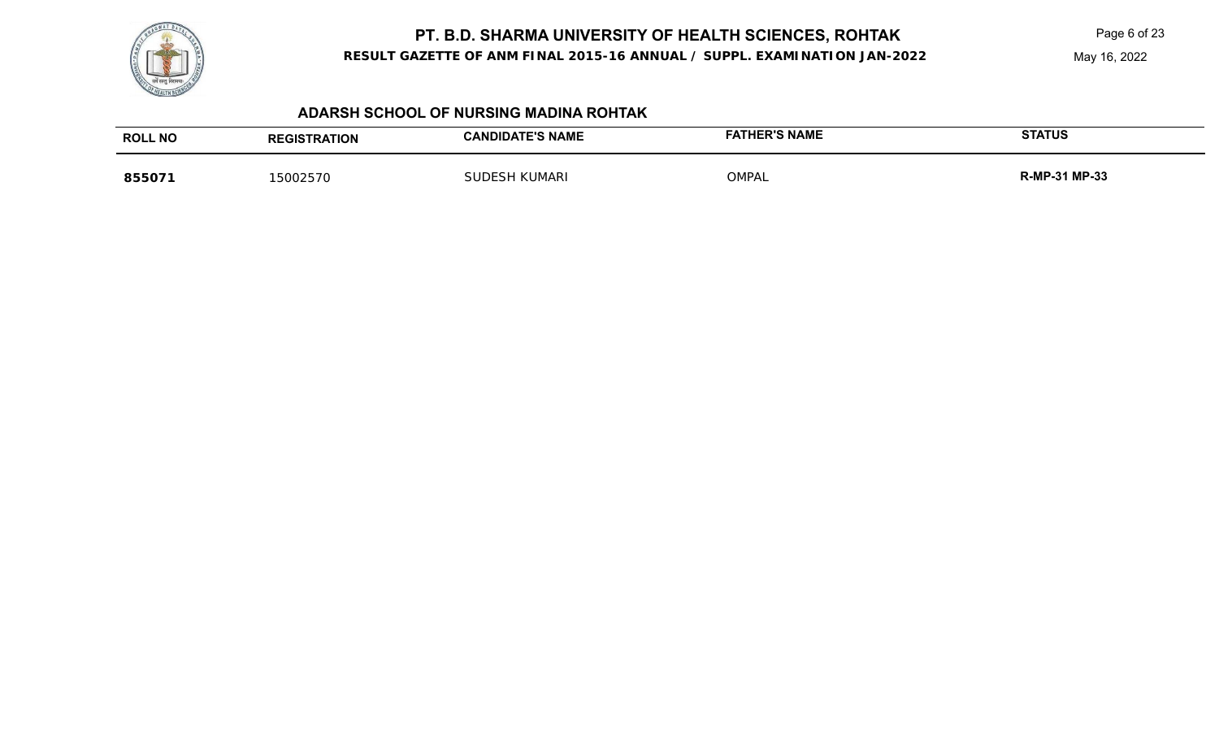# PT. B.D. SHARMA UNIVERSITY OF HEALTH SCIENCES, ROHTAK

**RESULT GAZETTE OF ANM FINAL 2015-16 ANNUAL / SUPPL. EXAMINATION JAN-2022**

May 16, 2022

## ADARSH SCHOOL OF NURSING MADINA ROHTAK

| ROLL NO | REGISTRATION | CANDIDATE'S NAME | FATHER'S NAME | STATUS |
|---|---|---|---|---|
| **855071** | 15002570 | SUDESH KUMARI | OMPAL | **R-MP-31 MP-33** |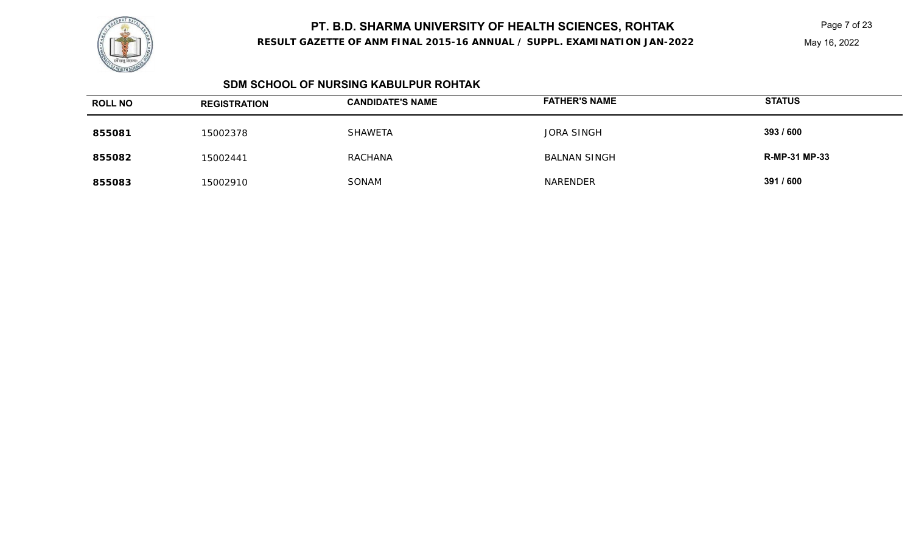# PT. B.D. SHARMA UNIVERSITY OF HEALTH SCIENCES, ROHTAK

**RESULT GAZETTE OF ANM FINAL 2015-16 ANNUAL / SUPPL. EXAMINATION JAN-2022**

May 16, 2022

## SDM SCHOOL OF NURSING KABULPUR ROHTAK

| ROLL NO | REGISTRATION | CANDIDATE'S NAME | FATHER'S NAME | STATUS |
|---|---|---|---|---|
| **855081** | 15002378 | SHAWETA | JORA SINGH | **393 / 600** |
| **855082** | 15002441 | RACHANA | BALNAN SINGH | **R-MP-31 MP-33** |
| **855083** | 15002910 | SONAM | NARENDER | **391 / 600** |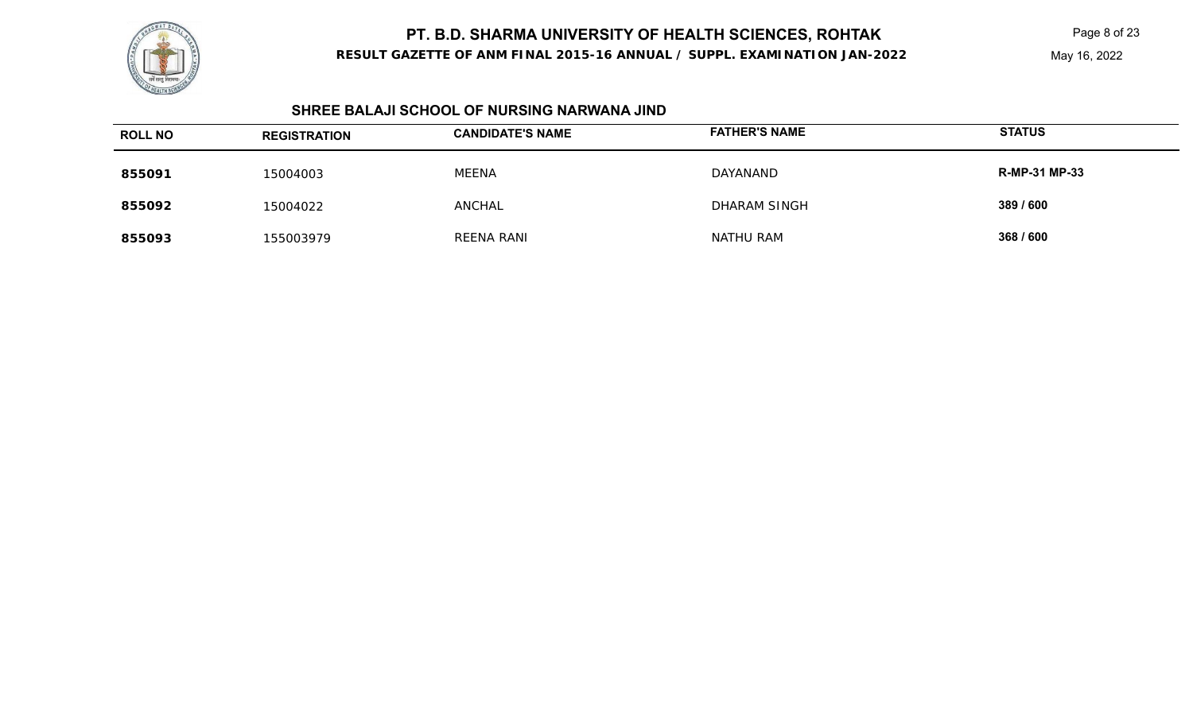# PT. B.D. SHARMA UNIVERSITY OF HEALTH SCIENCES, ROHTAK

**RESULT GAZETTE OF ANM FINAL 2015-16 ANNUAL / SUPPL. EXAMINATION JAN-2022**

May 16, 2022

## SHREE BALAJI SCHOOL OF NURSING NARWANA JIND

| ROLL NO | REGISTRATION | CANDIDATE'S NAME | FATHER'S NAME | STATUS |
|---|---|---|---|---|
| **855091** | 15004003 | MEENA | DAYANAND | **R-MP-31 MP-33** |
| **855092** | 15004022 | ANCHAL | DHARAM SINGH | **389 / 600** |
| **855093** | 155003979 | REENA RANI | NATHU RAM | **368 / 600** |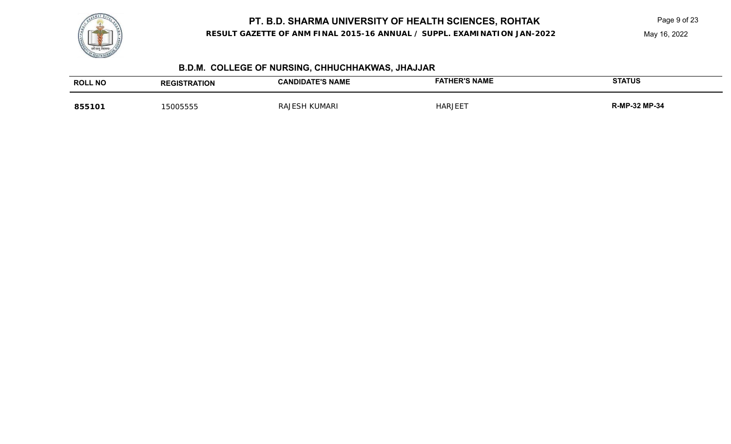# PT. B.D. SHARMA UNIVERSITY OF HEALTH SCIENCES, ROHTAK

**RESULT GAZETTE OF ANM FINAL 2015-16 ANNUAL / SUPPL. EXAMINATION JAN-2022**

May 16, 2022

## B.D.M. COLLEGE OF NURSING, CHHUCHHAKWAS, JHAJJAR

| ROLL NO | REGISTRATION | CANDIDATE'S NAME | FATHER'S NAME | STATUS |
|---|---|---|---|---|
| **855101** | 15005555 | RAJESH KUMARI | HARJEET | **R-MP-32 MP-34** |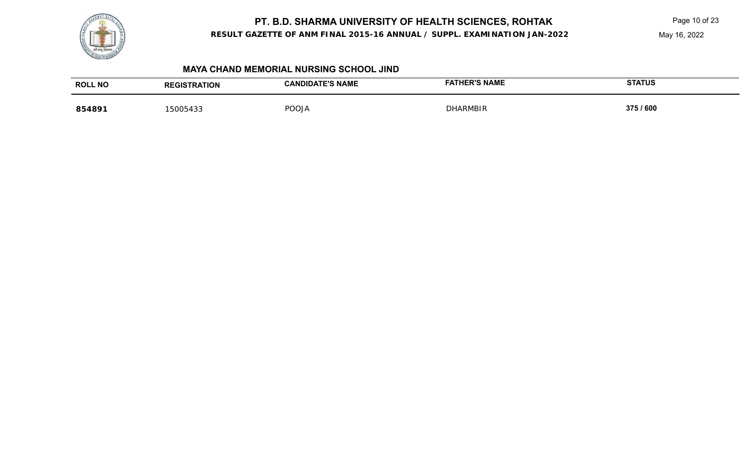# PT. B.D. SHARMA UNIVERSITY OF HEALTH SCIENCES, ROHTAK

**RESULT GAZETTE OF ANM FINAL 2015-16 ANNUAL / SUPPL. EXAMINATION JAN-2022**

May 16, 2022

### MAYA CHAND MEMORIAL NURSING SCHOOL JIND

| ROLL NO | REGISTRATION | CANDIDATE'S NAME | FATHER'S NAME | STATUS |
|---|---|---|---|---|
| **854891** | 15005433 | POOJA | DHARMBIR | **375 / 600** |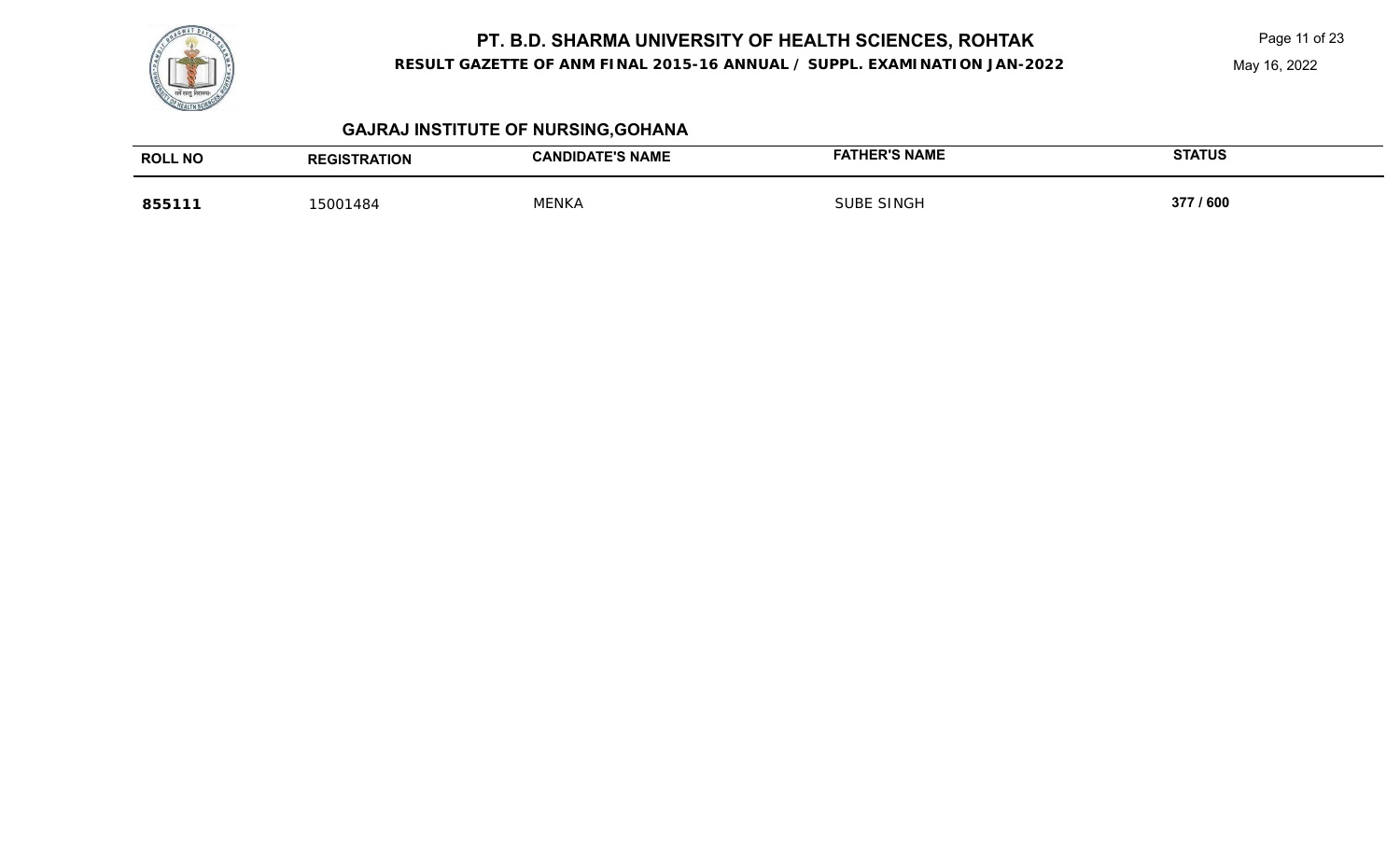# PT. B.D. SHARMA UNIVERSITY OF HEALTH SCIENCES, ROHTAK

**RESULT GAZETTE OF ANM FINAL 2015-16 ANNUAL / SUPPL. EXAMINATION JAN-2022**

May 16, 2022

## GAJRAJ INSTITUTE OF NURSING,GOHANA

| ROLL NO | REGISTRATION | CANDIDATE'S NAME | FATHER'S NAME | STATUS |
|---|---|---|---|---|
| **855111** | 15001484 | MENKA | SUBE SINGH | **377 / 600** |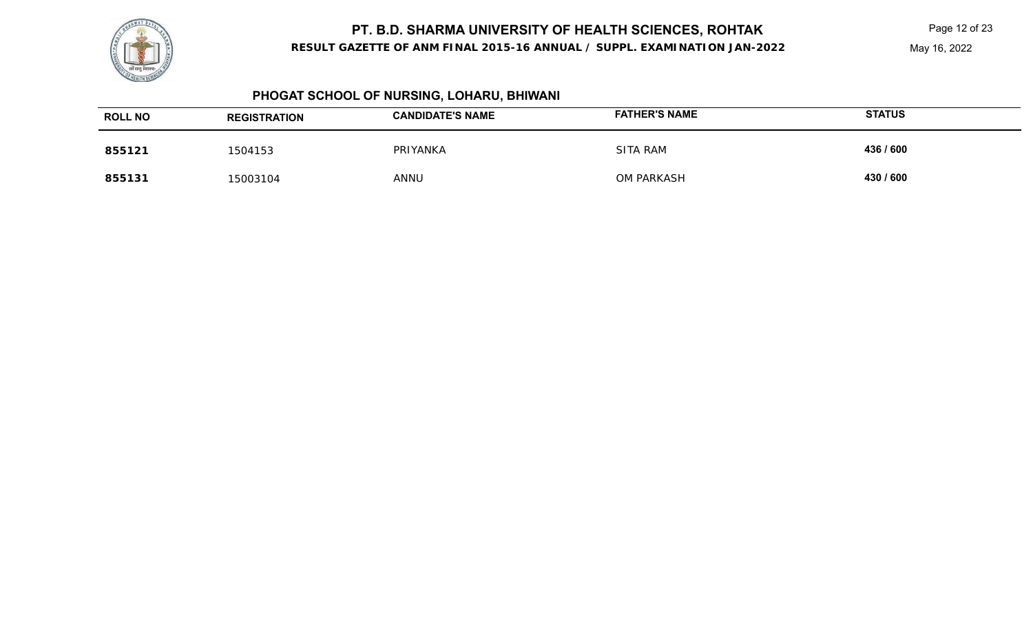# PT. B.D. SHARMA UNIVERSITY OF HEALTH SCIENCES, ROHTAK

**RESULT GAZETTE OF ANM FINAL 2015-16 ANNUAL / SUPPL. EXAMINATION JAN-2022**

May 16, 2022

## PHOGAT SCHOOL OF NURSING, LOHARU, BHIWANI

| ROLL NO | REGISTRATION | CANDIDATE'S NAME | FATHER'S NAME | STATUS |
|---|---|---|---|---|
| **855121** | 1504153 | PRIYANKA | SITA RAM | **436 / 600** |
| **855131** | 15003104 | ANNU | OM PARKASH | **430 / 600** |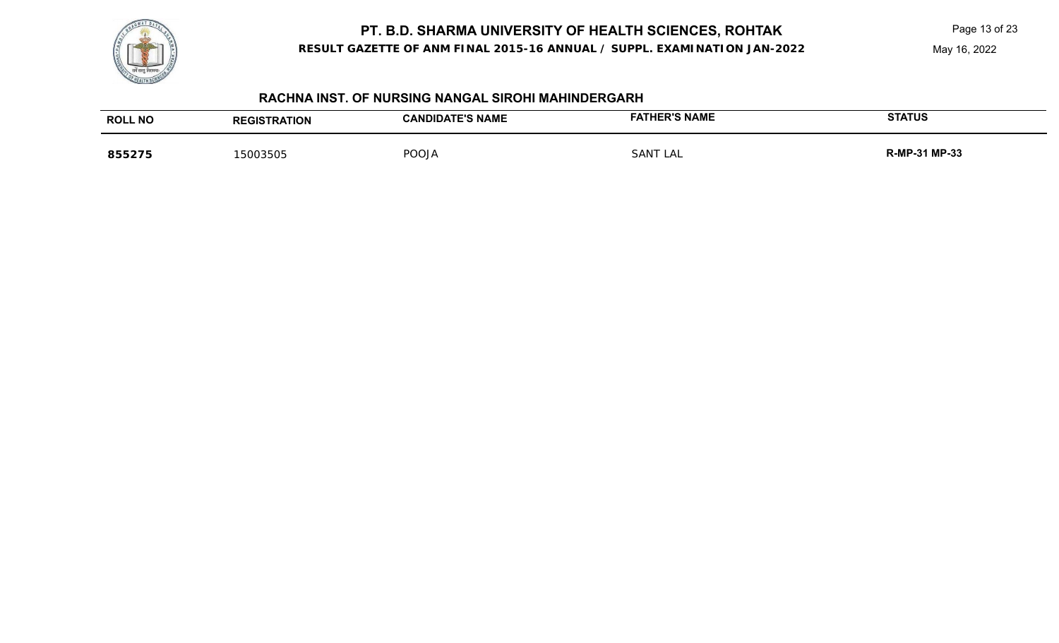# PT. B.D. SHARMA UNIVERSITY OF HEALTH SCIENCES, ROHTAK

**RESULT GAZETTE OF ANM FINAL 2015-16 ANNUAL / SUPPL. EXAMINATION JAN-2022**

May 16, 2022

## RACHNA INST. OF NURSING NANGAL SIROHI MAHINDERGARH

| ROLL NO | REGISTRATION | CANDIDATE'S NAME | FATHER'S NAME | STATUS |
|---|---|---|---|---|
| **855275** | 15003505 | POOJA | SANT LAL | **R-MP-31 MP-33** |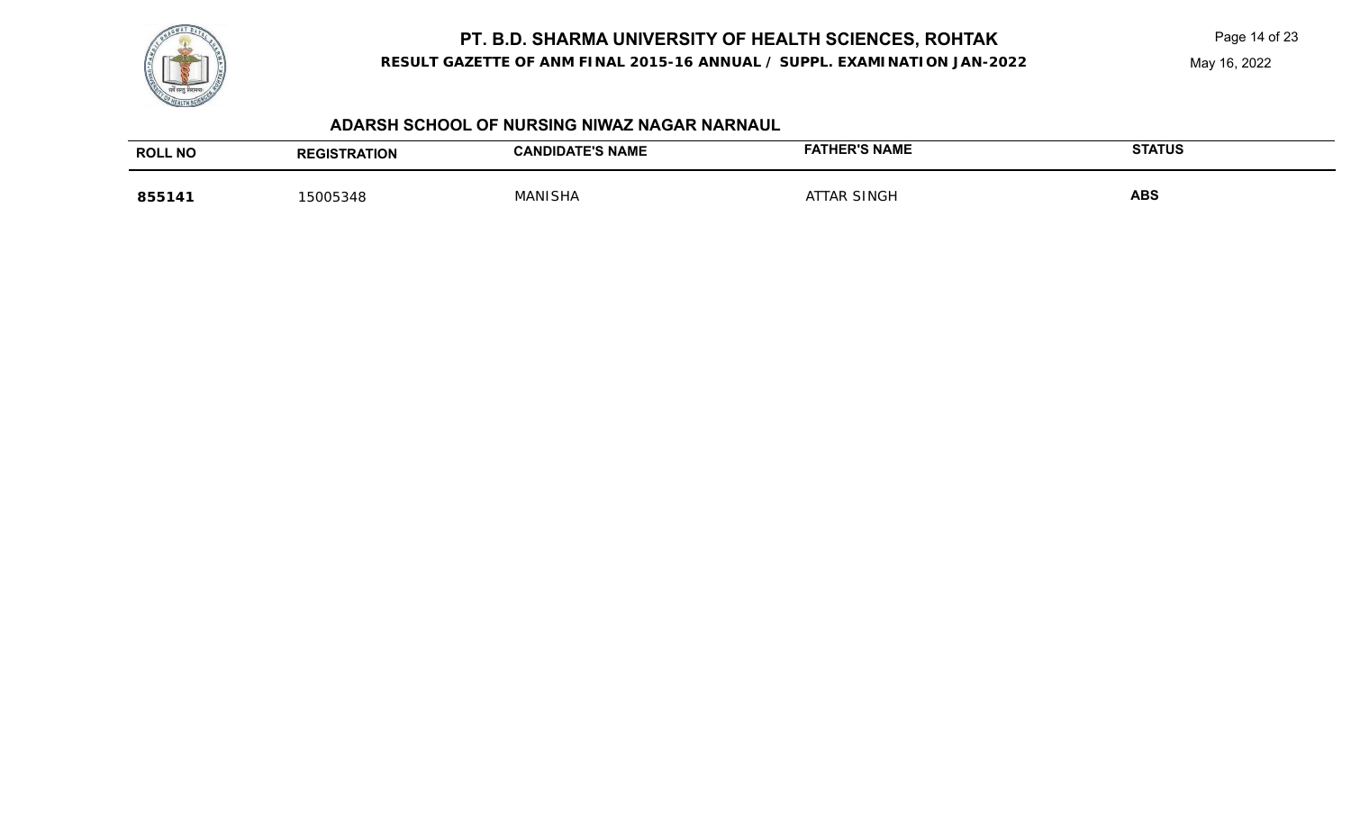# PT. B.D. SHARMA UNIVERSITY OF HEALTH SCIENCES, ROHTAK

**RESULT GAZETTE OF ANM FINAL 2015-16 ANNUAL / SUPPL. EXAMINATION JAN-2022**

May 16, 2022

### ADARSH SCHOOL OF NURSING NIWAZ NAGAR NARNAUL

| ROLL NO | REGISTRATION | CANDIDATE'S NAME | FATHER'S NAME | STATUS |
|---|---|---|---|---|
| **855141** | 15005348 | MANISHA | ATTAR SINGH | **ABS** |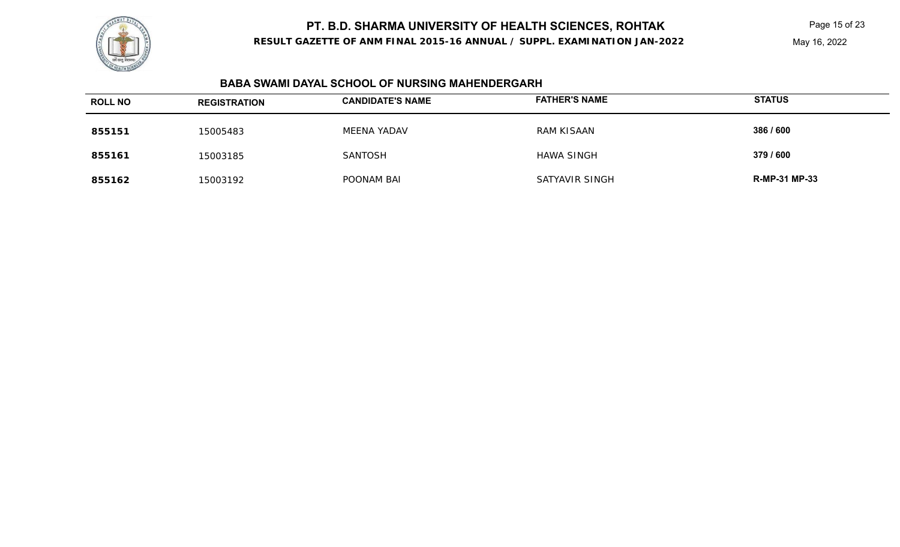# PT. B.D. SHARMA UNIVERSITY OF HEALTH SCIENCES, ROHTAK

**RESULT GAZETTE OF ANM FINAL 2015-16 ANNUAL / SUPPL. EXAMINATION JAN-2022**

May 16, 2022

### BABA SWAMI DAYAL SCHOOL OF NURSING MAHENDERGARH

| ROLL NO | REGISTRATION | CANDIDATE'S NAME | FATHER'S NAME | STATUS |
|---|---|---|---|---|
| **855151** | 15005483 | MEENA YADAV | RAM KISAAN | **386 / 600** |
| **855161** | 15003185 | SANTOSH | HAWA SINGH | **379 / 600** |
| **855162** | 15003192 | POONAM BAI | SATYAVIR SINGH | **R-MP-31 MP-33** |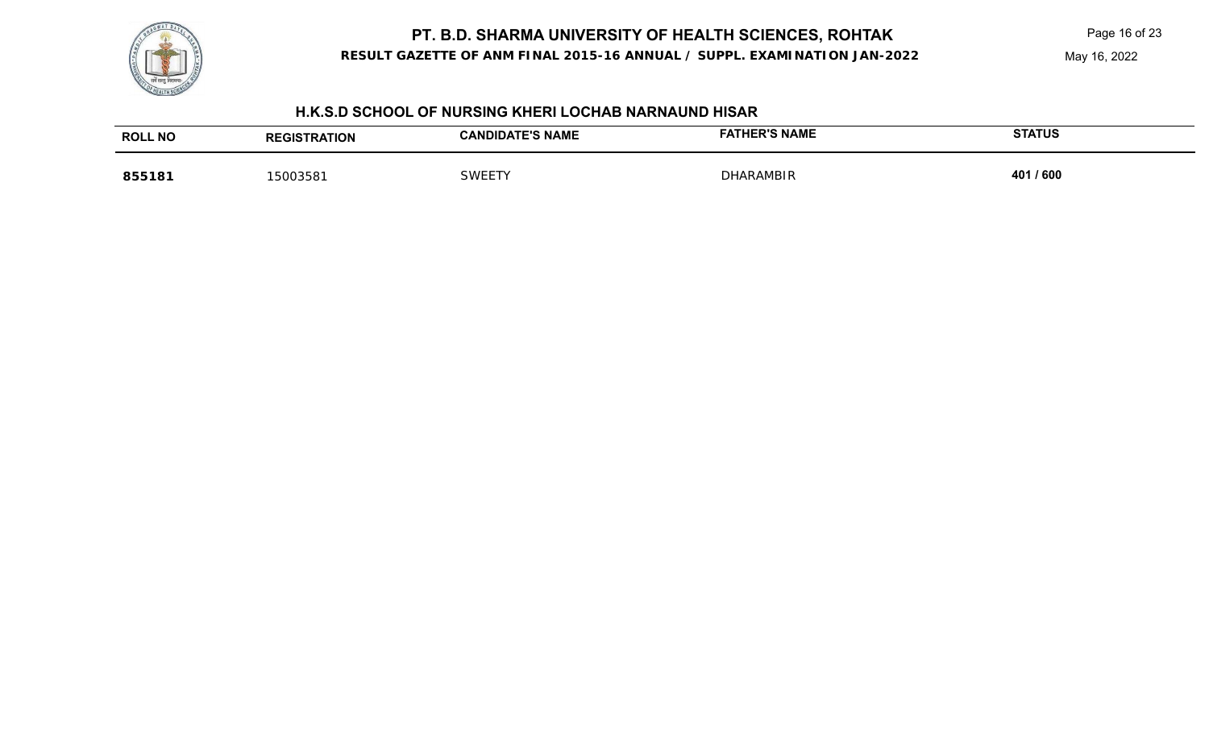# PT. B.D. SHARMA UNIVERSITY OF HEALTH SCIENCES, ROHTAK

**RESULT GAZETTE OF ANM FINAL 2015-16 ANNUAL / SUPPL. EXAMINATION JAN-2022**

May 16, 2022

## H.K.S.D SCHOOL OF NURSING KHERI LOCHAB NARNAUND HISAR

| ROLL NO | REGISTRATION | CANDIDATE'S NAME | FATHER'S NAME | STATUS |
|---|---|---|---|---|
| **855181** | 15003581 | SWEETY | DHARAMBIR | **401 / 600** |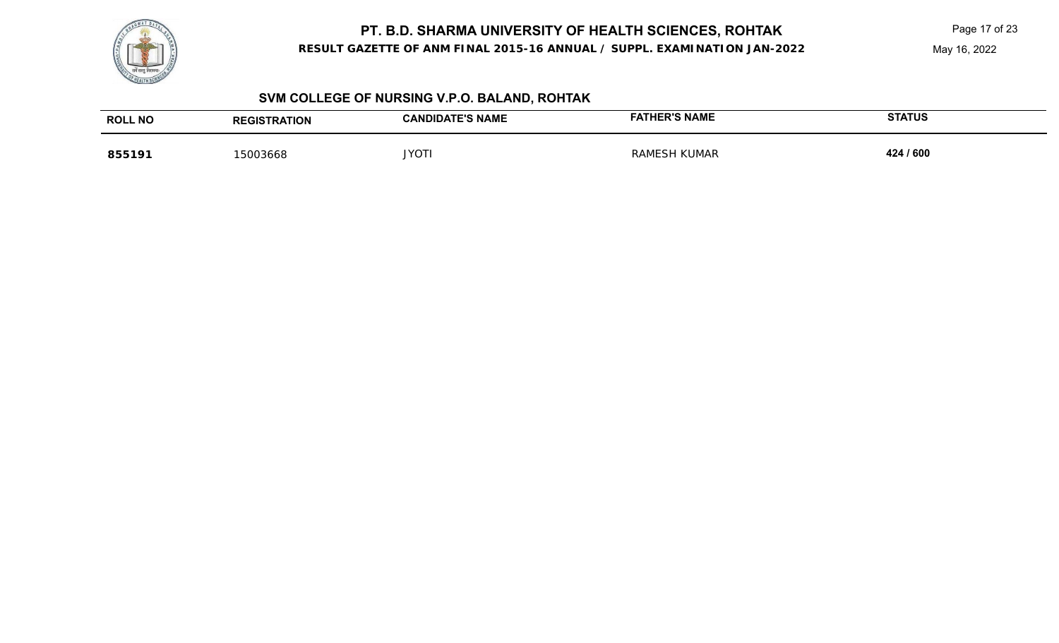# PT. B.D. SHARMA UNIVERSITY OF HEALTH SCIENCES, ROHTAK

**RESULT GAZETTE OF ANM FINAL 2015-16 ANNUAL / SUPPL. EXAMINATION JAN-2022**

May 16, 2022

## SVM COLLEGE OF NURSING V.P.O. BALAND, ROHTAK

| ROLL NO | REGISTRATION | CANDIDATE'S NAME | FATHER'S NAME | STATUS |
|---|---|---|---|---|
| **855191** | 15003668 | JYOTI | RAMESH KUMAR | **424 / 600** |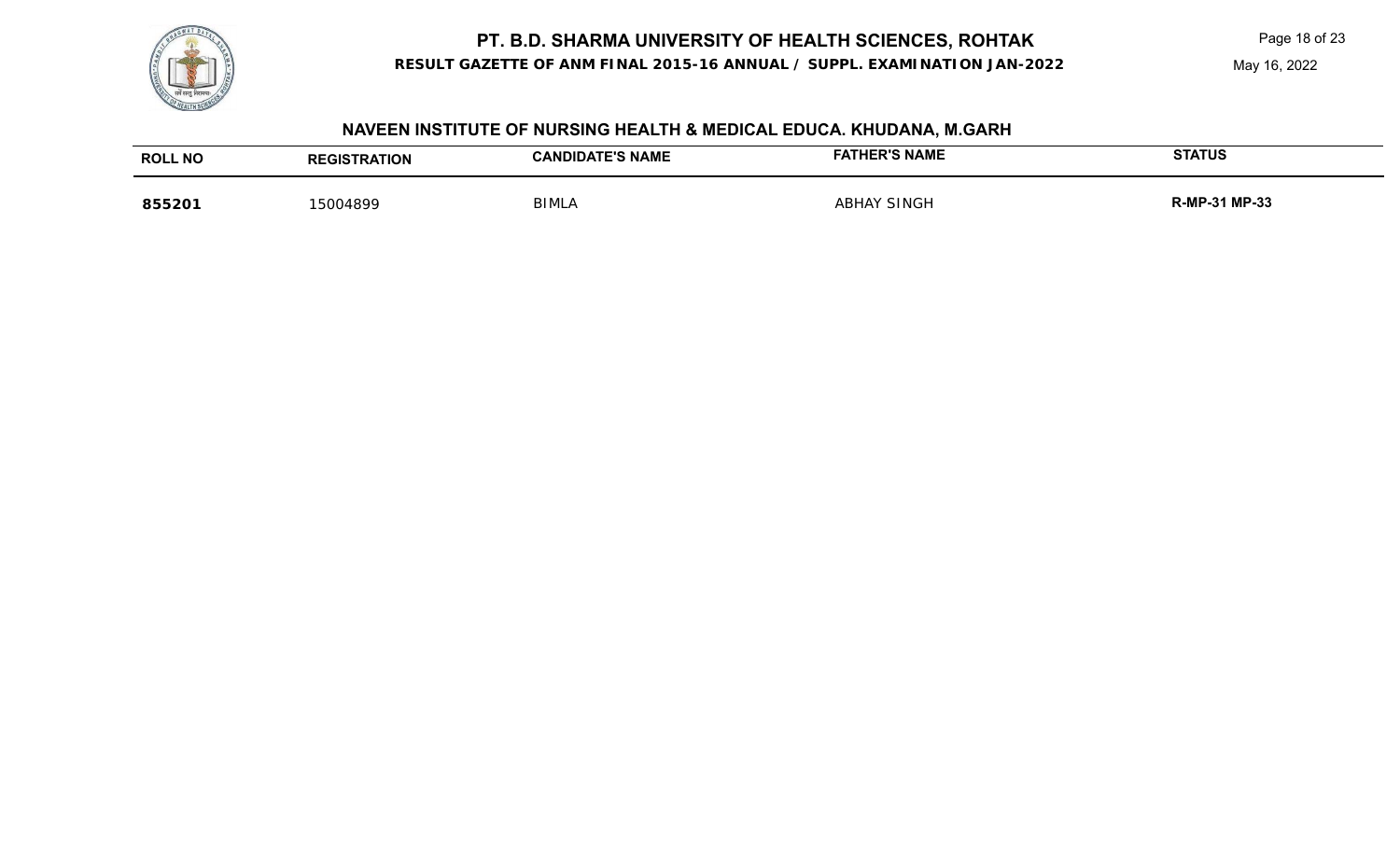# PT. B.D. SHARMA UNIVERSITY OF HEALTH SCIENCES, ROHTAK

**RESULT GAZETTE OF ANM FINAL 2015-16 ANNUAL / SUPPL. EXAMINATION JAN-2022**

May 16, 2022

## NAVEEN INSTITUTE OF NURSING HEALTH & MEDICAL EDUCA. KHUDANA, M.GARH

| ROLL NO | REGISTRATION | CANDIDATE'S NAME | FATHER'S NAME | STATUS |
|---|---|---|---|---|
| **855201** | 15004899 | BIMLA | ABHAY SINGH | **R-MP-31 MP-33** |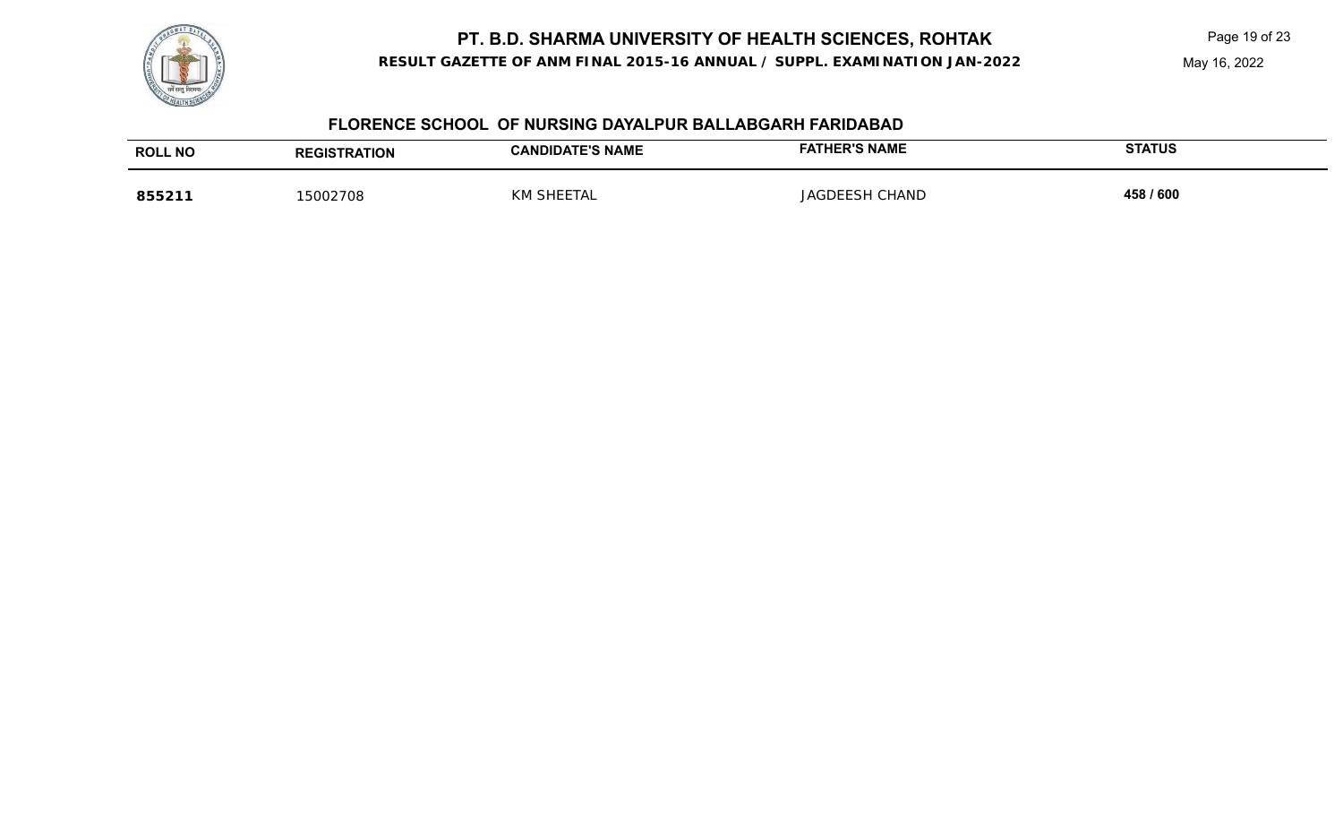# PT. B.D. SHARMA UNIVERSITY OF HEALTH SCIENCES, ROHTAK

**RESULT GAZETTE OF ANM FINAL 2015-16 ANNUAL / SUPPL. EXAMINATION JAN-2022**

May 16, 2022

## FLORENCE SCHOOL OF NURSING DAYALPUR BALLABGARH FARIDABAD

| ROLL NO | REGISTRATION | CANDIDATE'S NAME | FATHER'S NAME | STATUS |
|---|---|---|---|---|
| **855211** | 15002708 | KM SHEETAL | JAGDEESH CHAND | **458 / 600** |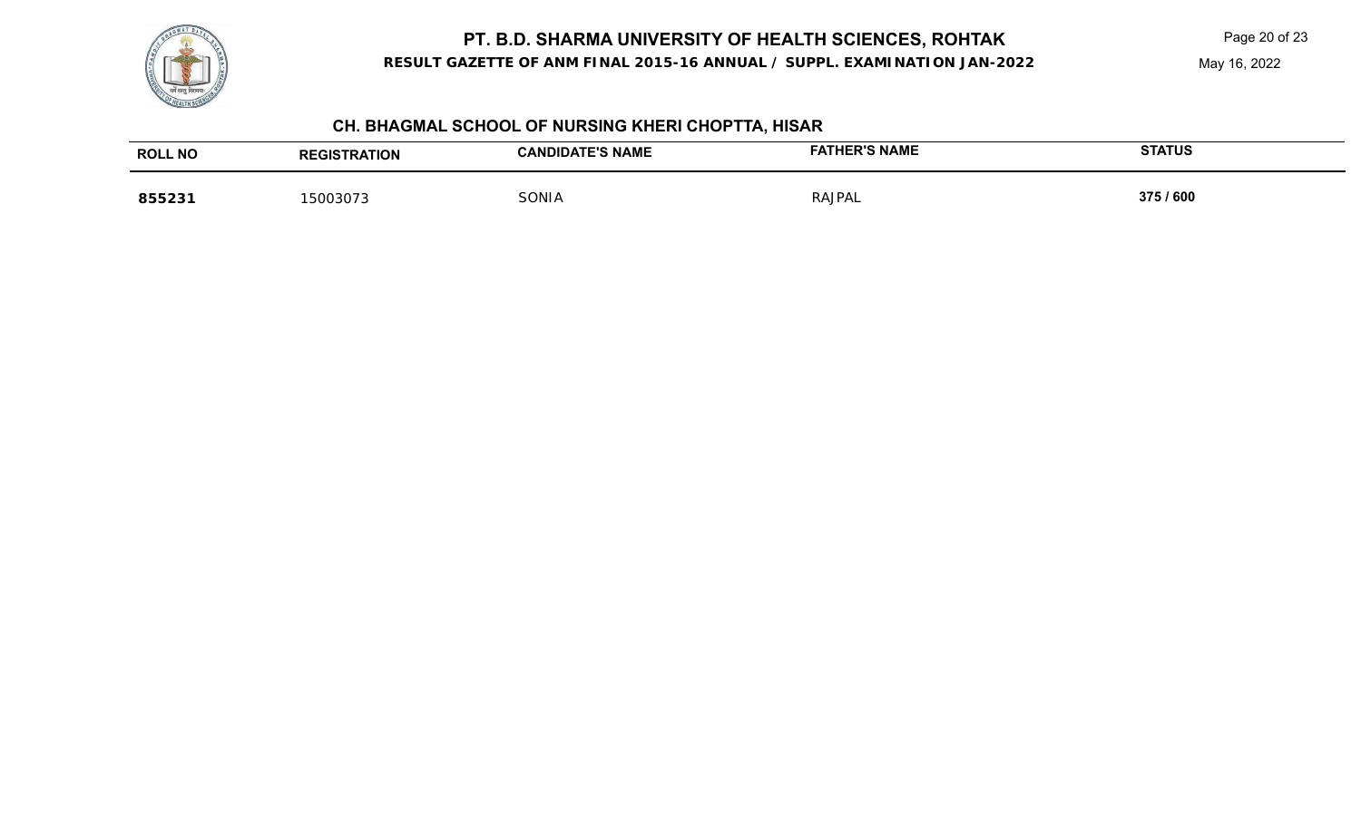# PT. B.D. SHARMA UNIVERSITY OF HEALTH SCIENCES, ROHTAK

**RESULT GAZETTE OF ANM FINAL 2015-16 ANNUAL / SUPPL. EXAMINATION JAN-2022**

May 16, 2022

## CH. BHAGMAL SCHOOL OF NURSING KHERI CHOPTTA, HISAR

| ROLL NO | REGISTRATION | CANDIDATE'S NAME | FATHER'S NAME | STATUS |
|---|---|---|---|---|
| **855231** | 15003073 | SONIA | RAJPAL | **375 / 600** |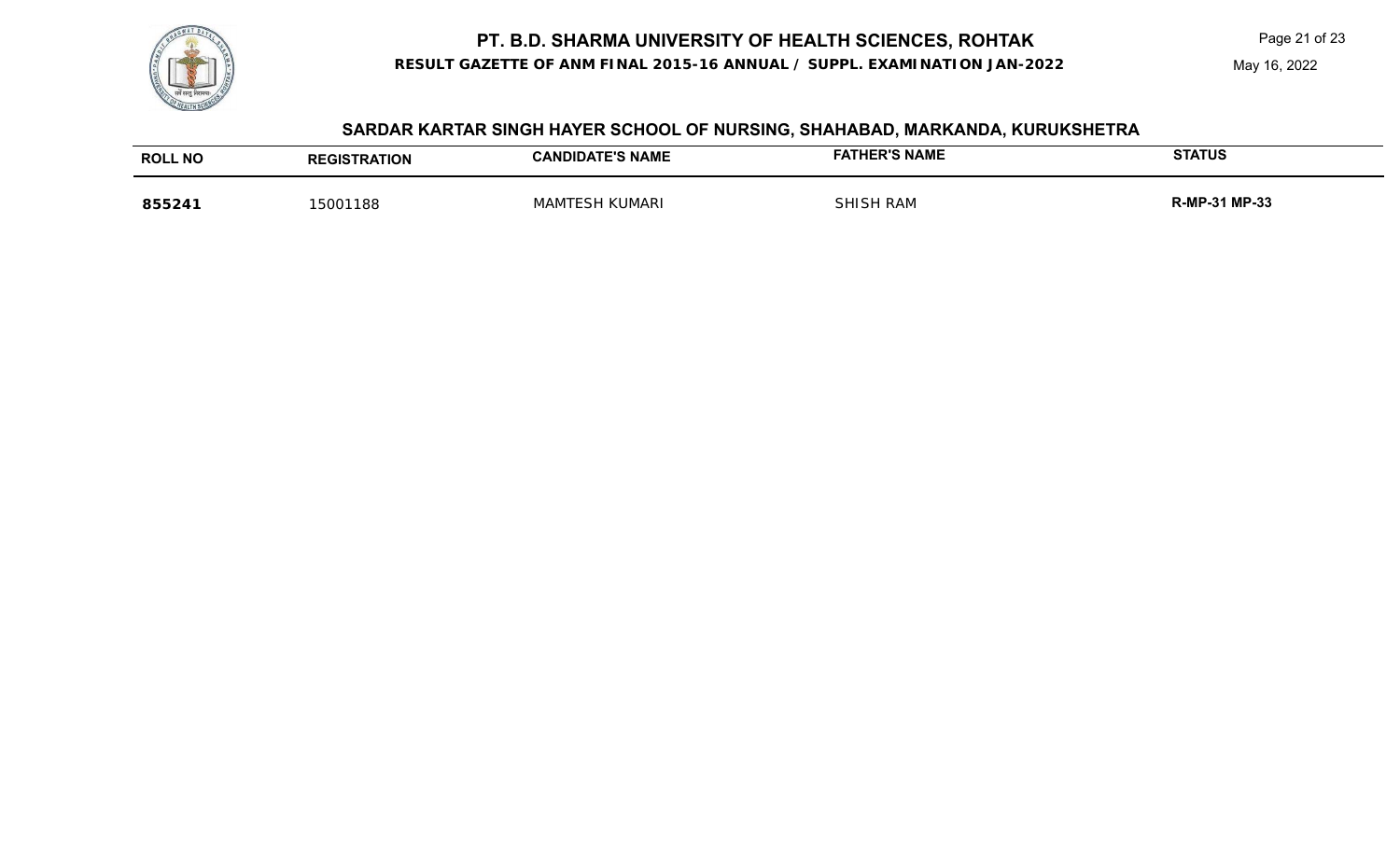# PT. B.D. SHARMA UNIVERSITY OF HEALTH SCIENCES, ROHTAK

**RESULT GAZETTE OF ANM FINAL 2015-16 ANNUAL / SUPPL. EXAMINATION JAN-2022**

May 16, 2022

## SARDAR KARTAR SINGH HAYER SCHOOL OF NURSING, SHAHABAD, MARKANDA, KURUKSHETRA

| ROLL NO | REGISTRATION | CANDIDATE'S NAME | FATHER'S NAME | STATUS |
|---|---|---|---|---|
| **855241** | 15001188 | MAMTESH KUMARI | SHISH RAM | **R-MP-31 MP-33** |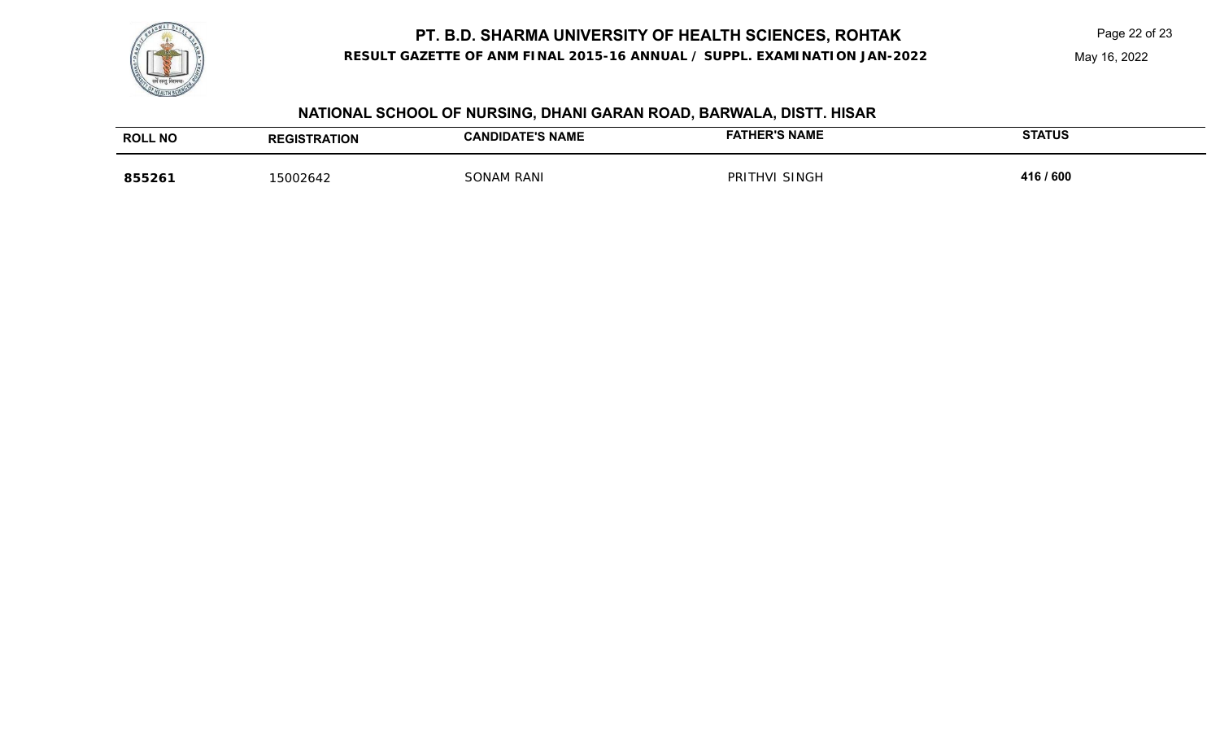# PT. B.D. SHARMA UNIVERSITY OF HEALTH SCIENCES, ROHTAK

**RESULT GAZETTE OF ANM FINAL 2015-16 ANNUAL / SUPPL. EXAMINATION JAN-2022**

May 16, 2022

## NATIONAL SCHOOL OF NURSING, DHANI GARAN ROAD, BARWALA, DISTT. HISAR

| ROLL NO | REGISTRATION | CANDIDATE'S NAME | FATHER'S NAME | STATUS |
|---|---|---|---|---|
| **855261** | 15002642 | SONAM RANI | PRITHVI SINGH | **416 / 600** |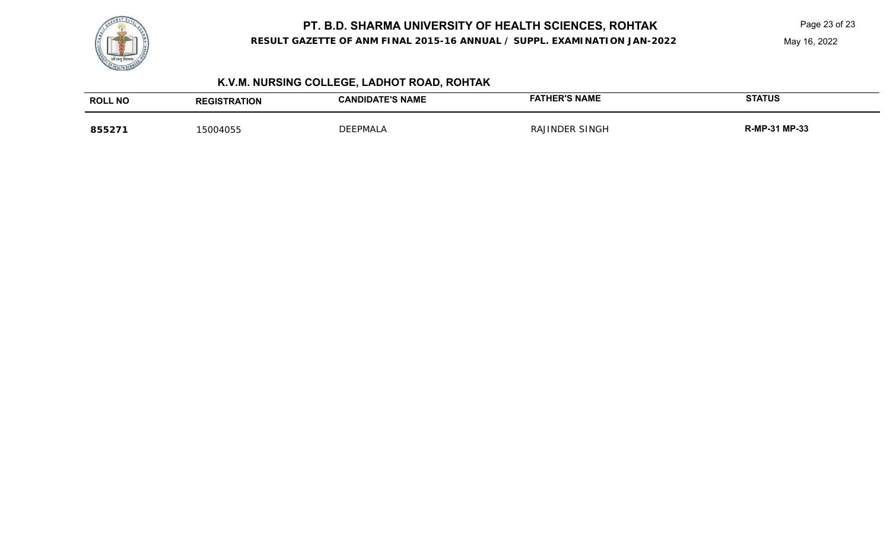# PT. B.D. SHARMA UNIVERSITY OF HEALTH SCIENCES, ROHTAK

**RESULT GAZETTE OF ANM FINAL 2015-16 ANNUAL / SUPPL. EXAMINATION JAN-2022**

May 16, 2022

## K.V.M. NURSING COLLEGE, LADHOT ROAD, ROHTAK

| ROLL NO | REGISTRATION | CANDIDATE'S NAME | FATHER'S NAME | STATUS |
|---|---|---|---|---|
| **855271** | 15004055 | DEEPMALA | RAJINDER SINGH | **R-MP-31 MP-33** |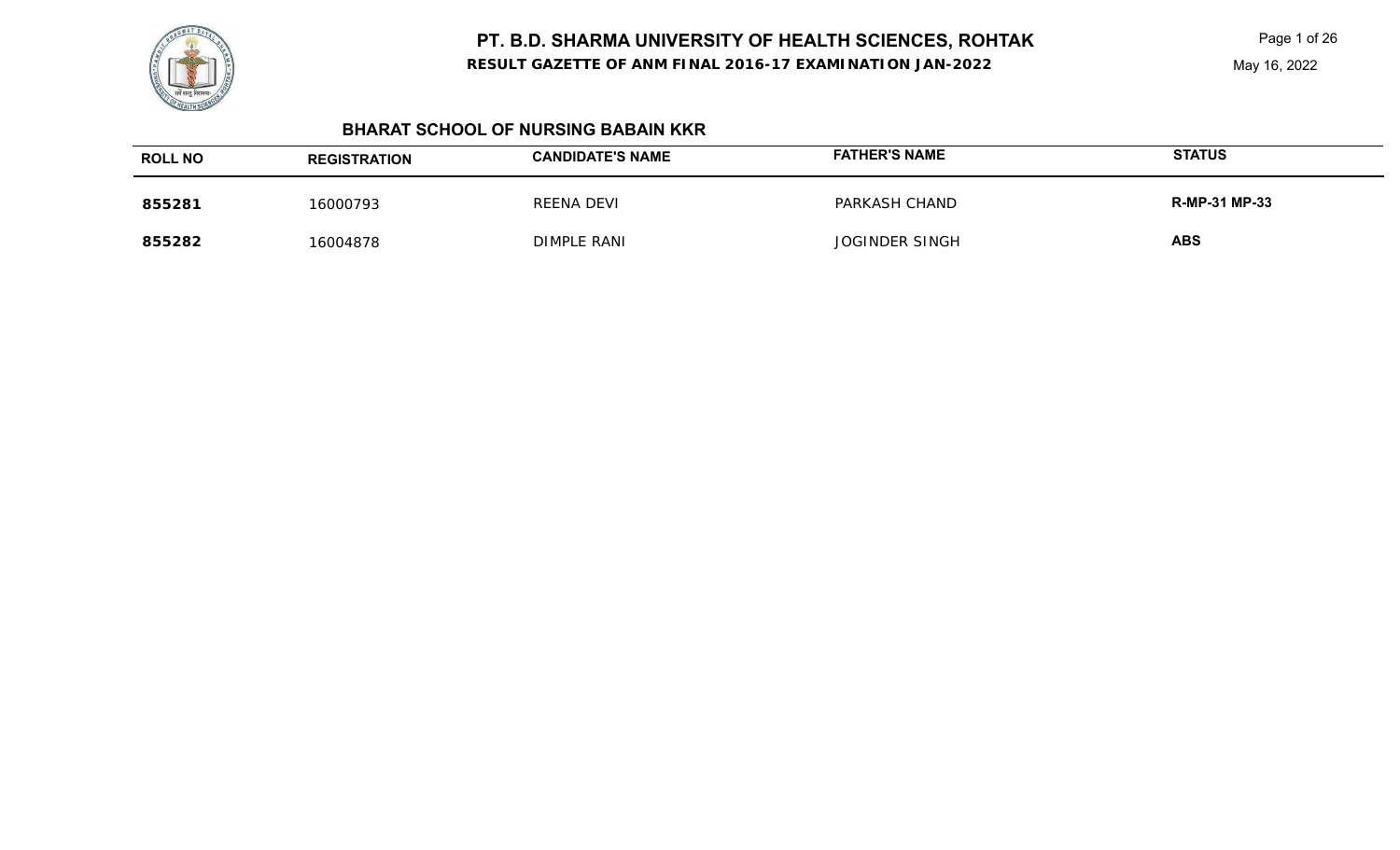# PT. B.D. SHARMA UNIVERSITY OF HEALTH SCIENCES, ROHTAK

**RESULT GAZETTE OF ANM FINAL 2016-17 EXAMINATION JAN-2022**

May 16, 2022

### BHARAT SCHOOL OF NURSING BABAIN KKR

| ROLL NO | REGISTRATION | CANDIDATE'S NAME | FATHER'S NAME | STATUS |
|---|---|---|---|---|
| **855281** | 16000793 | REENA DEVI | PARKASH CHAND | **R-MP-31 MP-33** |
| **855282** | 16004878 | DIMPLE RANI | JOGINDER SINGH | **ABS** |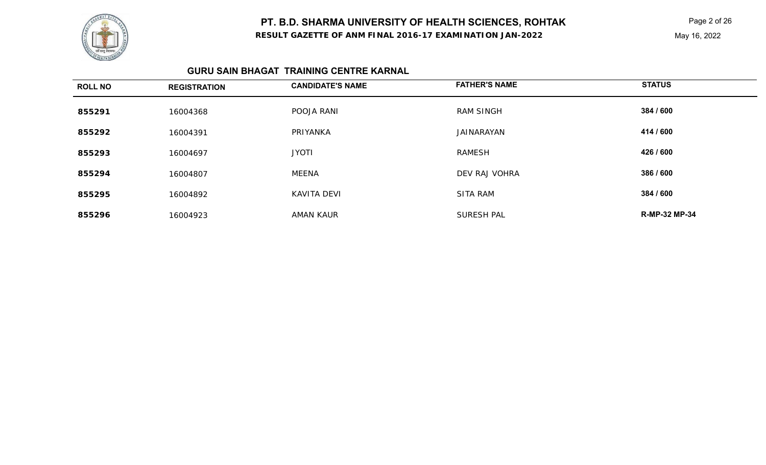## GURU SAIN BHAGAT TRAINING CENTRE KARNAL

| ROLL NO | REGISTRATION | CANDIDATE'S NAME | FATHER'S NAME | STATUS |
|---|---|---|---|---|
| 855291 | 16004368 | POOJA RANI | RAM SINGH | 384 / 600 |
| 855292 | 16004391 | PRIYANKA | JAINARAYAN | 414 / 600 |
| 855293 | 16004697 | JYOTI | RAMESH | 426 / 600 |
| 855294 | 16004807 | MEENA | DEV RAJ VOHRA | 386 / 600 |
| 855295 | 16004892 | KAVITA DEVI | SITA RAM | 384 / 600 |
| 855296 | 16004923 | AMAN KAUR | SURESH PAL | R-MP-32 MP-34 |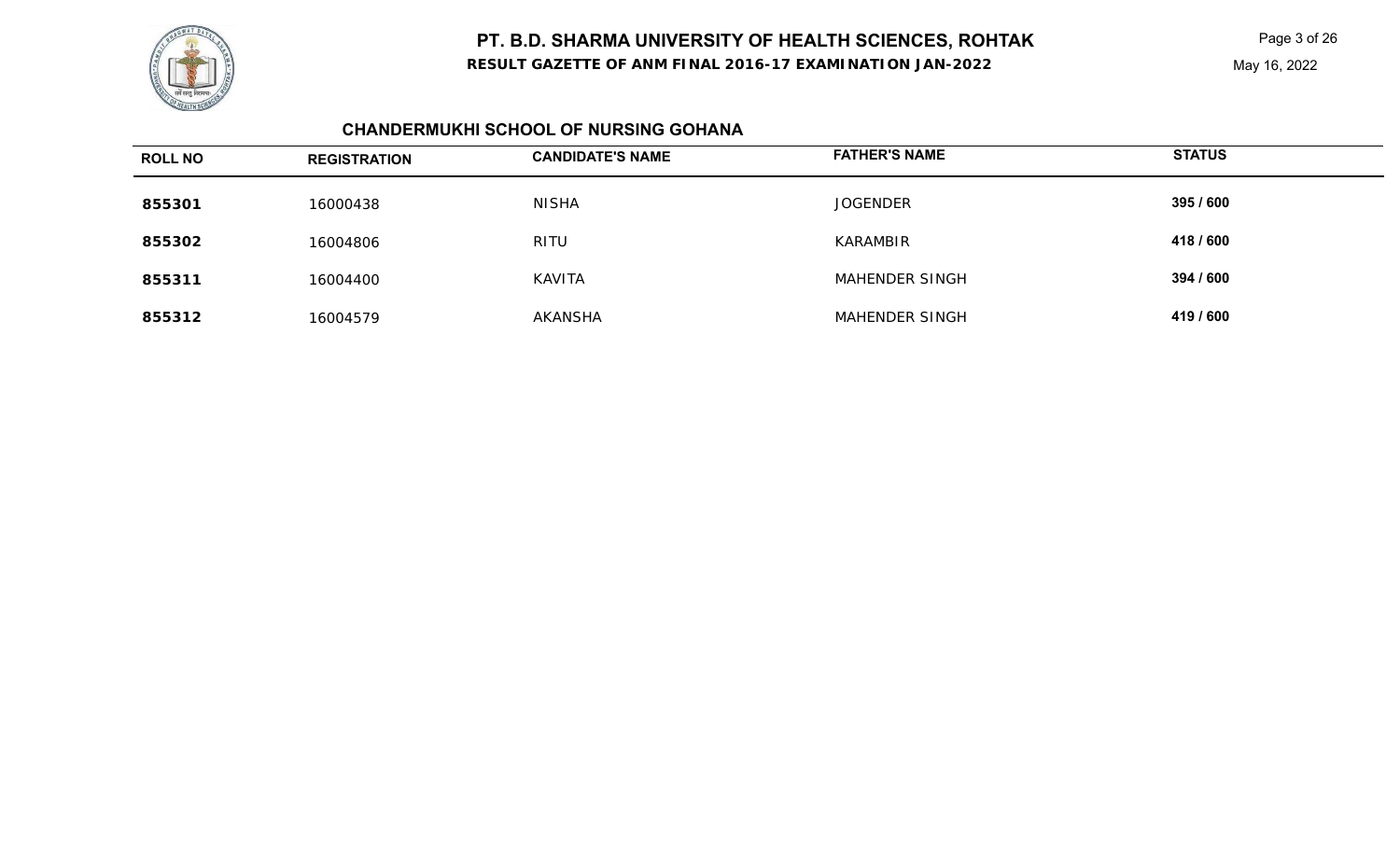# PT. B.D. SHARMA UNIVERSITY OF HEALTH SCIENCES, ROHTAK

**RESULT GAZETTE OF ANM FINAL 2016-17 EXAMINATION JAN-2022**

May 16, 2022

## CHANDERMUKHI SCHOOL OF NURSING GOHANA

| ROLL NO | REGISTRATION | CANDIDATE'S NAME | FATHER'S NAME | STATUS |
|---|---|---|---|---|
| **855301** | 16000438 | NISHA | JOGENDER | **395 / 600** |
| **855302** | 16004806 | RITU | KARAMBIR | **418 / 600** |
| **855311** | 16004400 | KAVITA | MAHENDER SINGH | **394 / 600** |
| **855312** | 16004579 | AKANSHA | MAHENDER SINGH | **419 / 600** |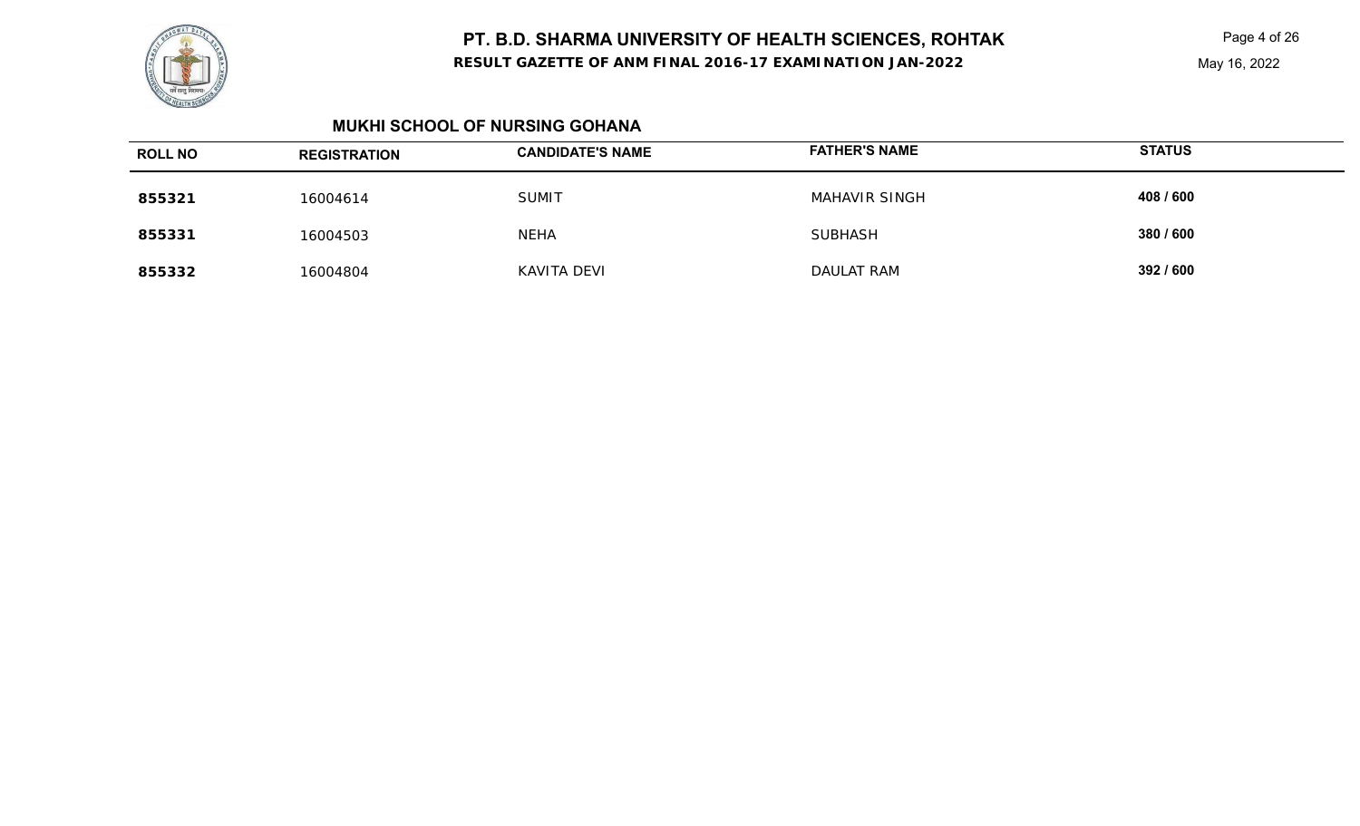# PT. B.D. SHARMA UNIVERSITY OF HEALTH SCIENCES, ROHTAK

**RESULT GAZETTE OF ANM FINAL 2016-17 EXAMINATION JAN-2022**

May 16, 2022

## MUKHI SCHOOL OF NURSING GOHANA

| ROLL NO | REGISTRATION | CANDIDATE'S NAME | FATHER'S NAME | STATUS |
|---|---|---|---|---|
| **855321** | 16004614 | SUMIT | MAHAVIR SINGH | **408 / 600** |
| **855331** | 16004503 | NEHA | SUBHASH | **380 / 600** |
| **855332** | 16004804 | KAVITA DEVI | DAULAT RAM | **392 / 600** |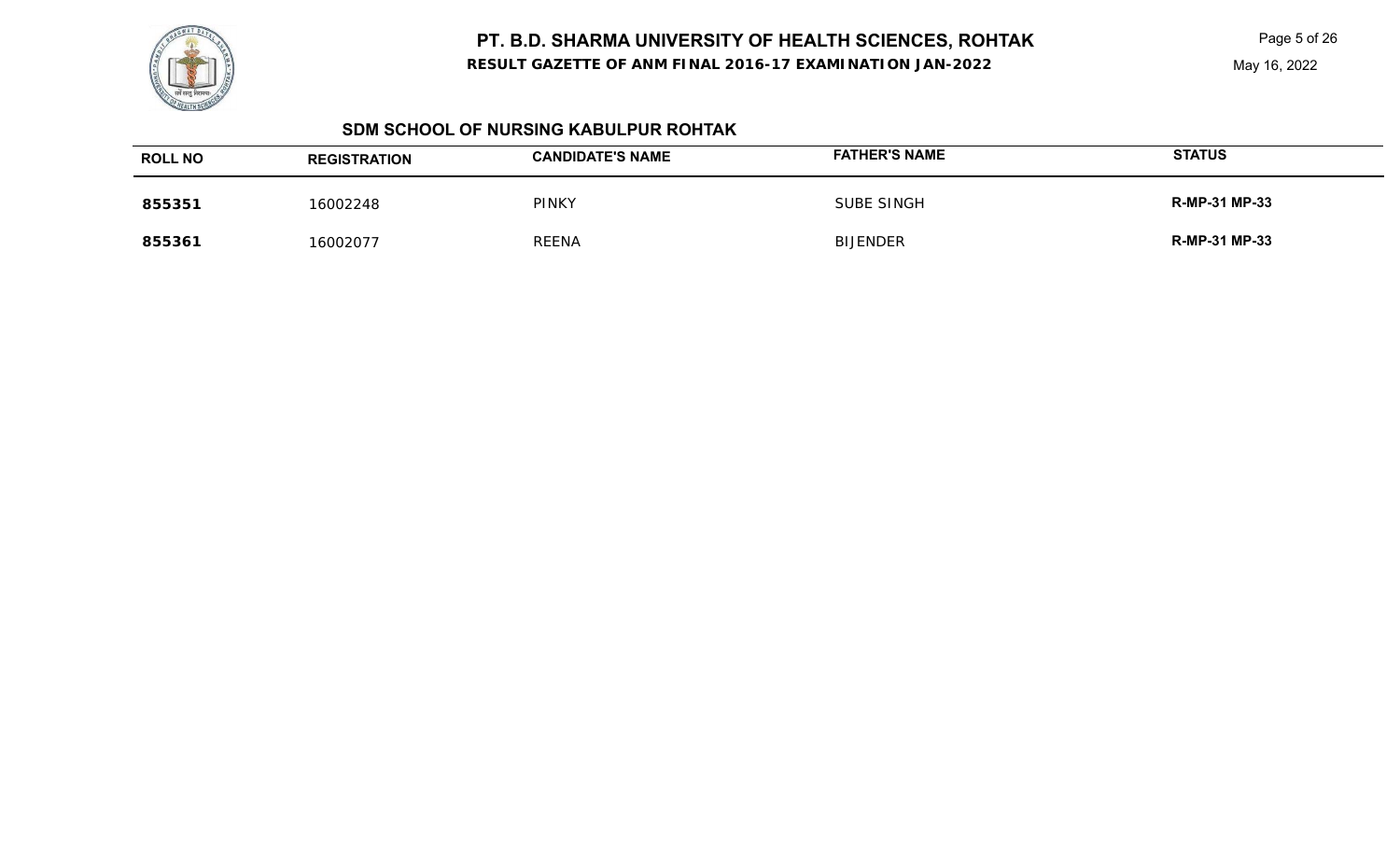# PT. B.D. SHARMA UNIVERSITY OF HEALTH SCIENCES, ROHTAK

**RESULT GAZETTE OF ANM FINAL 2016-17 EXAMINATION JAN-2022**

May 16, 2022

## SDM SCHOOL OF NURSING KABULPUR ROHTAK

| ROLL NO | REGISTRATION | CANDIDATE'S NAME | FATHER'S NAME | STATUS |
| --- | --- | --- | --- | --- |
| **855351** | 16002248 | PINKY | SUBE SINGH | **R-MP-31 MP-33** |
| **855361** | 16002077 | REENA | BIJENDER | **R-MP-31 MP-33** |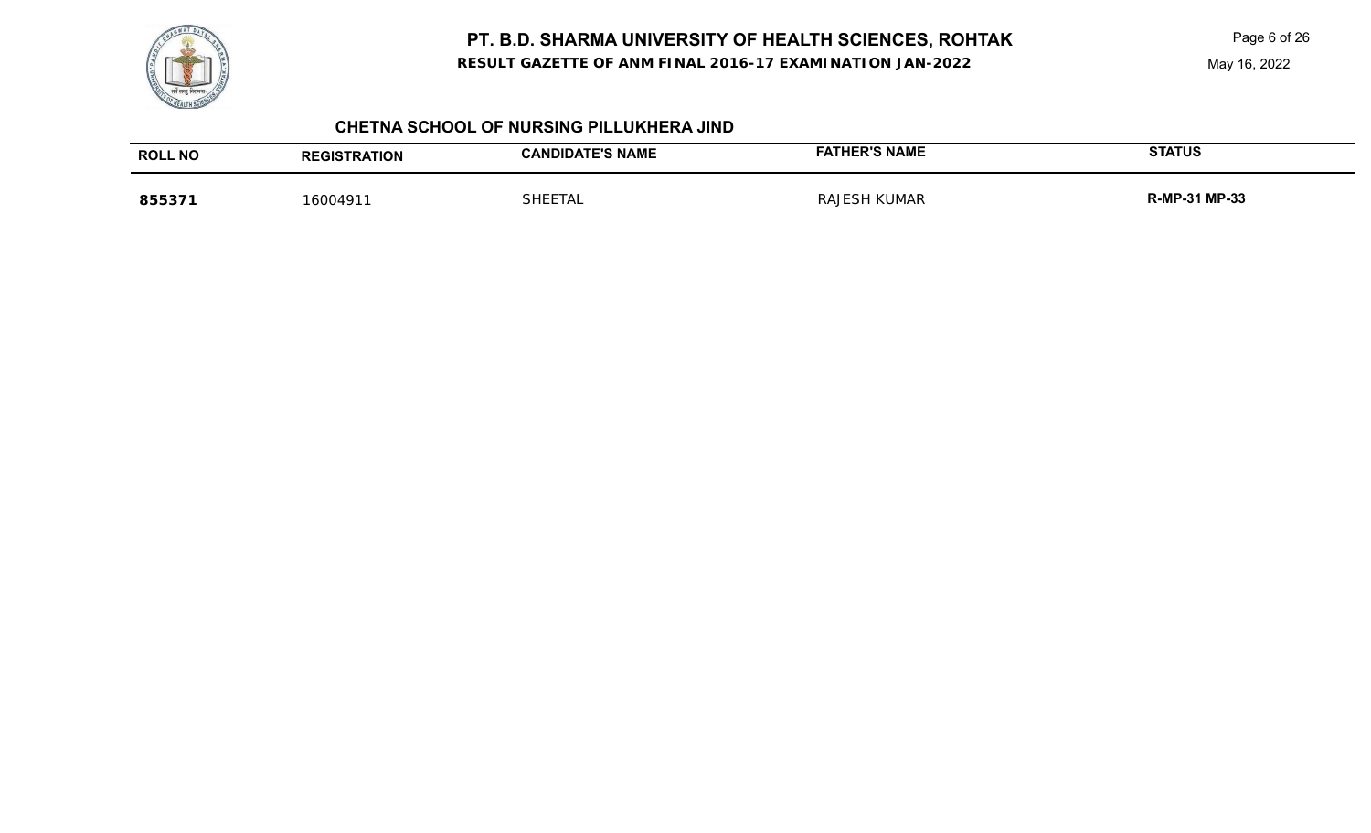# PT. B.D. SHARMA UNIVERSITY OF HEALTH SCIENCES, ROHTAK

**RESULT GAZETTE OF ANM FINAL 2016-17 EXAMINATION JAN-2022**

May 16, 2022

## CHETNA SCHOOL OF NURSING PILLUKHERA JIND

| ROLL NO | REGISTRATION | CANDIDATE'S NAME | FATHER'S NAME | STATUS |
| --- | --- | --- | --- | --- |
| **855371** | 16004911 | SHEETAL | RAJESH KUMAR | **R-MP-31 MP-33** |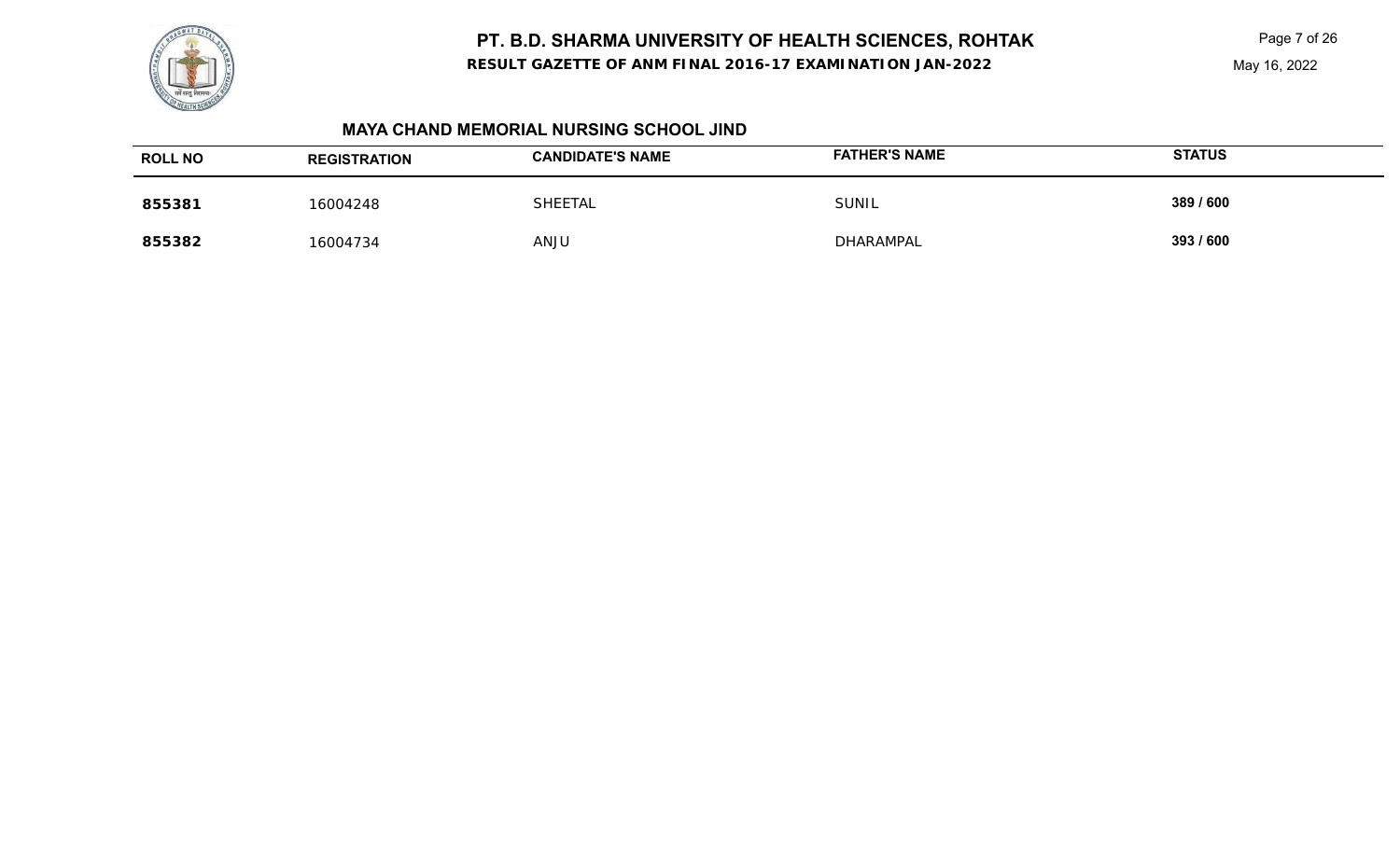### MAYA CHAND MEMORIAL NURSING SCHOOL JIND

| ROLL NO | REGISTRATION | CANDIDATE'S NAME | FATHER'S NAME | STATUS |
|---|---|---|---|---|
| **855381** | 16004248 | SHEETAL | SUNIL | **389 / 600** |
| **855382** | 16004734 | ANJU | DHARAMPAL | **393 / 600** |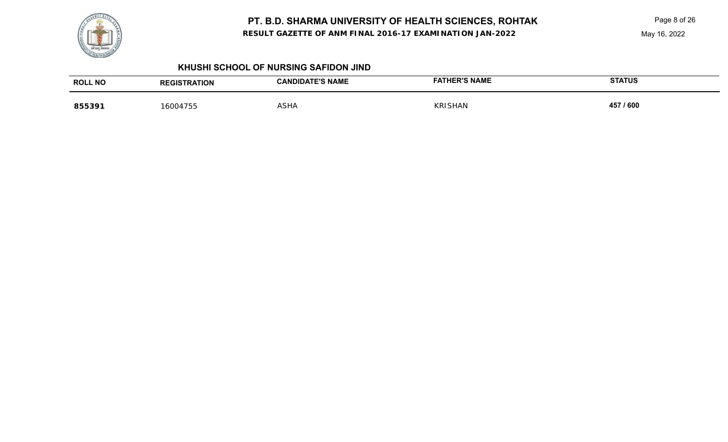# PT. B.D. SHARMA UNIVERSITY OF HEALTH SCIENCES, ROHTAK

**RESULT GAZETTE OF ANM FINAL 2016-17 EXAMINATION JAN-2022**

May 16, 2022

## KHUSHI SCHOOL OF NURSING SAFIDON JIND

| ROLL NO | REGISTRATION | CANDIDATE'S NAME | FATHER'S NAME | STATUS |
| --- | --- | --- | --- | --- |
| **855391** | 16004755 | ASHA | KRISHAN | **457 / 600** |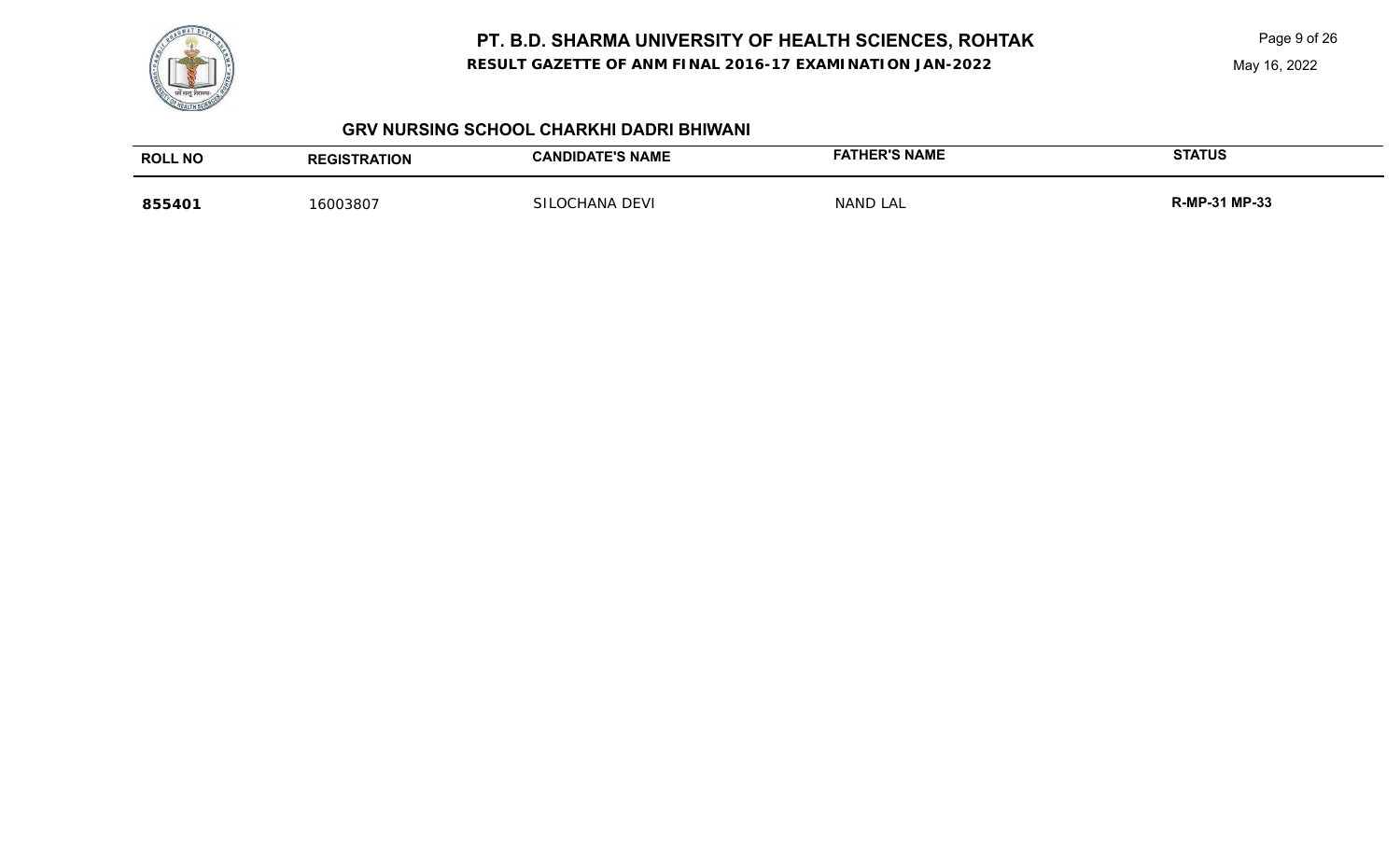## GRV NURSING SCHOOL CHARKHI DADRI BHIWANI

| ROLL NO | REGISTRATION | CANDIDATE'S NAME | FATHER'S NAME | STATUS |
| --- | --- | --- | --- | --- |
| **855401** | 16003807 | SILOCHANA DEVI | NAND LAL | **R-MP-31 MP-33** |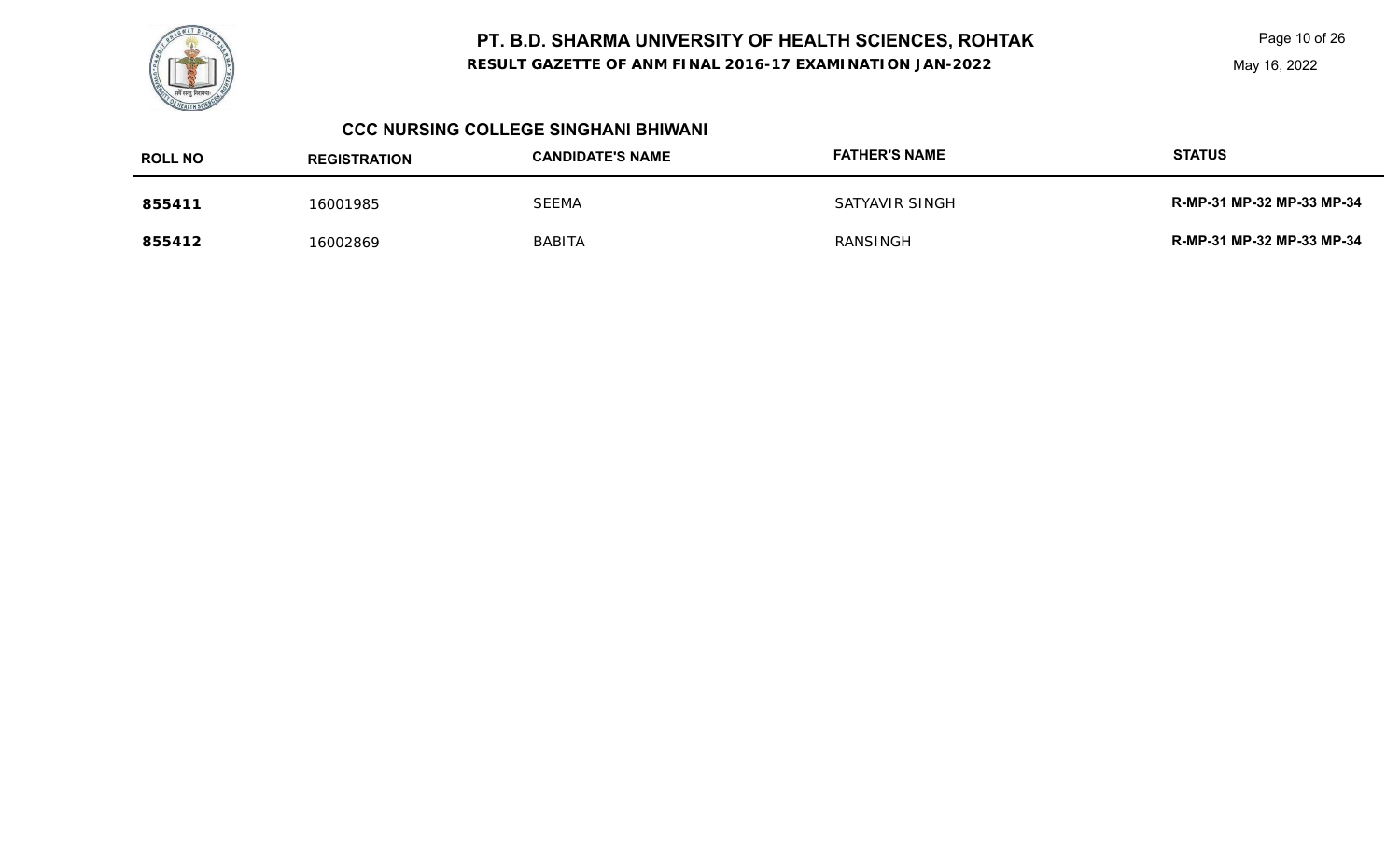## CCC NURSING COLLEGE SINGHANI BHIWANI

| ROLL NO | REGISTRATION | CANDIDATE'S NAME | FATHER'S NAME | STATUS |
|---|---|---|---|---|
| **855411** | 16001985 | SEEMA | SATYAVIR SINGH | **R-MP-31 MP-32 MP-33 MP-34** |
| **855412** | 16002869 | BABITA | RANSINGH | **R-MP-31 MP-32 MP-33 MP-34** |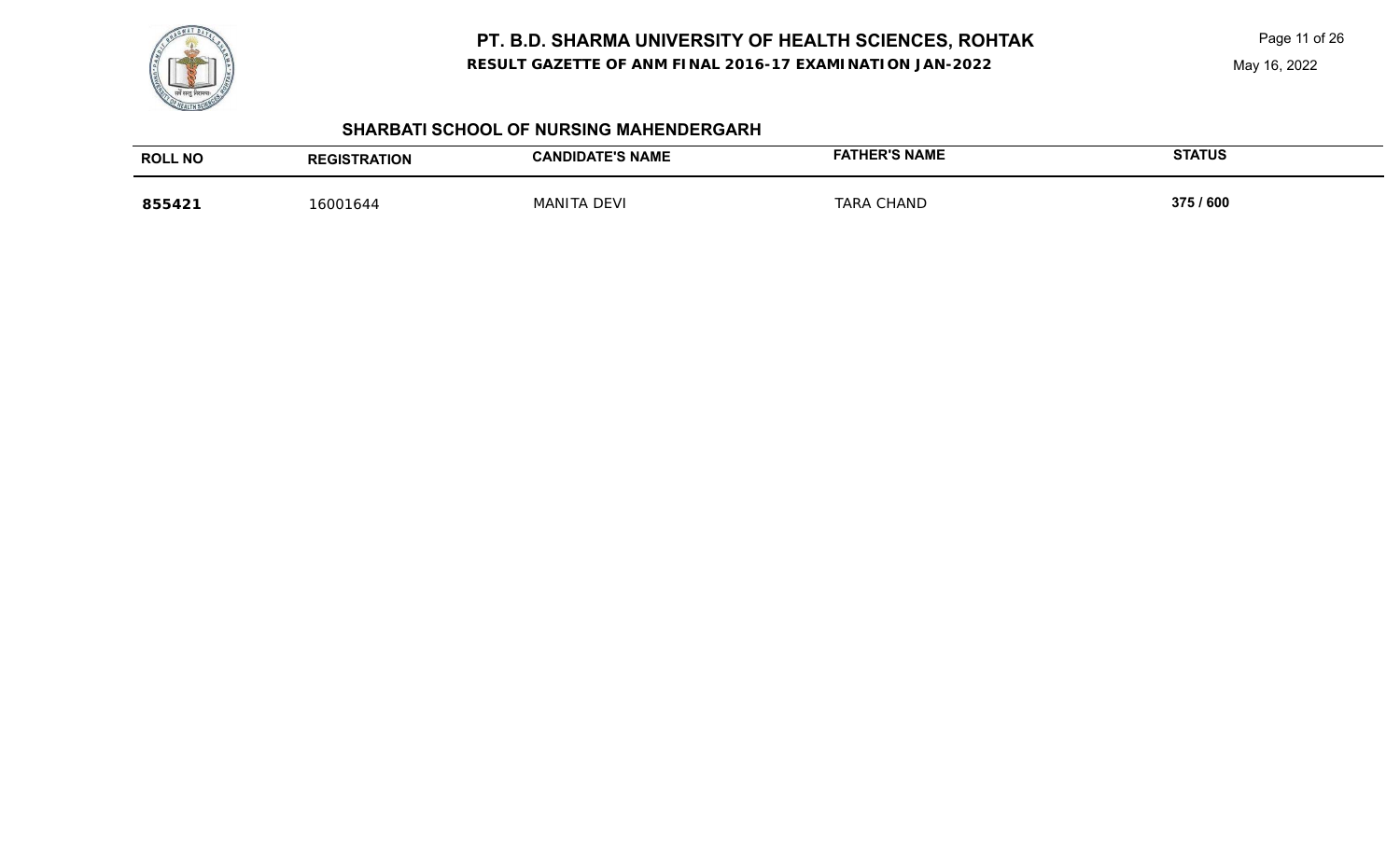## SHARBATI SCHOOL OF NURSING MAHENDERGARH

| ROLL NO | REGISTRATION | CANDIDATE'S NAME | FATHER'S NAME | STATUS |
|---|---|---|---|---|
| **855421** | 16001644 | MANITA DEVI | TARA CHAND | **375 / 600** |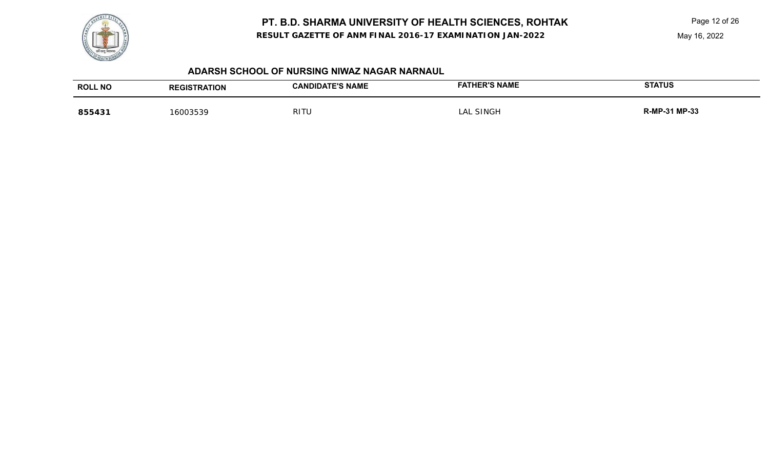# PT. B.D. SHARMA UNIVERSITY OF HEALTH SCIENCES, ROHTAK

**RESULT GAZETTE OF ANM FINAL 2016-17 EXAMINATION JAN-2022**

May 16, 2022

### ADARSH SCHOOL OF NURSING NIWAZ NAGAR NARNAUL

| ROLL NO | REGISTRATION | CANDIDATE'S NAME | FATHER'S NAME | STATUS |
|---|---|---|---|---|
| **855431** | 16003539 | RITU | LAL SINGH | **R-MP-31 MP-33** |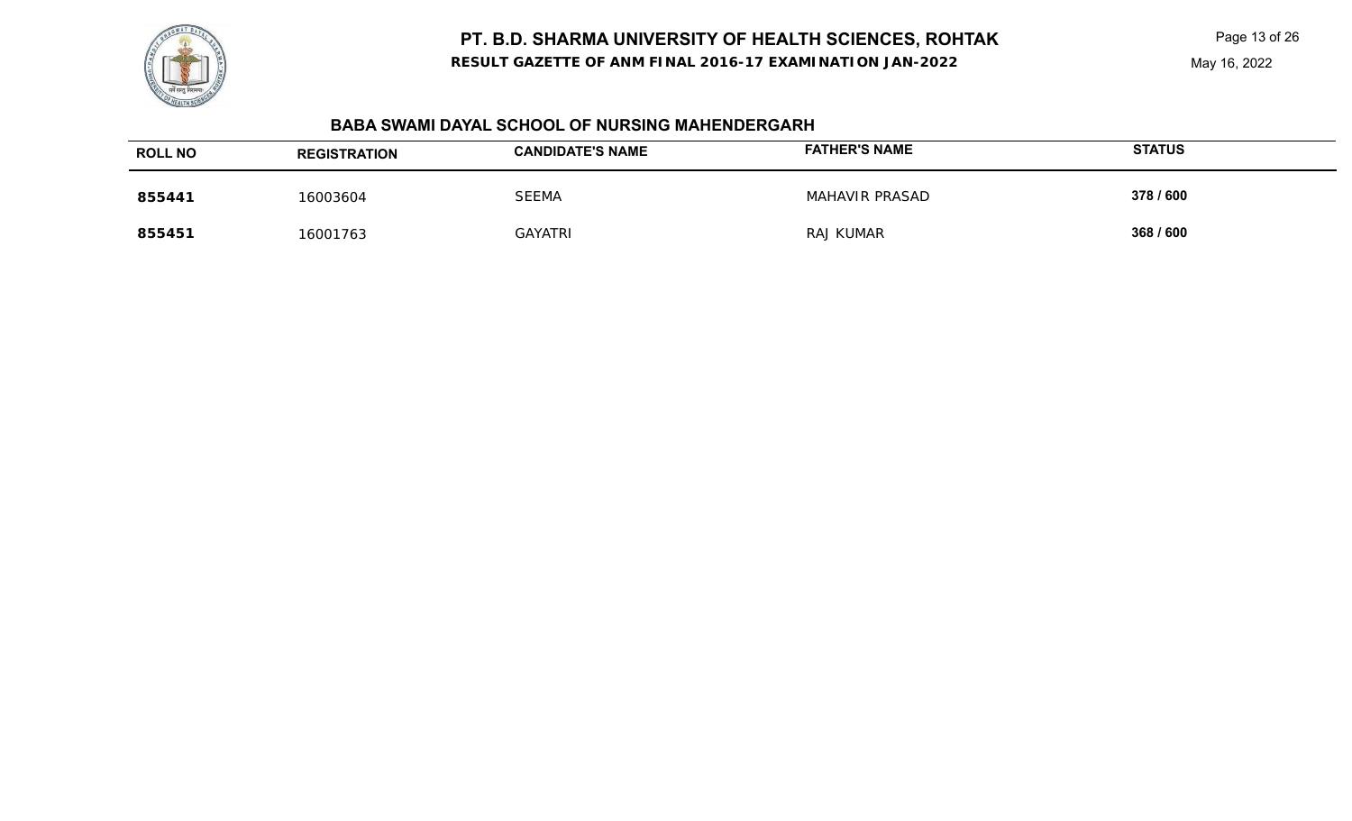# PT. B.D. SHARMA UNIVERSITY OF HEALTH SCIENCES, ROHTAK

**RESULT GAZETTE OF ANM FINAL 2016-17 EXAMINATION JAN-2022**

May 16, 2022

## BABA SWAMI DAYAL SCHOOL OF NURSING MAHENDERGARH

| ROLL NO | REGISTRATION | CANDIDATE'S NAME | FATHER'S NAME | STATUS |
|---|---|---|---|---|
| **855441** | 16003604 | SEEMA | MAHAVIR PRASAD | **378 / 600** |
| **855451** | 16001763 | GAYATRI | RAJ KUMAR | **368 / 600** |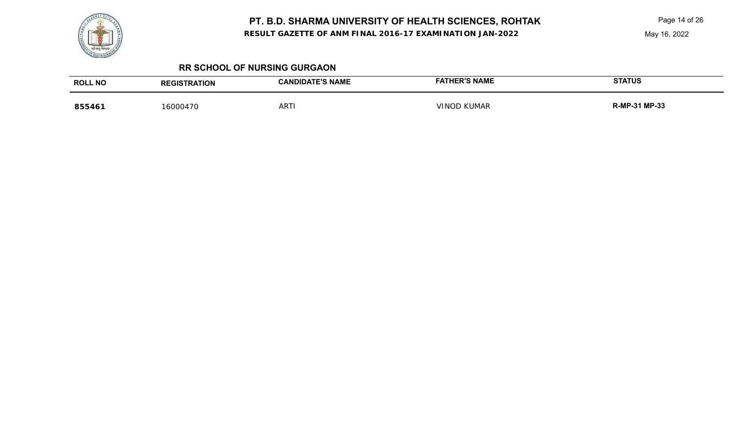# PT. B.D. SHARMA UNIVERSITY OF HEALTH SCIENCES, ROHTAK

**RESULT GAZETTE OF ANM FINAL 2016-17 EXAMINATION JAN-2022**

May 16, 2022

## RR SCHOOL OF NURSING GURGAON

| ROLL NO | REGISTRATION | CANDIDATE'S NAME | FATHER'S NAME | STATUS |
|---|---|---|---|---|
| **855461** | 16000470 | ARTI | VINOD KUMAR | **R-MP-31 MP-33** |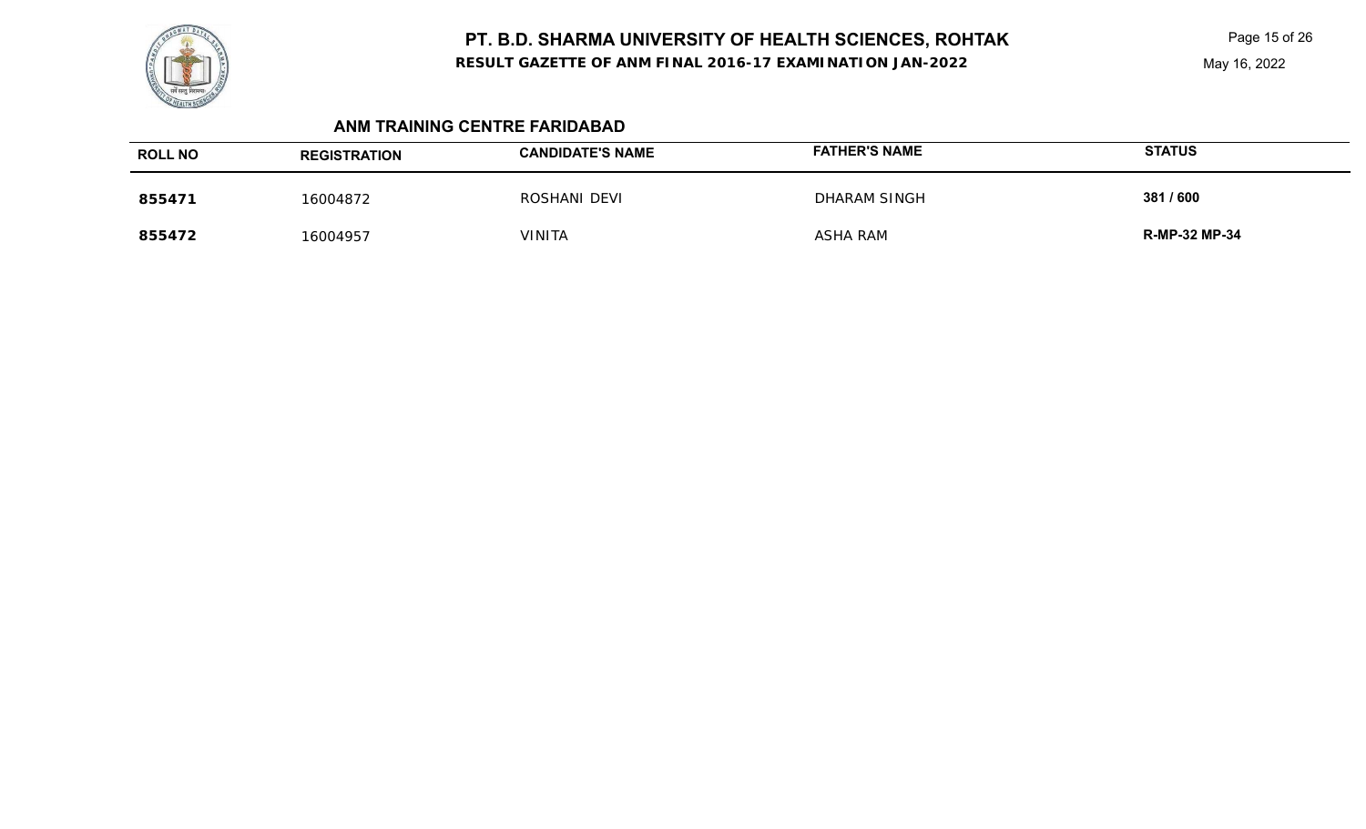# PT. B.D. SHARMA UNIVERSITY OF HEALTH SCIENCES, ROHTAK

**RESULT GAZETTE OF ANM FINAL 2016-17 EXAMINATION JAN-2022**

May 16, 2022

### ANM TRAINING CENTRE FARIDABAD

| ROLL NO | REGISTRATION | CANDIDATE'S NAME | FATHER'S NAME | STATUS |
|---|---|---|---|---|
| **855471** | 16004872 | ROSHANI DEVI | DHARAM SINGH | **381 / 600** |
| **855472** | 16004957 | VINITA | ASHA RAM | **R-MP-32 MP-34** |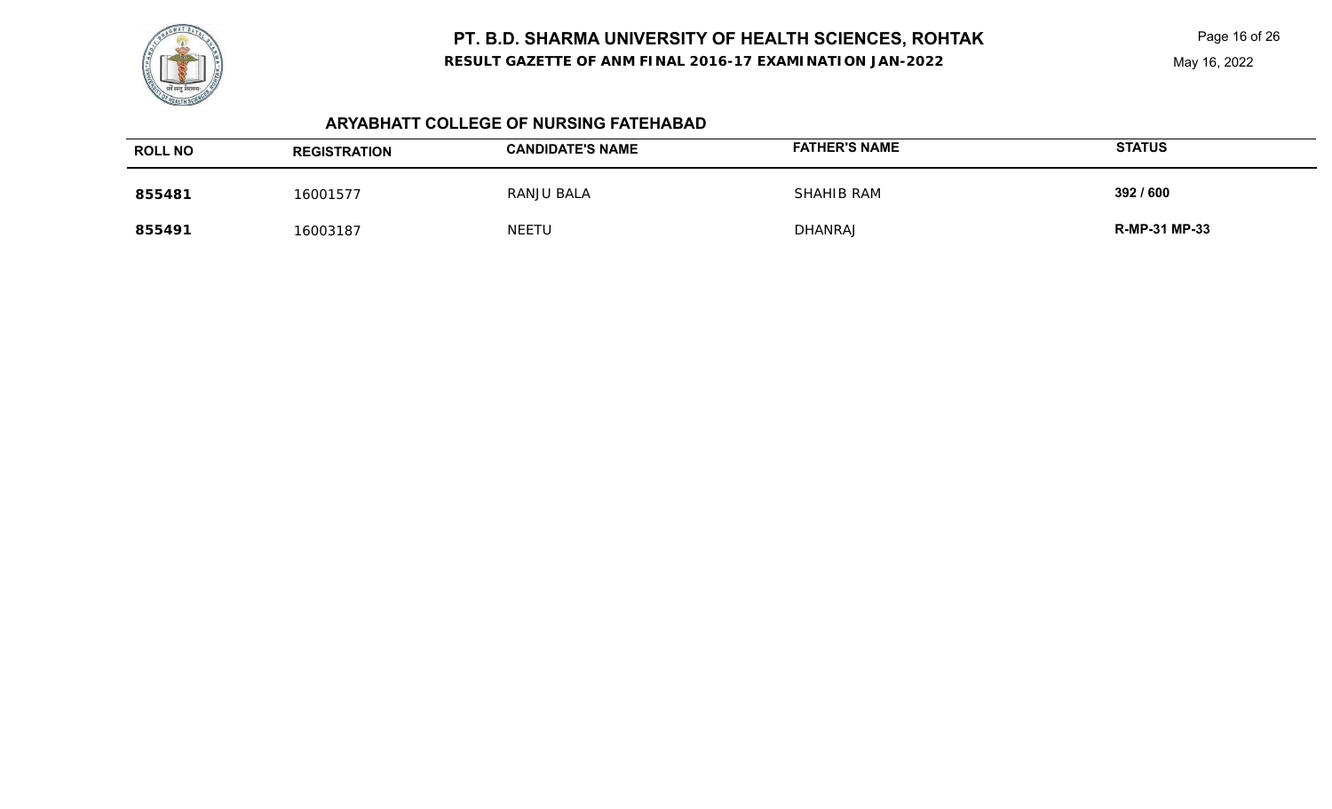# PT. B.D. SHARMA UNIVERSITY OF HEALTH SCIENCES, ROHTAK

**RESULT GAZETTE OF ANM FINAL 2016-17 EXAMINATION JAN-2022**

May 16, 2022

## ARYABHATT COLLEGE OF NURSING FATEHABAD

| ROLL NO | REGISTRATION | CANDIDATE'S NAME | FATHER'S NAME | STATUS |
|---|---|---|---|---|
| **855481** | 16001577 | RANJU BALA | SHAHIB RAM | **392 / 600** |
| **855491** | 16003187 | NEETU | DHANRAJ | **R-MP-31 MP-33** |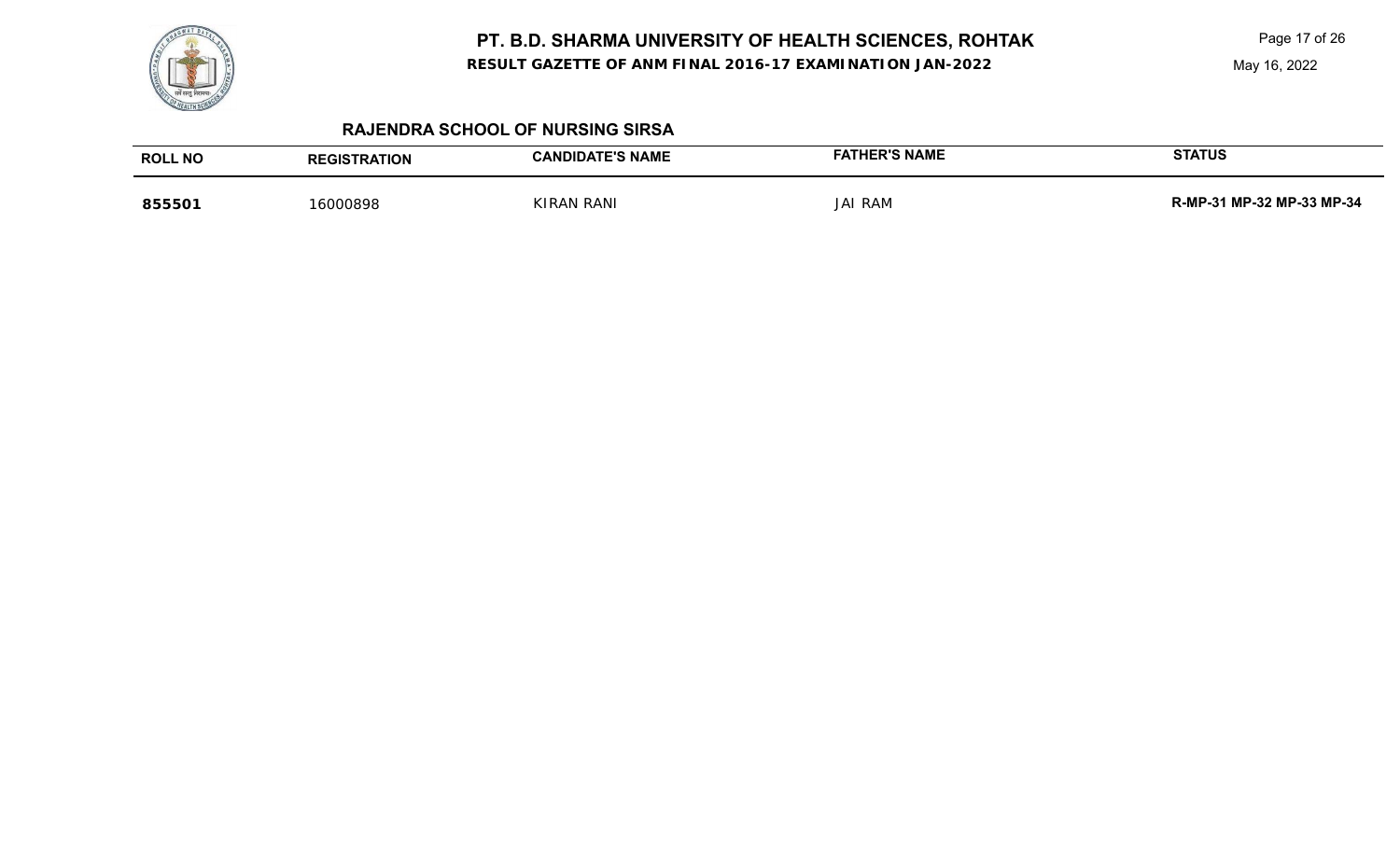# PT. B.D. SHARMA UNIVERSITY OF HEALTH SCIENCES, ROHTAK

**RESULT GAZETTE OF ANM FINAL 2016-17 EXAMINATION JAN-2022**

May 16, 2022

## RAJENDRA SCHOOL OF NURSING SIRSA

| ROLL NO | REGISTRATION | CANDIDATE'S NAME | FATHER'S NAME | STATUS |
|---|---|---|---|---|
| **855501** | 16000898 | KIRAN RANI | JAI RAM | **R-MP-31 MP-32 MP-33 MP-34** |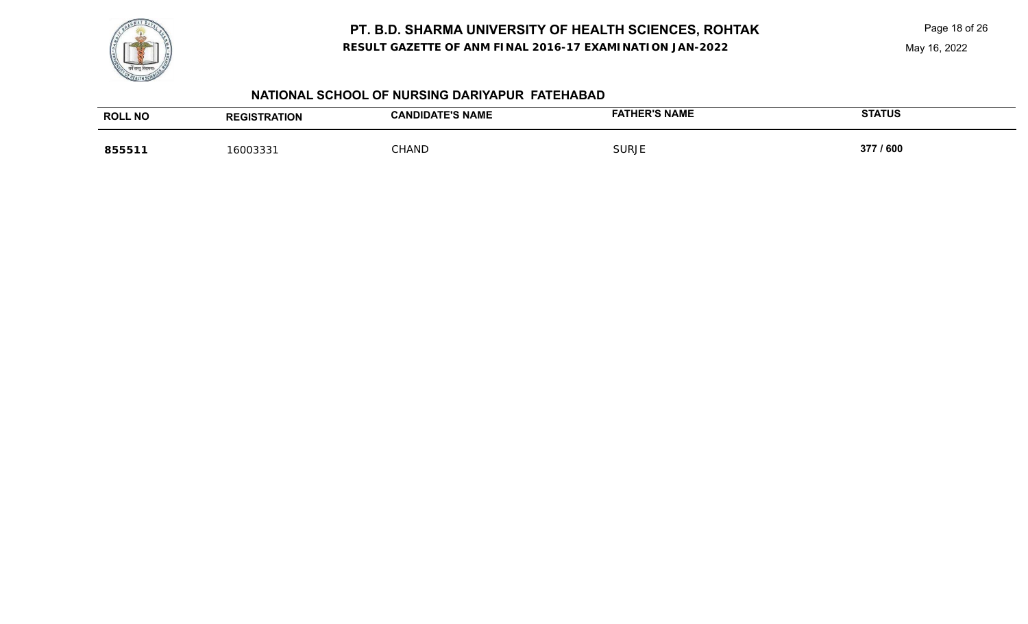# PT. B.D. SHARMA UNIVERSITY OF HEALTH SCIENCES, ROHTAK

**RESULT GAZETTE OF ANM FINAL 2016-17 EXAMINATION JAN-2022**

May 16, 2022

## NATIONAL SCHOOL OF NURSING DARIYAPUR FATEHABAD

| ROLL NO | REGISTRATION | CANDIDATE'S NAME | FATHER'S NAME | STATUS |
| --- | --- | --- | --- | --- |
| **855511** | 16003331 | CHAND | SURJE | **377 / 600** |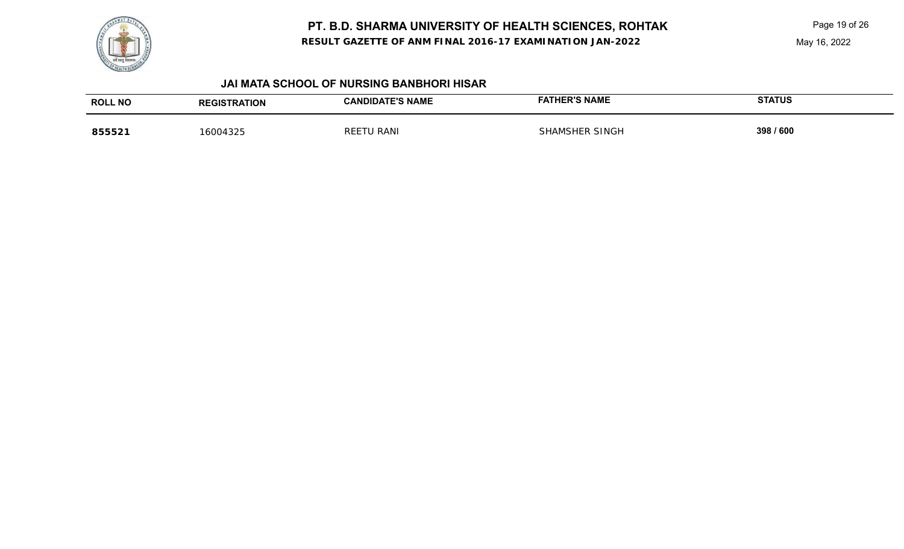## JAI MATA SCHOOL OF NURSING BANBHORI HISAR

| ROLL NO | REGISTRATION | CANDIDATE'S NAME | FATHER'S NAME | STATUS |
|---|---|---|---|---|
| **855521** | 16004325 | REETU RANI | SHAMSHER SINGH | **398 / 600** |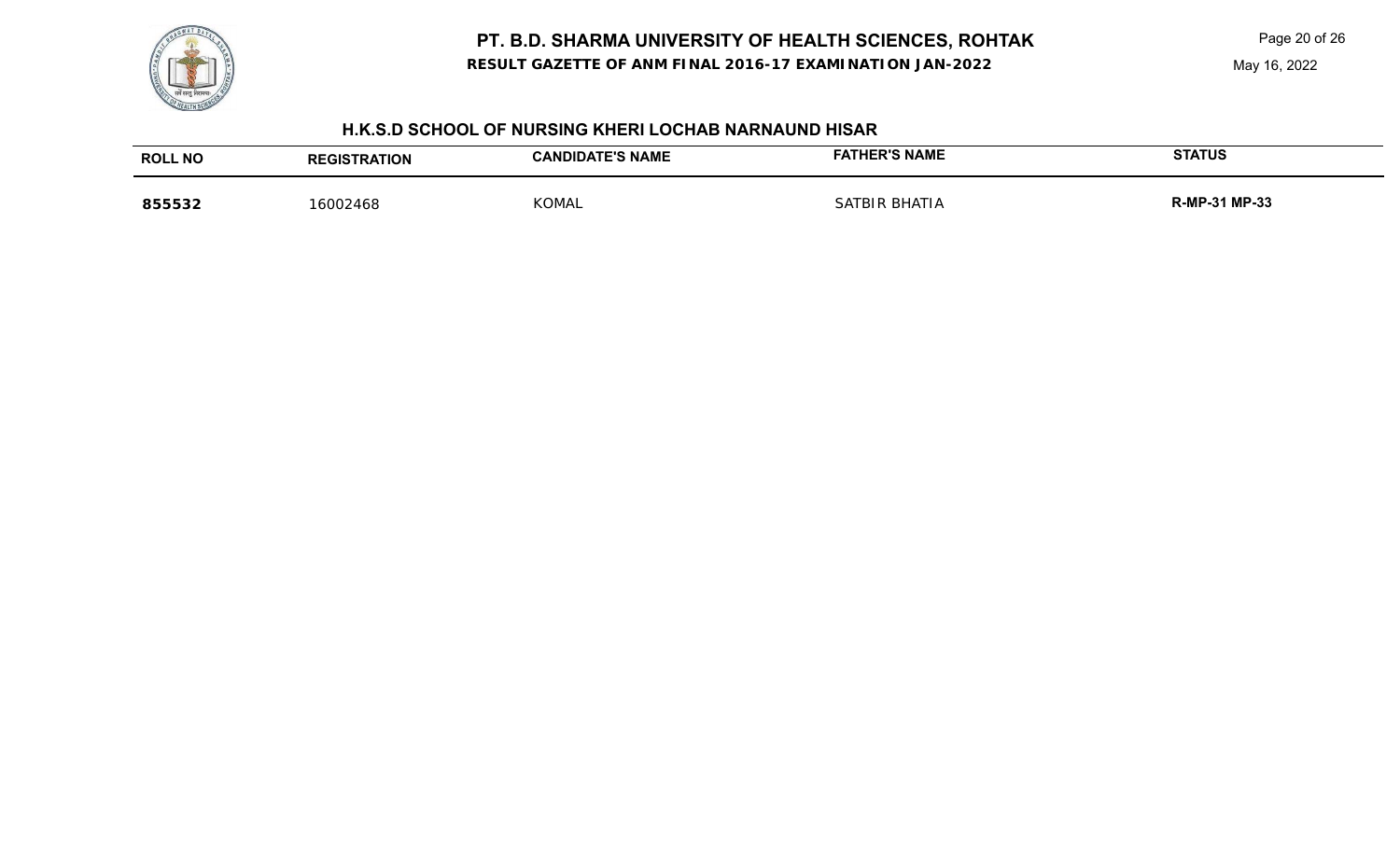# PT. B.D. SHARMA UNIVERSITY OF HEALTH SCIENCES, ROHTAK

**RESULT GAZETTE OF ANM FINAL 2016-17 EXAMINATION JAN-2022**

May 16, 2022

## H.K.S.D SCHOOL OF NURSING KHERI LOCHAB NARNAUND HISAR

| ROLL NO | REGISTRATION | CANDIDATE'S NAME | FATHER'S NAME | STATUS |
|---|---|---|---|---|
| **855532** | 16002468 | KOMAL | SATBIR BHATIA | **R-MP-31 MP-33** |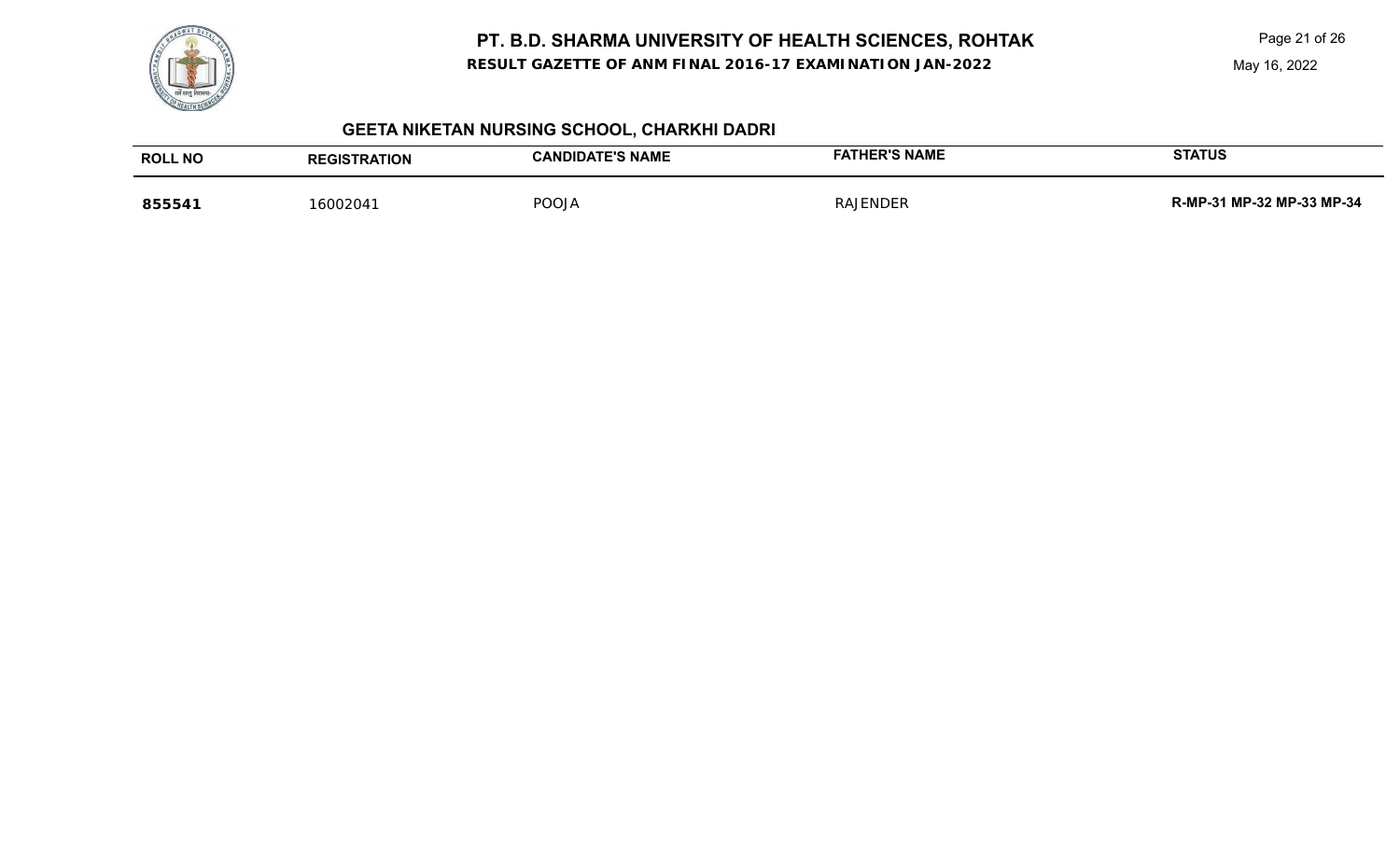# PT. B.D. SHARMA UNIVERSITY OF HEALTH SCIENCES, ROHTAK

**RESULT GAZETTE OF ANM FINAL 2016-17 EXAMINATION JAN-2022**

May 16, 2022

## GEETA NIKETAN NURSING SCHOOL, CHARKHI DADRI

| ROLL NO | REGISTRATION | CANDIDATE'S NAME | FATHER'S NAME | STATUS |
|---|---|---|---|---|
| **855541** | 16002041 | POOJA | RAJENDER | **R-MP-31 MP-32 MP-33 MP-34** |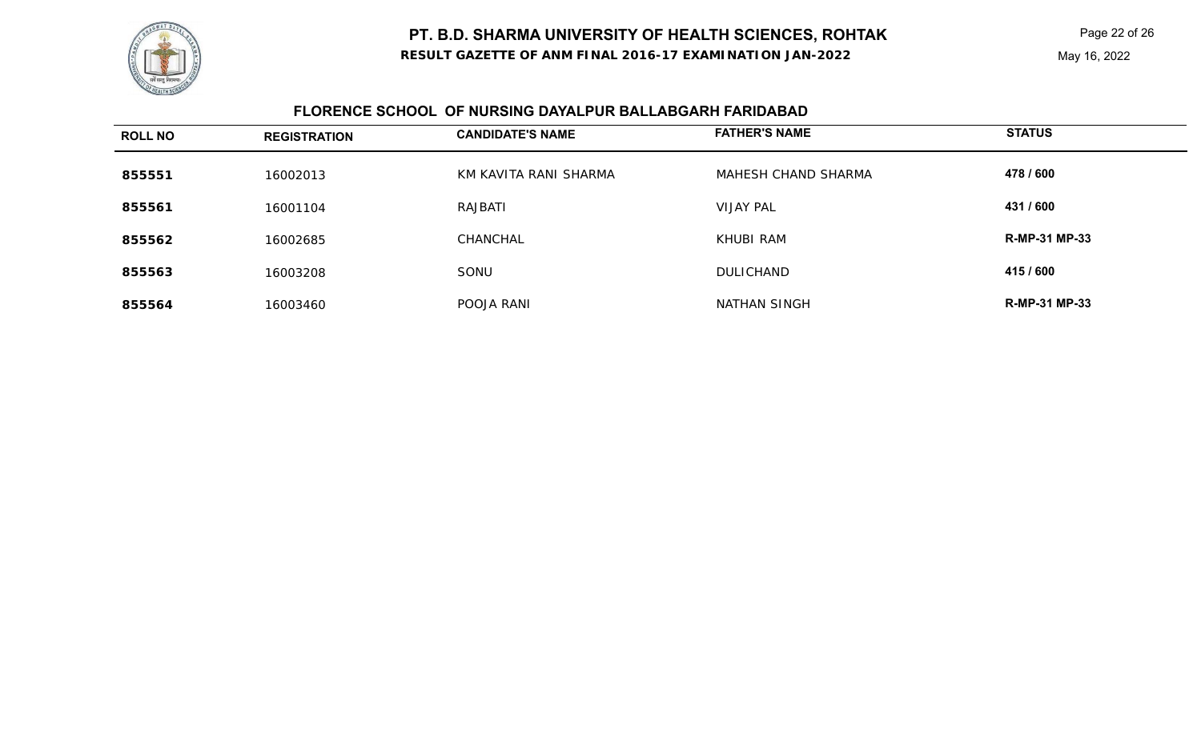# PT. B.D. SHARMA UNIVERSITY OF HEALTH SCIENCES, ROHTAK

**RESULT GAZETTE OF ANM FINAL 2016-17 EXAMINATION JAN-2022**

May 16, 2022

## FLORENCE SCHOOL OF NURSING DAYALPUR BALLABGARH FARIDABAD

| ROLL NO | REGISTRATION | CANDIDATE'S NAME | FATHER'S NAME | STATUS |
|---|---|---|---|---|
| 855551 | 16002013 | KM KAVITA RANI SHARMA | MAHESH CHAND SHARMA | 478 / 600 |
| 855561 | 16001104 | RAJBATI | VIJAY PAL | 431 / 600 |
| 855562 | 16002685 | CHANCHAL | KHUBI RAM | R-MP-31 MP-33 |
| 855563 | 16003208 | SONU | DULICHAND | 415 / 600 |
| 855564 | 16003460 | POOJA RANI | NATHAN SINGH | R-MP-31 MP-33 |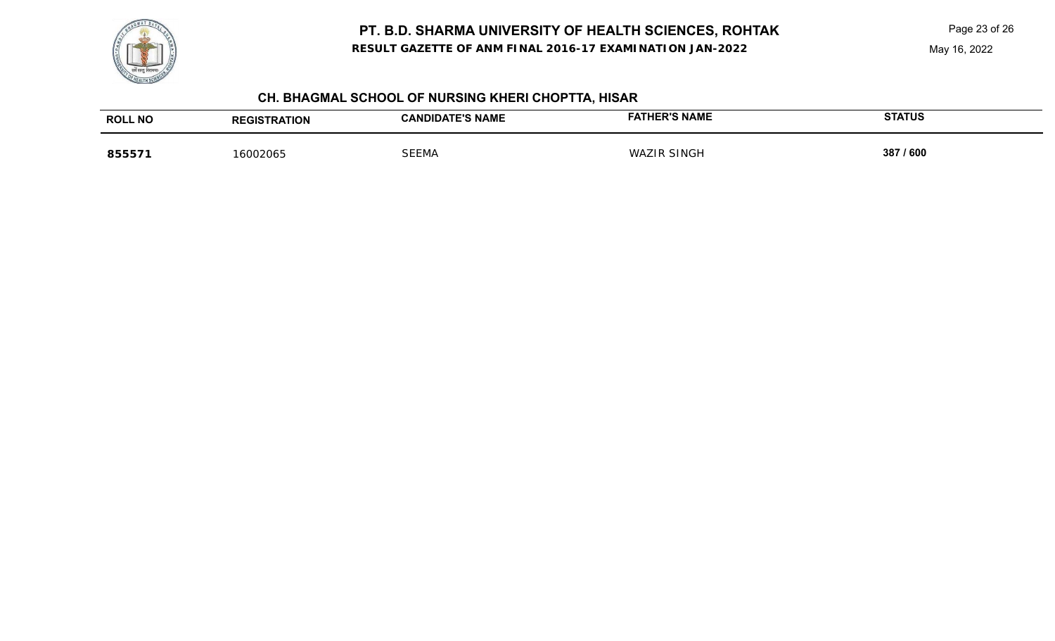# PT. B.D. SHARMA UNIVERSITY OF HEALTH SCIENCES, ROHTAK

**RESULT GAZETTE OF ANM FINAL 2016-17 EXAMINATION JAN-2022**

May 16, 2022

## CH. BHAGMAL SCHOOL OF NURSING KHERI CHOPTTA, HISAR

| ROLL NO | REGISTRATION | CANDIDATE'S NAME | FATHER'S NAME | STATUS |
|---|---|---|---|---|
| **855571** | 16002065 | SEEMA | WAZIR SINGH | **387 / 600** |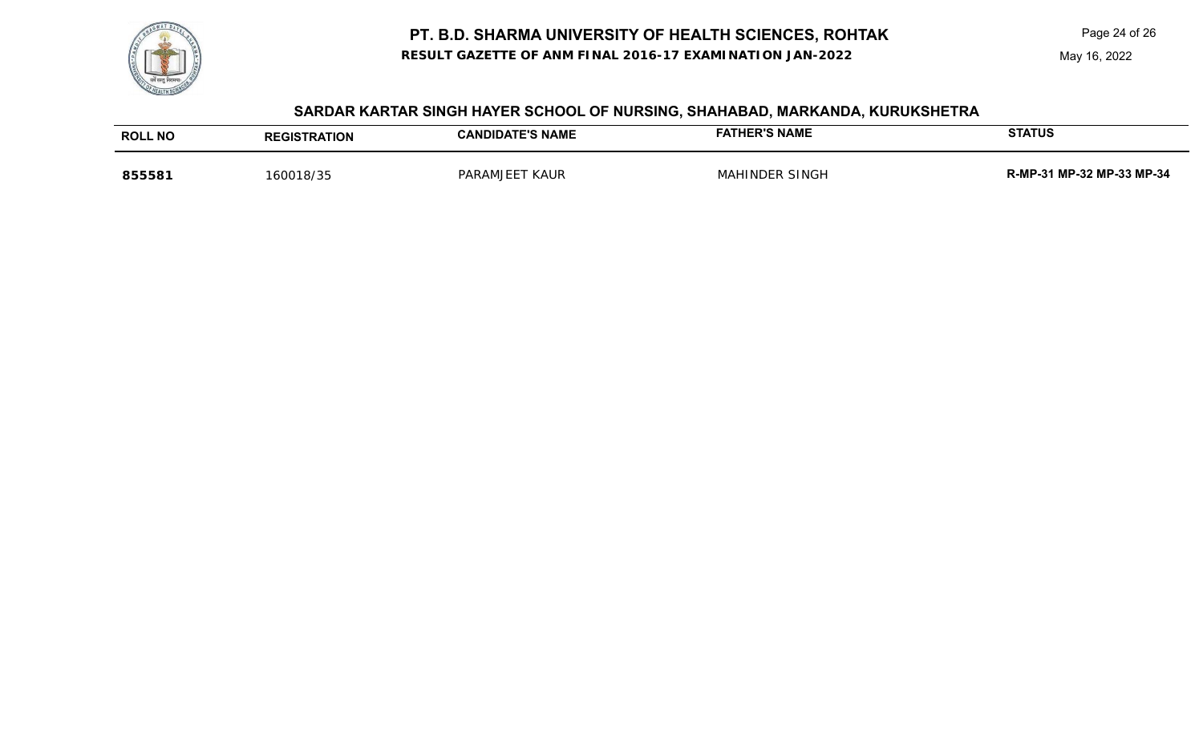## SARDAR KARTAR SINGH HAYER SCHOOL OF NURSING, SHAHABAD, MARKANDA, KURUKSHETRA

| ROLL NO | REGISTRATION | CANDIDATE'S NAME | FATHER'S NAME | STATUS |
|---|---|---|---|---|
| **855581** | 160018/35 | PARAMJEET KAUR | MAHINDER SINGH | **R-MP-31 MP-32 MP-33 MP-34** |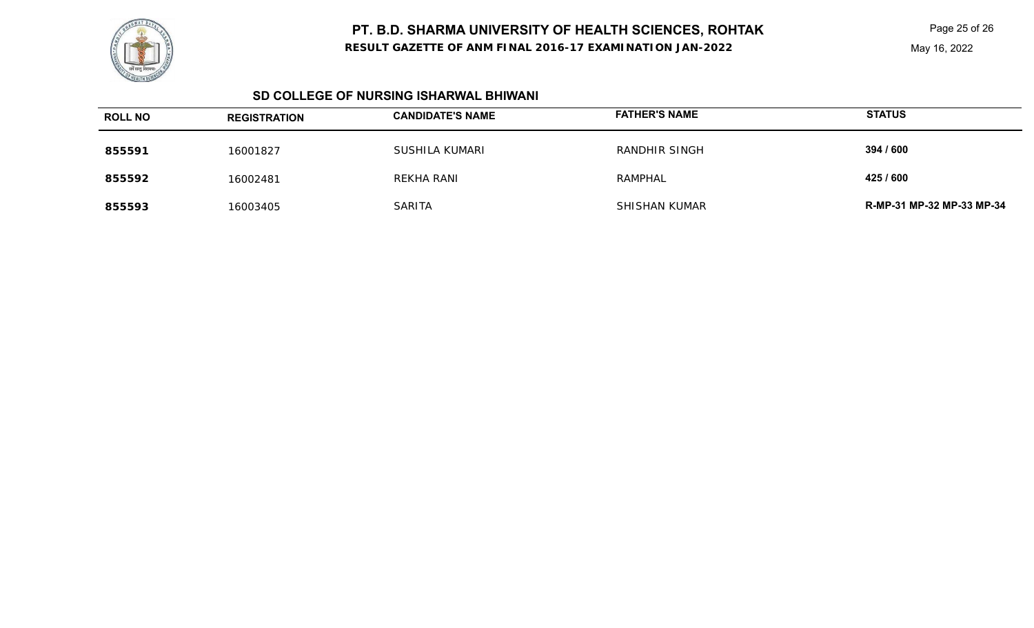# PT. B.D. SHARMA UNIVERSITY OF HEALTH SCIENCES, ROHTAK

**RESULT GAZETTE OF ANM FINAL 2016-17 EXAMINATION JAN-2022**

May 16, 2022

## SD COLLEGE OF NURSING ISHARWAL BHIWANI

| ROLL NO | REGISTRATION | CANDIDATE'S NAME | FATHER'S NAME | STATUS |
|---|---|---|---|---|
| **855591** | 16001827 | SUSHILA KUMARI | RANDHIR SINGH | **394 / 600** |
| **855592** | 16002481 | REKHA RANI | RAMPHAL | **425 / 600** |
| **855593** | 16003405 | SARITA | SHISHAN KUMAR | **R-MP-31 MP-32 MP-33 MP-34** |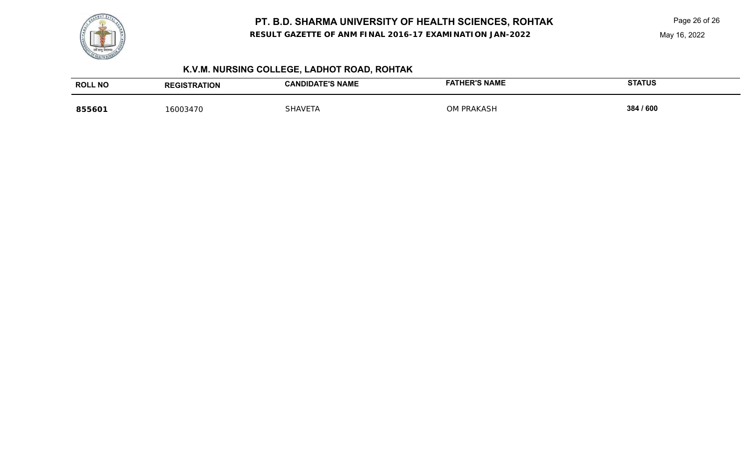## K.V.M. NURSING COLLEGE, LADHOT ROAD, ROHTAK

| ROLL NO | REGISTRATION | CANDIDATE'S NAME | FATHER'S NAME | STATUS |
|---|---|---|---|---|
| **855601** | 16003470 | SHAVETA | OM PRAKASH | **384 / 600** |